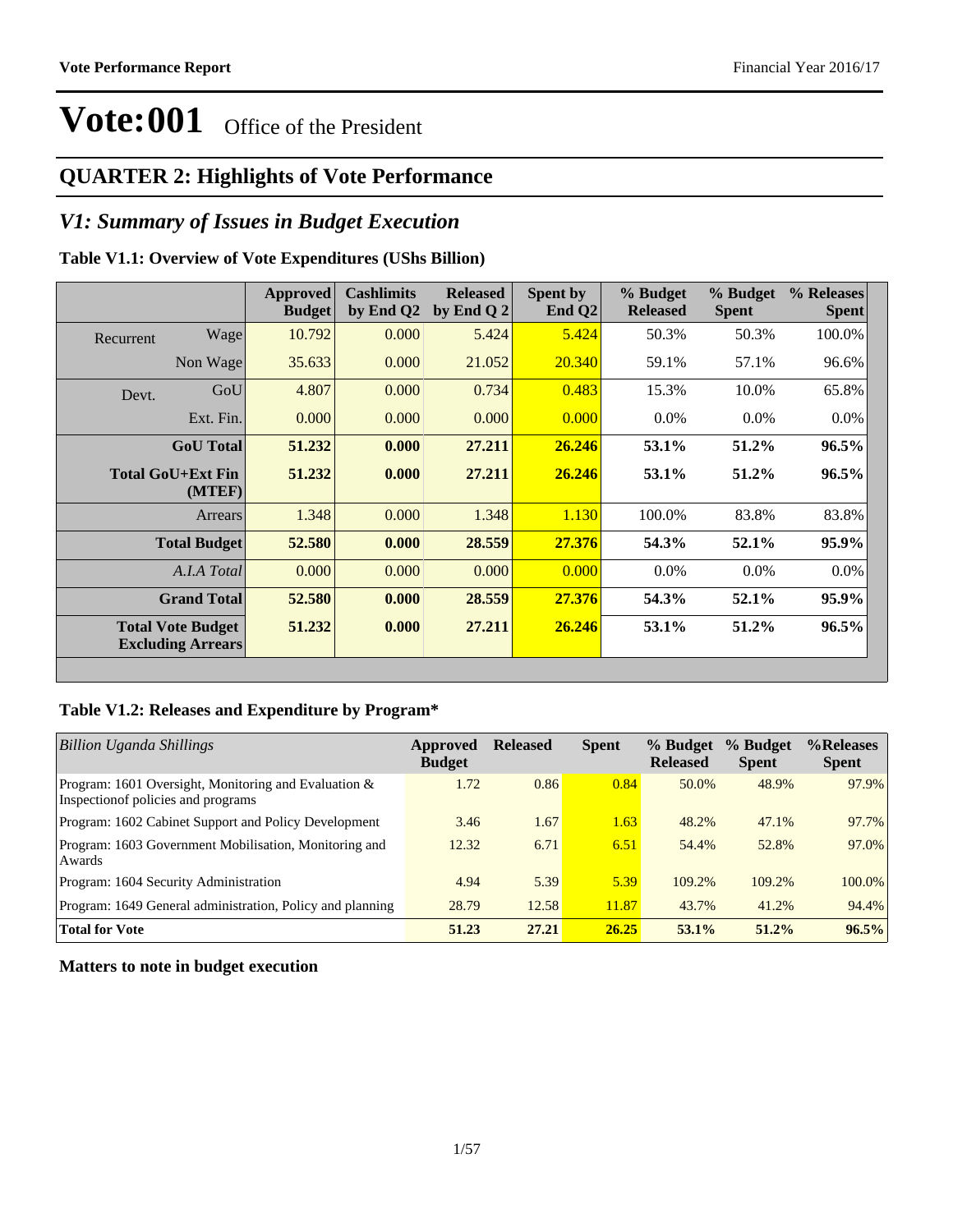# Vote:001 Office of the President

## QUARTER 2: Highlights of Vote Performance

## *V1: Summary of Issues in Budget Execution*

**Table V1.1: Overview of Vote Expenditures (UShs Billion)**

| | | Approved Budget | Cashlimits by End Q2 | Released by End Q 2 | Spent by End Q2 | % Budget Released | % Budget Spent | % Releases Spent |
|---|---|---|---|---|---|---|---|---|
| Recurrent | Wage | 10.792 | 0.000 | 5.424 | 5.424 | 50.3% | 50.3% | 100.0% |
| | Non Wage | 35.633 | 0.000 | 21.052 | 20.340 | 59.1% | 57.1% | 96.6% |
| Devt. | GoU | 4.807 | 0.000 | 0.734 | 0.483 | 15.3% | 10.0% | 65.8% |
| | Ext. Fin. | 0.000 | 0.000 | 0.000 | 0.000 | 0.0% | 0.0% | 0.0% |
| | **GoU Total** | **51.232** | **0.000** | **27.211** | **26.246** | **53.1%** | **51.2%** | **96.5%** |
| | **Total GoU+Ext Fin (MTEF)** | **51.232** | **0.000** | **27.211** | **26.246** | **53.1%** | **51.2%** | **96.5%** |
| | Arrears | 1.348 | 0.000 | 1.348 | 1.130 | 100.0% | 83.8% | 83.8% |
| | **Total Budget** | **52.580** | **0.000** | **28.559** | **27.376** | **54.3%** | **52.1%** | **95.9%** |
| | *A.I.A Total* | 0.000 | 0.000 | 0.000 | 0.000 | 0.0% | 0.0% | 0.0% |
| | **Grand Total** | **52.580** | **0.000** | **28.559** | **27.376** | **54.3%** | **52.1%** | **95.9%** |
| | **Total Vote Budget Excluding Arrears** | **51.232** | **0.000** | **27.211** | **26.246** | **53.1%** | **51.2%** | **96.5%** |

**Table V1.2: Releases and Expenditure by Program***

| *Billion Uganda Shillings* | Approved Budget | Released | Spent | % Budget Released | % Budget Spent | %Releases Spent |
|---|---|---|---|---|---|---|
| Program: 1601 Oversight, Monitoring and Evaluation & Inspectionof policies and programs | 1.72 | 0.86 | 0.84 | 50.0% | 48.9% | 97.9% |
| Program: 1602 Cabinet Support and Policy Development | 3.46 | 1.67 | 1.63 | 48.2% | 47.1% | 97.7% |
| Program: 1603 Government Mobilisation, Monitoring and Awards | 12.32 | 6.71 | 6.51 | 54.4% | 52.8% | 97.0% |
| Program: 1604 Security Administration | 4.94 | 5.39 | 5.39 | 109.2% | 109.2% | 100.0% |
| Program: 1649 General administration, Policy and planning | 28.79 | 12.58 | 11.87 | 43.7% | 41.2% | 94.4% |
| **Total for Vote** | **51.23** | **27.21** | **26.25** | **53.1%** | **51.2%** | **96.5%** |

**Matters to note in budget execution**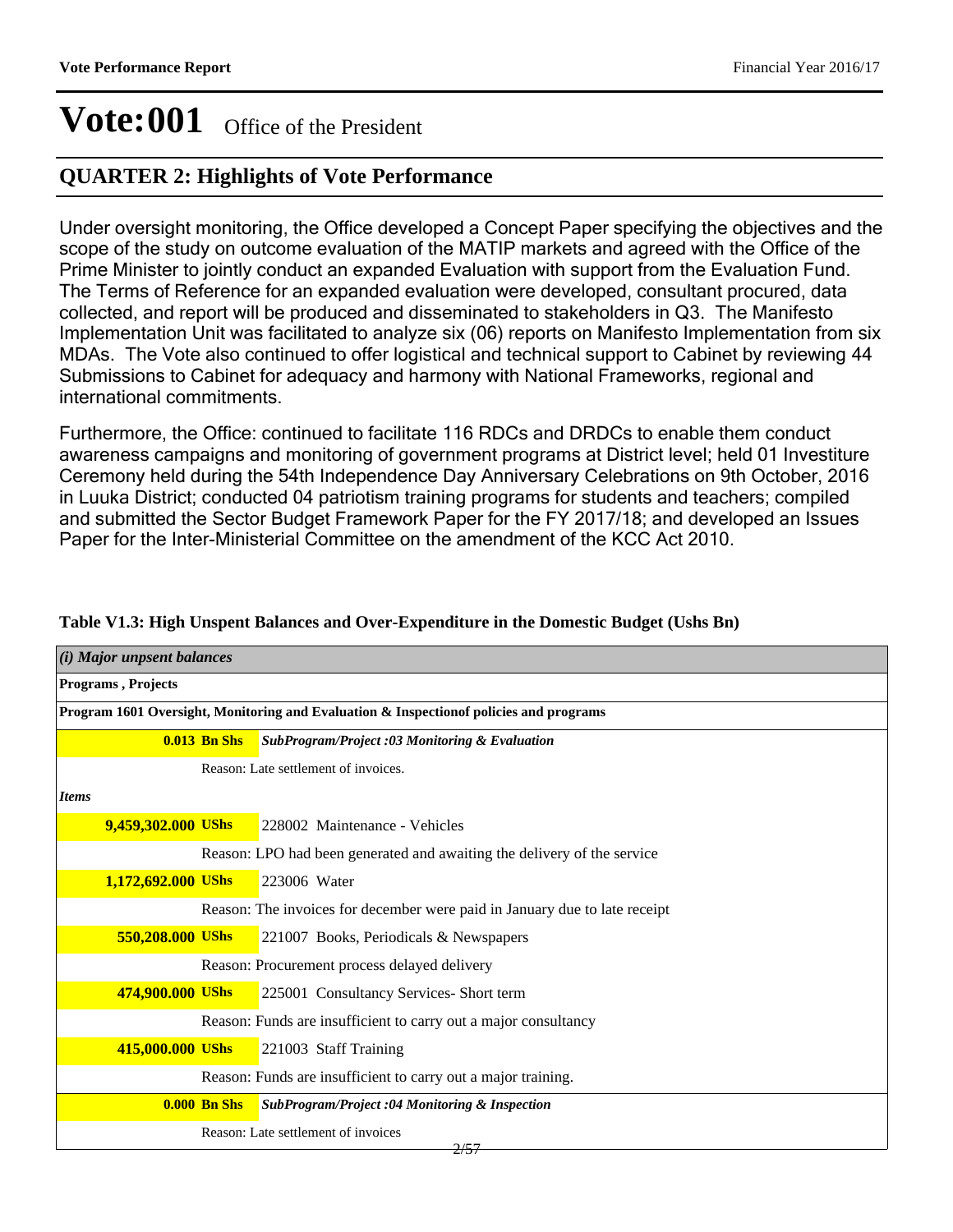# Vote:001 Office of the President

## QUARTER 2: Highlights of Vote Performance

Under oversight monitoring, the Office developed a Concept Paper specifying the objectives and the scope of the study on outcome evaluation of the MATIP markets and agreed with the Office of the Prime Minister to jointly conduct an expanded Evaluation with support from the Evaluation Fund. The Terms of Reference for an expanded evaluation were developed, consultant procured, data collected, and report will be produced and disseminated to stakeholders in Q3. The Manifesto Implementation Unit was facilitated to analyze six (06) reports on Manifesto Implementation from six MDAs. The Vote also continued to offer logistical and technical support to Cabinet by reviewing 44 Submissions to Cabinet for adequacy and harmony with National Frameworks, regional and international commitments.

Furthermore, the Office: continued to facilitate 116 RDCs and DRDCs to enable them conduct awareness campaigns and monitoring of government programs at District level; held 01 Investiture Ceremony held during the 54th Independence Day Anniversary Celebrations on 9th October, 2016 in Luuka District; conducted 04 patriotism training programs for students and teachers; compiled and submitted the Sector Budget Framework Paper for the FY 2017/18; and developed an Issues Paper for the Inter-Ministerial Committee on the amendment of the KCC Act 2010.

**Table V1.3: High Unspent Balances and Over-Expenditure in the Domestic Budget (Ushs Bn)**

| *(i) Major unpsent balances* | |
|---|---|
| **Programs , Projects** | |
| **Program 1601 Oversight, Monitoring and Evaluation & Inspectionof policies and programs** | |
| **0.013 Bn Shs** | ***SubProgram/Project :03 Monitoring & Evaluation*** |
| | Reason: Late settlement of invoices. |
| ***Items*** | |
| **9,459,302.000 UShs** | 228002 Maintenance - Vehicles |
| | Reason: LPO had been generated and awaiting the delivery of the service |
| **1,172,692.000 UShs** | 223006 Water |
| | Reason: The invoices for december were paid in January due to late receipt |
| **550,208.000 UShs** | 221007 Books, Periodicals & Newspapers |
| | Reason: Procurement process delayed delivery |
| **474,900.000 UShs** | 225001 Consultancy Services- Short term |
| | Reason: Funds are insufficient to carry out a major consultancy |
| **415,000.000 UShs** | 221003 Staff Training |
| | Reason: Funds are insufficient to carry out a major training. |
| **0.000 Bn Shs** | ***SubProgram/Project :04 Monitoring & Inspection*** |
| | Reason: Late settlement of invoices |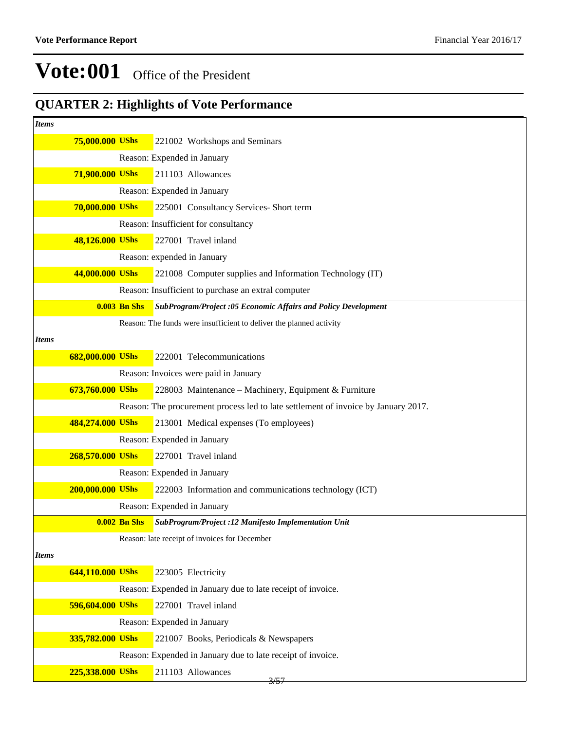# Vote:001 Office of the President

## QUARTER 2: Highlights of Vote Performance

*Items*

**75,000.000 UShs** 221002 Workshops and Seminars

Reason: Expended in January

**71,900.000 UShs** 211103 Allowances

Reason: Expended in January

**70,000.000 UShs** 225001 Consultancy Services- Short term

Reason: Insufficient for consultancy

**48,126.000 UShs** 227001 Travel inland

Reason: expended in January

**44,000.000 UShs** 221008 Computer supplies and Information Technology (IT)

Reason: Insufficient to purchase an extral computer

**0.003 Bn Shs** ***SubProgram/Project :05 Economic Affairs and Policy Development***

Reason: The funds were insufficient to deliver the planned activity

*Items*

**682,000.000 UShs** 222001 Telecommunications

Reason: Invoices were paid in January

**673,760.000 UShs** 228003 Maintenance – Machinery, Equipment & Furniture

Reason: The procurement process led to late settlement of invoice by January 2017.

**484,274.000 UShs** 213001 Medical expenses (To employees)

Reason: Expended in January

**268,570.000 UShs** 227001 Travel inland

Reason: Expended in January

**200,000.000 UShs** 222003 Information and communications technology (ICT)

Reason: Expended in January

**0.002 Bn Shs** ***SubProgram/Project :12 Manifesto Implementation Unit***

Reason: late receipt of invoices for December

*Items*

**644,110.000 UShs** 223005 Electricity

Reason: Expended in January due to late receipt of invoice.

**596,604.000 UShs** 227001 Travel inland

Reason: Expended in January

**335,782.000 UShs** 221007 Books, Periodicals & Newspapers

Reason: Expended in January due to late receipt of invoice.

**225,338.000 UShs** 211103 Allowances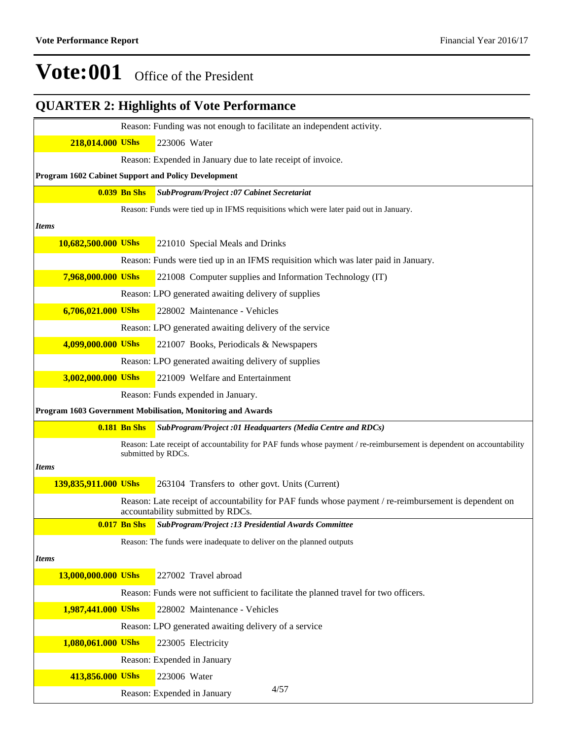# Vote:001 Office of the President

## QUARTER 2: Highlights of Vote Performance

Reason: Funding was not enough to facilitate an independent activity.

**218,014.000 UShs** 223006 Water

Reason: Expended in January due to late receipt of invoice.

**Program 1602 Cabinet Support and Policy Development**

**0.039 Bn Shs** ***SubProgram/Project :07 Cabinet Secretariat***

Reason: Funds were tied up in IFMS requisitions which were later paid out in January.

***Items***

**10,682,500.000 UShs** 221010 Special Meals and Drinks

Reason: Funds were tied up in an IFMS requisition which was later paid in January.

**7,968,000.000 UShs** 221008 Computer supplies and Information Technology (IT)

Reason: LPO generated awaiting delivery of supplies

**6,706,021.000 UShs** 228002 Maintenance - Vehicles

Reason: LPO generated awaiting delivery of the service

**4,099,000.000 UShs** 221007 Books, Periodicals & Newspapers

Reason: LPO generated awaiting delivery of supplies

**3,002,000.000 UShs** 221009 Welfare and Entertainment

Reason: Funds expended in January.

**Program 1603 Government Mobilisation, Monitoring and Awards**

**0.181 Bn Shs** ***SubProgram/Project :01 Headquarters (Media Centre and RDCs)***

Reason: Late receipt of accountability for PAF funds whose payment / re-reimbursement is dependent on accountability submitted by RDCs.

***Items***

**139,835,911.000 UShs** 263104 Transfers to other govt. Units (Current)

Reason: Late receipt of accountability for PAF funds whose payment / re-reimbursement is dependent on accountability submitted by RDCs.

**0.017 Bn Shs** ***SubProgram/Project :13 Presidential Awards Committee***

Reason: The funds were inadequate to deliver on the planned outputs

***Items***

**13,000,000.000 UShs** 227002 Travel abroad

Reason: Funds were not sufficient to facilitate the planned travel for two officers.

**1,987,441.000 UShs** 228002 Maintenance - Vehicles

Reason: LPO generated awaiting delivery of a service

**1,080,061.000 UShs** 223005 Electricity

Reason: Expended in January

**413,856.000 UShs** 223006 Water

Reason: Expended in January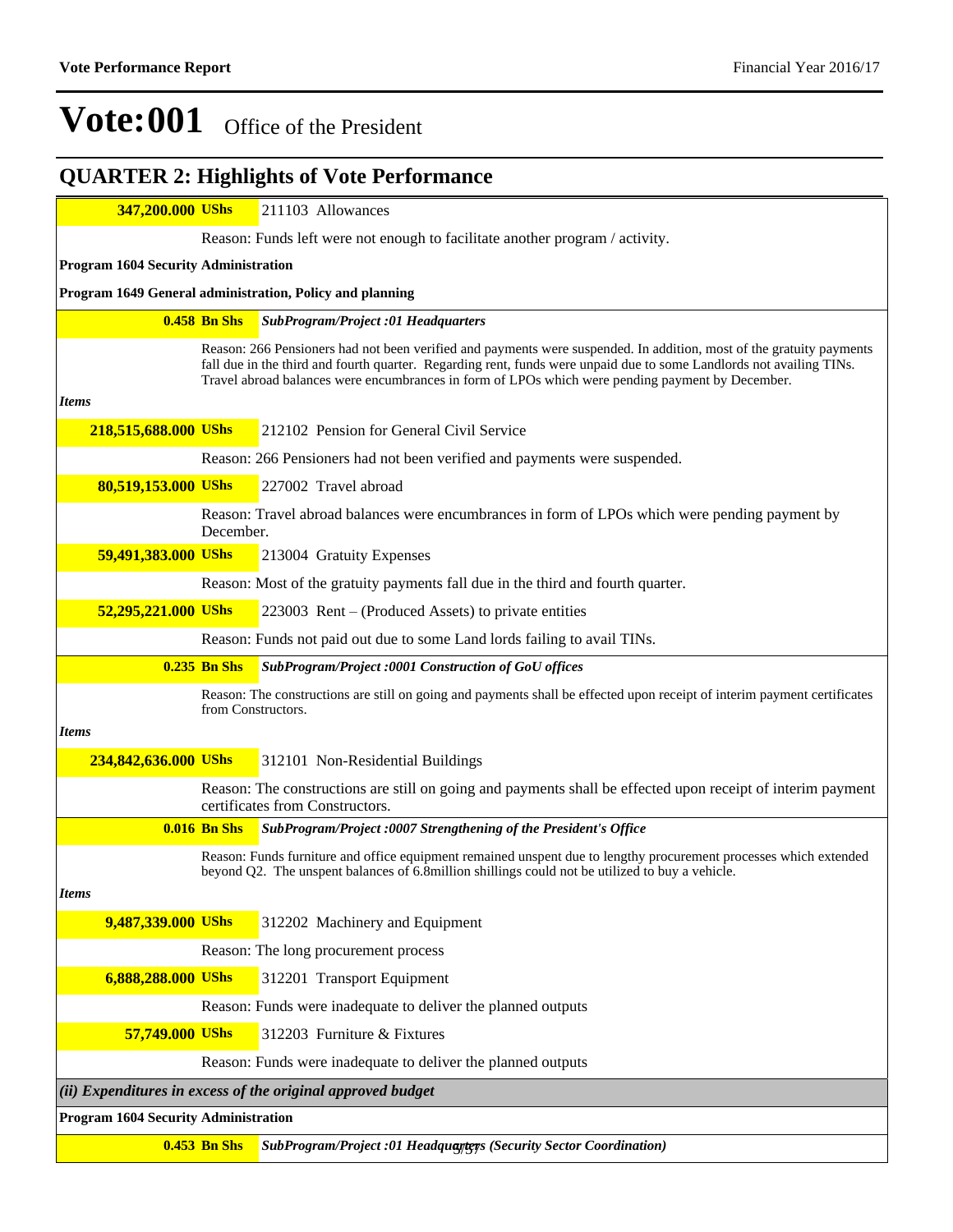# Vote:001 Office of the President

## QUARTER 2: Highlights of Vote Performance

**347,200.000 UShs** 211103 Allowances

Reason: Funds left were not enough to facilitate another program / activity.

**Program 1604 Security Administration**

**Program 1649 General administration, Policy and planning**

**0.458 Bn Shs** ***SubProgram/Project :01 Headquarters***

Reason: 266 Pensioners had not been verified and payments were suspended. In addition, most of the gratuity payments fall due in the third and fourth quarter. Regarding rent, funds were unpaid due to some Landlords not availing TINs. Travel abroad balances were encumbrances in form of LPOs which were pending payment by December.

***Items***

**218,515,688.000 UShs** 212102 Pension for General Civil Service

Reason: 266 Pensioners had not been verified and payments were suspended.

**80,519,153.000 UShs** 227002 Travel abroad

Reason: Travel abroad balances were encumbrances in form of LPOs which were pending payment by December.

**59,491,383.000 UShs** 213004 Gratuity Expenses

Reason: Most of the gratuity payments fall due in the third and fourth quarter.

**52,295,221.000 UShs** 223003 Rent – (Produced Assets) to private entities

Reason: Funds not paid out due to some Land lords failing to avail TINs.

**0.235 Bn Shs** ***SubProgram/Project :0001 Construction of GoU offices***

Reason: The constructions are still on going and payments shall be effected upon receipt of interim payment certificates from Constructors.

***Items***

**234,842,636.000 UShs** 312101 Non-Residential Buildings

Reason: The constructions are still on going and payments shall be effected upon receipt of interim payment certificates from Constructors.

**0.016 Bn Shs** ***SubProgram/Project :0007 Strengthening of the President's Office***

Reason: Funds furniture and office equipment remained unspent due to lengthy procurement processes which extended beyond Q2. The unspent balances of 6.8million shillings could not be utilized to buy a vehicle.

***Items***

**9,487,339.000 UShs** 312202 Machinery and Equipment

Reason: The long procurement process

**6,888,288.000 UShs** 312201 Transport Equipment

Reason: Funds were inadequate to deliver the planned outputs

**57,749.000 UShs** 312203 Furniture & Fixtures

Reason: Funds were inadequate to deliver the planned outputs

***(ii) Expenditures in excess of the original approved budget***

**Program 1604 Security Administration**

**0.453 Bn Shs** ***SubProgram/Project :01 Headquarters (Security Sector Coordination)***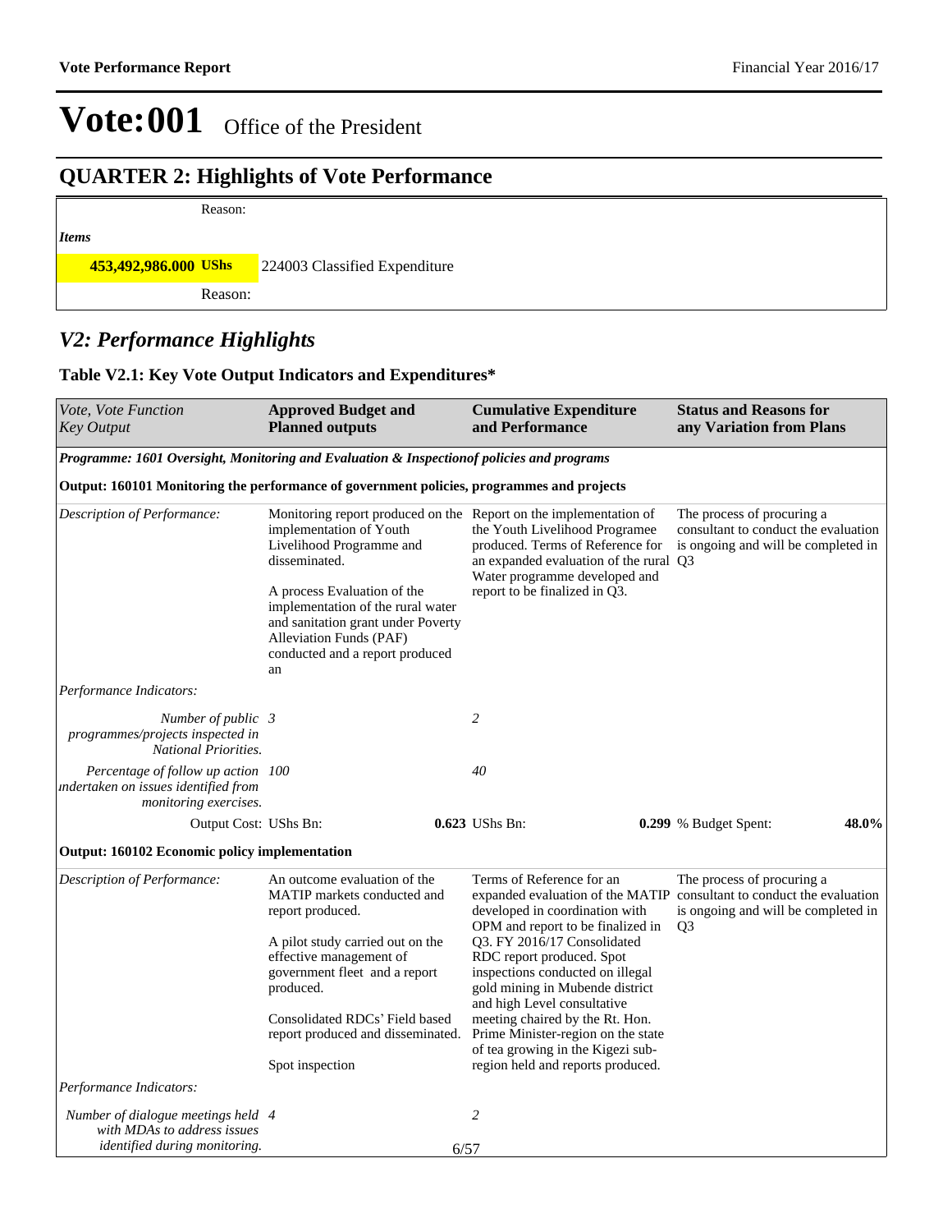# Vote:001 Office of the President

## QUARTER 2: Highlights of Vote Performance

Reason:

*Items*

**453,492,986.000 UShs** 224003 Classified Expenditure

Reason:

## *V2: Performance Highlights*

### Table V2.1: Key Vote Output Indicators and Expenditures*

| *Vote, Vote Function Key Output* | **Approved Budget and Planned outputs** | **Cumulative Expenditure and Performance** | **Status and Reasons for any Variation from Plans** |
|---|---|---|---|
| ***Programme: 1601 Oversight, Monitoring and Evaluation & Inspectionof policies and programs*** | | | |
| **Output: 160101 Monitoring the performance of government policies, programmes and projects** | | | |
| *Description of Performance:* | Monitoring report produced on the implementation of Youth Livelihood Programme and disseminated.<br><br>A process Evaluation of the implementation of the rural water and sanitation grant under Poverty Alleviation Funds (PAF) conducted and a report produced an | Report on the implementation of the Youth Livelihood Programee produced. Terms of Reference for an expanded evaluation of the rural Water programme developed and report to be finalized in Q3. | The process of procuring a consultant to conduct the evaluation is ongoing and will be completed in Q3 |
| *Performance Indicators:* | | | |
| *Number of public programmes/projects inspected in National Priorities.* | 3 | 2 | |
| *Percentage of follow up action undertaken on issues identified from monitoring exercises.* | 100 | 40 | |
| Output Cost: UShs Bn: | **0.623** UShs Bn: | **0.299** % Budget Spent: | **48.0%** |
| **Output: 160102 Economic policy implementation** | | | |
| *Description of Performance:* | An outcome evaluation of the MATIP markets conducted and report produced.<br><br>A pilot study carried out on the effective management of government fleet and a report produced.<br><br>Consolidated RDCs' Field based report produced and disseminated.<br><br>Spot inspection | Terms of Reference for an expanded evaluation of the MATIP developed in coordination with OPM and report to be finalized in Q3. FY 2016/17 Consolidated RDC report produced. Spot inspections conducted on illegal gold mining in Mubende district and high Level consultative meeting chaired by the Rt. Hon. Prime Minister-region on the state of tea growing in the Kigezi sub-region held and reports produced. | The process of procuring a consultant to conduct the evaluation is ongoing and will be completed in Q3 |
| *Performance Indicators:* | | | |
| *Number of dialogue meetings held with MDAs to address issues identified during monitoring.* | 4 | 2 | |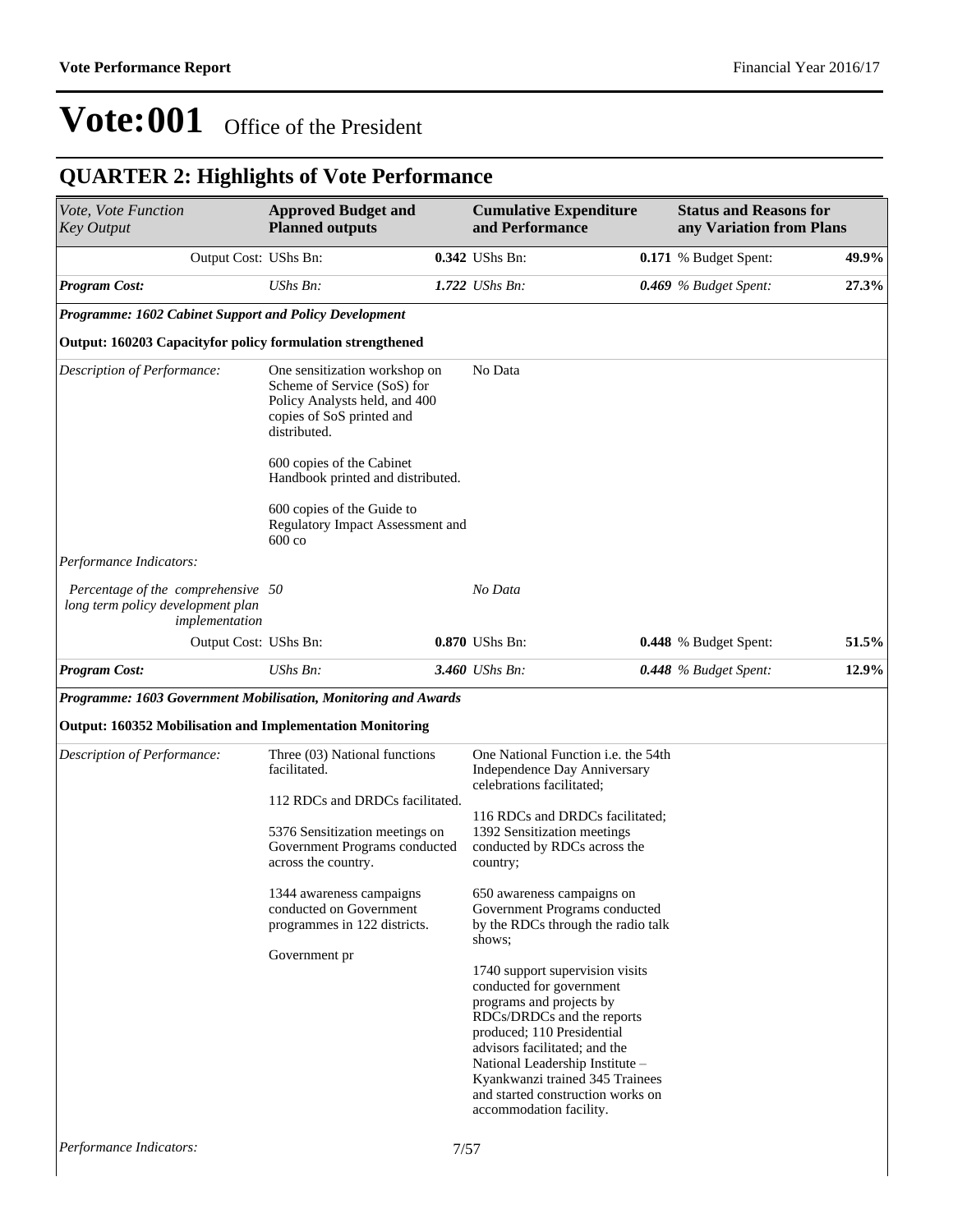# Vote:001 Office of the President

## QUARTER 2: Highlights of Vote Performance

| *Vote, Vote Function Key Output* | **Approved Budget and Planned outputs** | **Cumulative Expenditure and Performance** | **Status and Reasons for any Variation from Plans** |
|---|---|---|---|
| Output Cost: UShs Bn: | **0.342** UShs Bn: | **0.171** % Budget Spent: | **49.9%** |
| ***Program Cost:*** | *UShs Bn:* ***1.722*** | *UShs Bn:* ***0.469*** | *% Budget Spent:* **27.3%** |
| ***Programme: 1602 Cabinet Support and Policy Development*** | | | |
| **Output: 160203 Capacityfor policy formulation strengthened** | | | |
| *Description of Performance:* | One sensitization workshop on Scheme of Service (SoS) for Policy Analysts held, and 400 copies of SoS printed and distributed.<br><br>600 copies of the Cabinet Handbook printed and distributed.<br><br>600 copies of the Guide to Regulatory Impact Assessment and 600 co | No Data | |
| *Performance Indicators:* | | | |
| *Percentage of the comprehensive long term policy development plan implementation* | *50* | *No Data* | |
| Output Cost: UShs Bn: | **0.870** UShs Bn: | **0.448** % Budget Spent: | **51.5%** |
| ***Program Cost:*** | *UShs Bn:* ***3.460*** | *UShs Bn:* ***0.448*** | *% Budget Spent:* **12.9%** |
| ***Programme: 1603 Government Mobilisation, Monitoring and Awards*** | | | |
| **Output: 160352 Mobilisation and Implementation Monitoring** | | | |
| *Description of Performance:* | Three (03) National functions facilitated.<br><br>112 RDCs and DRDCs facilitated.<br><br>5376 Sensitization meetings on Government Programs conducted across the country.<br><br>1344 awareness campaigns conducted on Government programmes in 122 districts.<br><br>Government pr | One National Function i.e. the 54th Independence Day Anniversary celebrations facilitated;<br><br>116 RDCs and DRDCs facilitated; 1392 Sensitization meetings conducted by RDCs across the country;<br><br>650 awareness campaigns on Government Programs conducted by the RDCs through the radio talk shows;<br><br>1740 support supervision visits conducted for government programs and projects by RDCs/DRDCs and the reports produced; 110 Presidential advisors facilitated; and the National Leadership Institute – Kyankwanzi trained 345 Trainees and started construction works on accommodation facility. | |
| *Performance Indicators:* | | | |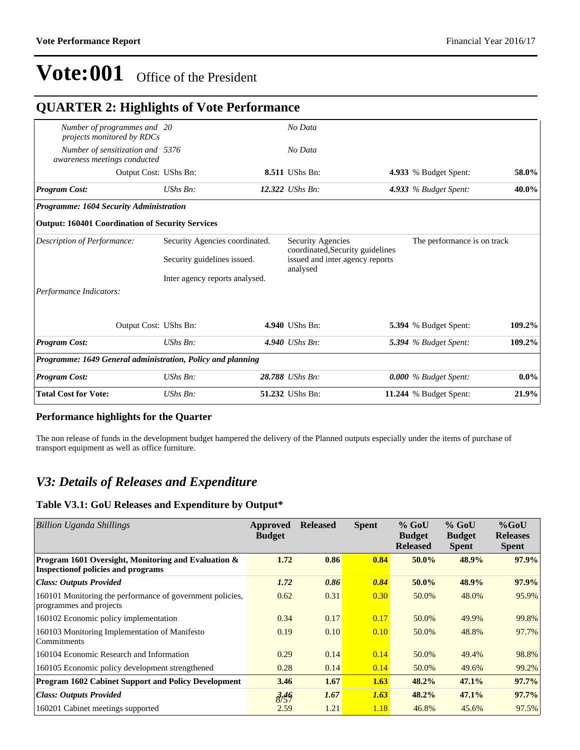# Vote:001 Office of the President

## QUARTER 2: Highlights of Vote Performance

| | | | | | |
|---|---|---|---|---|---|
| *Number of programmes and projects monitored by RDCs* | *20* | *No Data* | | | |
| *Number of sensitization and awareness meetings conducted* | *5376* | *No Data* | | | |
| Output Cost: | UShs Bn: | **8.511** UShs Bn: | **4.933** | % Budget Spent: | **58.0%** |
| ***Program Cost:*** | *UShs Bn:* | ***12.322*** *UShs Bn:* | ***4.933*** | *% Budget Spent:* | ***40.0%*** |
| ***Programme: 1604 Security Administration*** | | | | | |
| **Output: 160401 Coordination of Security Services** | | | | | |
| *Description of Performance:* | Security Agencies coordinated.<br><br>Security guidelines issued.<br><br>Inter agency reports analysed. | Security Agencies coordinated,Security guidelines issued and inter agency reports analysed | The performance is on track | | |
| *Performance Indicators:* | | | | | |
| Output Cost: | UShs Bn: | **4.940** UShs Bn: | **5.394** | % Budget Spent: | **109.2%** |
| ***Program Cost:*** | *UShs Bn:* | ***4.940*** *UShs Bn:* | ***5.394*** | *% Budget Spent:* | ***109.2%*** |
| ***Programme: 1649 General administration, Policy and planning*** | | | | | |
| ***Program Cost:*** | *UShs Bn:* | ***28.788*** *UShs Bn:* | ***0.000*** | *% Budget Spent:* | ***0.0%*** |
| **Total Cost for Vote:** | *UShs Bn:* | **51.232** UShs Bn: | **11.244** | % Budget Spent: | **21.9%** |

### Performance highlights for the Quarter

The non release of funds in the development budget hampered the delivery of the Planned outputs especially under the items of purchase of transport equipment as well as office furniture.

## *V3: Details of Releases and Expenditure*

### Table V3.1: GoU Releases and Expenditure by Output*

| *Billion Uganda Shillings* | Approved Budget | Released | Spent | % GoU Budget Released | % GoU Budget Spent | %GoU Releases Spent |
|---|---|---|---|---|---|---|
| **Program 1601 Oversight, Monitoring and Evaluation & Inspectionof policies and programs** | **1.72** | **0.86** | **0.84** | **50.0%** | **48.9%** | **97.9%** |
| ***Class: Outputs Provided*** | ***1.72*** | ***0.86*** | ***0.84*** | **50.0%** | **48.9%** | **97.9%** |
| 160101 Monitoring the performance of government policies, programmes and projects | 0.62 | 0.31 | 0.30 | 50.0% | 48.0% | 95.9% |
| 160102 Economic policy implementation | 0.34 | 0.17 | 0.17 | 50.0% | 49.9% | 99.8% |
| 160103 Monitoring Implementation of Manifesto Commitments | 0.19 | 0.10 | 0.10 | 50.0% | 48.8% | 97.7% |
| 160104 Economic Research and Information | 0.29 | 0.14 | 0.14 | 50.0% | 49.4% | 98.8% |
| 160105 Economic policy development strengthened | 0.28 | 0.14 | 0.14 | 50.0% | 49.6% | 99.2% |
| **Program 1602 Cabinet Support and Policy Development** | **3.46** | **1.67** | **1.63** | **48.2%** | **47.1%** | **97.7%** |
| ***Class: Outputs Provided*** | ***3.46*** | ***1.67*** | ***1.63*** | **48.2%** | **47.1%** | **97.7%** |
| 160201 Cabinet meetings supported | 2.59 | 1.21 | 1.18 | 46.8% | 45.6% | 97.5% |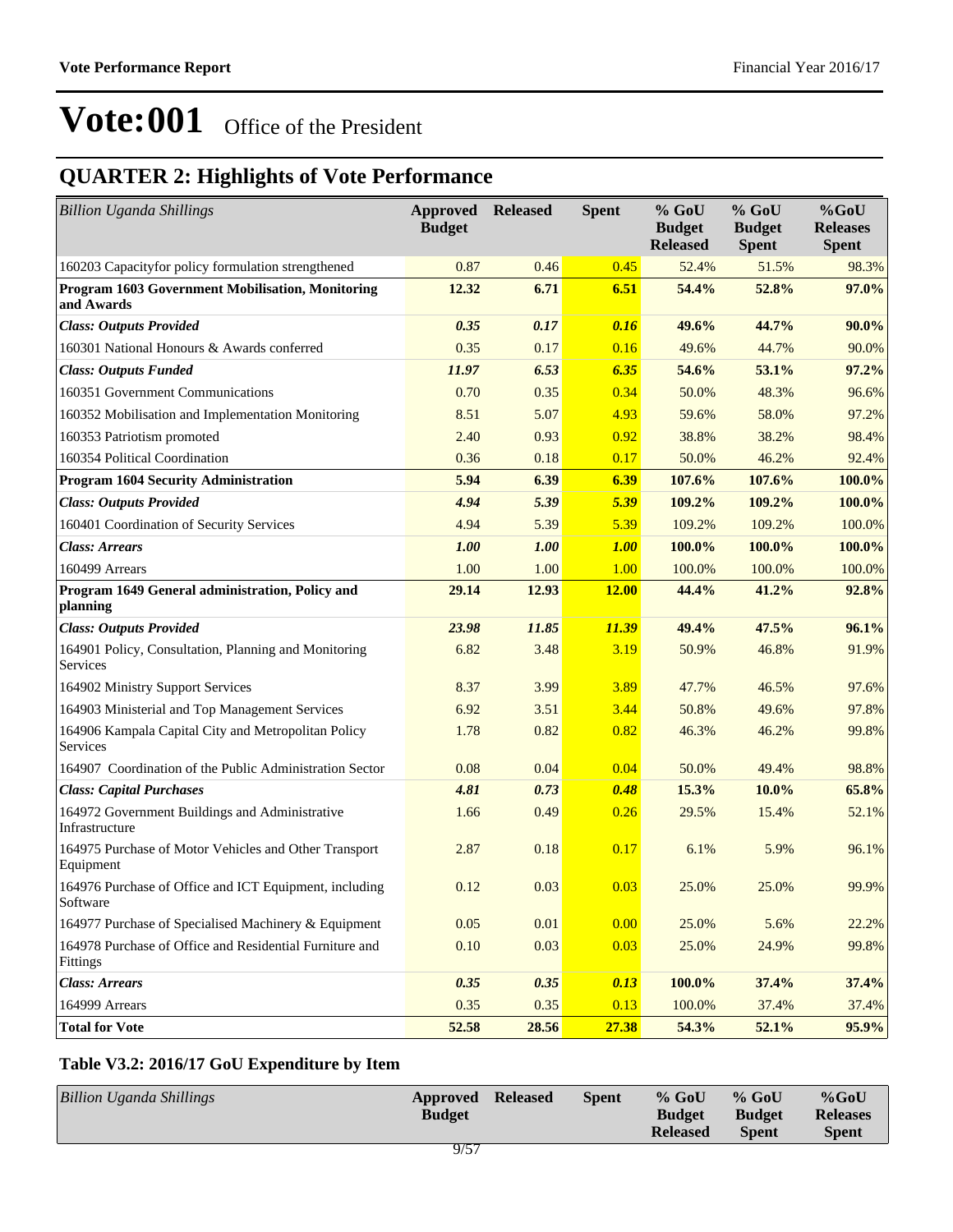# Vote:001 Office of the President

## QUARTER 2: Highlights of Vote Performance

| *Billion Uganda Shillings* | **Approved Budget** | **Released** | **Spent** | **% GoU Budget Released** | **% GoU Budget Spent** | **%GoU Releases Spent** |
|---|---|---|---|---|---|---|
| 160203 Capacityfor policy formulation strengthened | 0.87 | 0.46 | 0.45 | 52.4% | 51.5% | 98.3% |
| **Program 1603 Government Mobilisation, Monitoring and Awards** | **12.32** | **6.71** | **6.51** | **54.4%** | **52.8%** | **97.0%** |
| ***Class: Outputs Provided*** | ***0.35*** | ***0.17*** | ***0.16*** | **49.6%** | **44.7%** | **90.0%** |
| 160301 National Honours & Awards conferred | 0.35 | 0.17 | 0.16 | 49.6% | 44.7% | 90.0% |
| ***Class: Outputs Funded*** | ***11.97*** | ***6.53*** | ***6.35*** | **54.6%** | **53.1%** | **97.2%** |
| 160351 Government Communications | 0.70 | 0.35 | 0.34 | 50.0% | 48.3% | 96.6% |
| 160352 Mobilisation and Implementation Monitoring | 8.51 | 5.07 | 4.93 | 59.6% | 58.0% | 97.2% |
| 160353 Patriotism promoted | 2.40 | 0.93 | 0.92 | 38.8% | 38.2% | 98.4% |
| 160354 Political Coordination | 0.36 | 0.18 | 0.17 | 50.0% | 46.2% | 92.4% |
| **Program 1604 Security Administration** | **5.94** | **6.39** | **6.39** | **107.6%** | **107.6%** | **100.0%** |
| ***Class: Outputs Provided*** | ***4.94*** | ***5.39*** | ***5.39*** | **109.2%** | **109.2%** | **100.0%** |
| 160401 Coordination of Security Services | 4.94 | 5.39 | 5.39 | 109.2% | 109.2% | 100.0% |
| ***Class: Arrears*** | ***1.00*** | ***1.00*** | ***1.00*** | **100.0%** | **100.0%** | **100.0%** |
| 160499 Arrears | 1.00 | 1.00 | 1.00 | 100.0% | 100.0% | 100.0% |
| **Program 1649 General administration, Policy and planning** | **29.14** | **12.93** | **12.00** | **44.4%** | **41.2%** | **92.8%** |
| ***Class: Outputs Provided*** | ***23.98*** | ***11.85*** | ***11.39*** | **49.4%** | **47.5%** | **96.1%** |
| 164901 Policy, Consultation, Planning and Monitoring Services | 6.82 | 3.48 | 3.19 | 50.9% | 46.8% | 91.9% |
| 164902 Ministry Support Services | 8.37 | 3.99 | 3.89 | 47.7% | 46.5% | 97.6% |
| 164903 Ministerial and Top Management Services | 6.92 | 3.51 | 3.44 | 50.8% | 49.6% | 97.8% |
| 164906 Kampala Capital City and Metropolitan Policy Services | 1.78 | 0.82 | 0.82 | 46.3% | 46.2% | 99.8% |
| 164907 Coordination of the Public Administration Sector | 0.08 | 0.04 | 0.04 | 50.0% | 49.4% | 98.8% |
| ***Class: Capital Purchases*** | ***4.81*** | ***0.73*** | ***0.48*** | **15.3%** | **10.0%** | **65.8%** |
| 164972 Government Buildings and Administrative Infrastructure | 1.66 | 0.49 | 0.26 | 29.5% | 15.4% | 52.1% |
| 164975 Purchase of Motor Vehicles and Other Transport Equipment | 2.87 | 0.18 | 0.17 | 6.1% | 5.9% | 96.1% |
| 164976 Purchase of Office and ICT Equipment, including Software | 0.12 | 0.03 | 0.03 | 25.0% | 25.0% | 99.9% |
| 164977 Purchase of Specialised Machinery & Equipment | 0.05 | 0.01 | 0.00 | 25.0% | 5.6% | 22.2% |
| 164978 Purchase of Office and Residential Furniture and Fittings | 0.10 | 0.03 | 0.03 | 25.0% | 24.9% | 99.8% |
| ***Class: Arrears*** | ***0.35*** | ***0.35*** | ***0.13*** | **100.0%** | **37.4%** | **37.4%** |
| 164999 Arrears | 0.35 | 0.35 | 0.13 | 100.0% | 37.4% | 37.4% |
| **Total for Vote** | **52.58** | **28.56** | **27.38** | **54.3%** | **52.1%** | **95.9%** |

### Table V3.2: 2016/17 GoU Expenditure by Item

| *Billion Uganda Shillings* | **Approved Budget** | **Released** | **Spent** | **% GoU Budget Released** | **% GoU Budget Spent** | **%GoU Releases Spent** |
|---|---|---|---|---|---|---|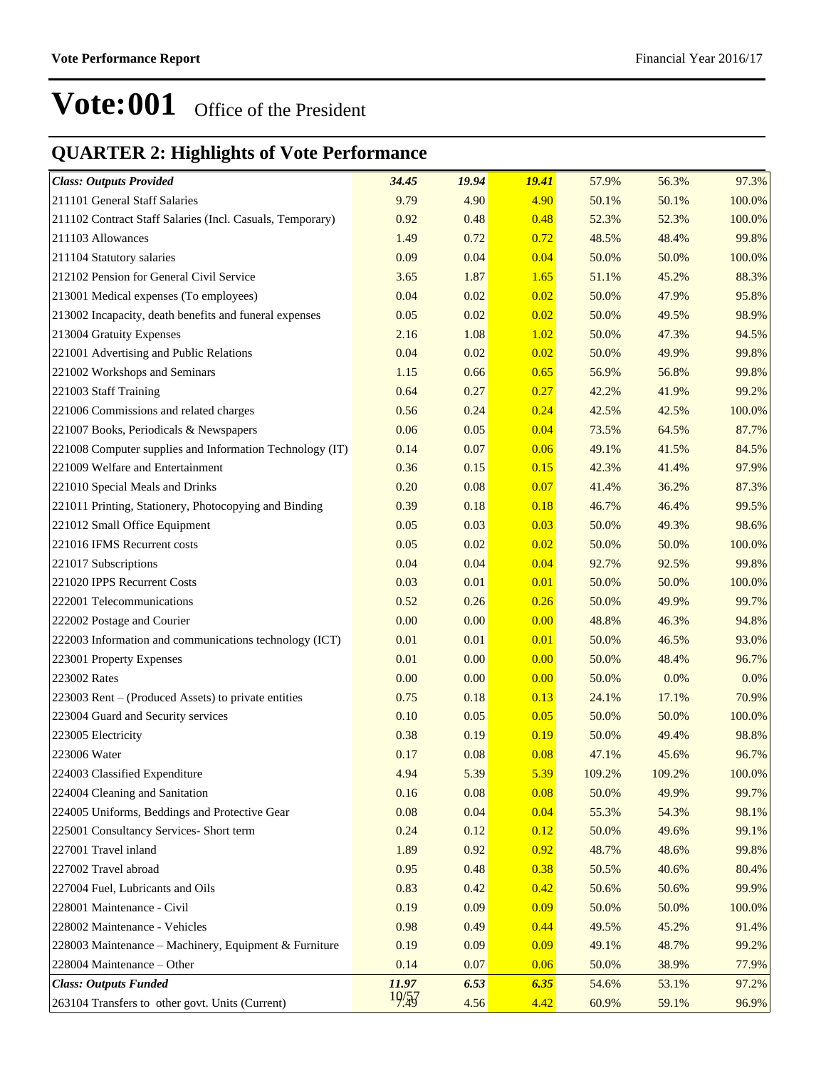# Vote:001 Office of the President

## QUARTER 2: Highlights of Vote Performance

| | | | | | | |
|---|---|---|---|---|---|---|
| ***Class: Outputs Provided*** | ***34.45*** | ***19.94*** | ***19.41*** | 57.9% | 56.3% | 97.3% |
| 211101 General Staff Salaries | 9.79 | 4.90 | 4.90 | 50.1% | 50.1% | 100.0% |
| 211102 Contract Staff Salaries (Incl. Casuals, Temporary) | 0.92 | 0.48 | 0.48 | 52.3% | 52.3% | 100.0% |
| 211103 Allowances | 1.49 | 0.72 | 0.72 | 48.5% | 48.4% | 99.8% |
| 211104 Statutory salaries | 0.09 | 0.04 | 0.04 | 50.0% | 50.0% | 100.0% |
| 212102 Pension for General Civil Service | 3.65 | 1.87 | 1.65 | 51.1% | 45.2% | 88.3% |
| 213001 Medical expenses (To employees) | 0.04 | 0.02 | 0.02 | 50.0% | 47.9% | 95.8% |
| 213002 Incapacity, death benefits and funeral expenses | 0.05 | 0.02 | 0.02 | 50.0% | 49.5% | 98.9% |
| 213004 Gratuity Expenses | 2.16 | 1.08 | 1.02 | 50.0% | 47.3% | 94.5% |
| 221001 Advertising and Public Relations | 0.04 | 0.02 | 0.02 | 50.0% | 49.9% | 99.8% |
| 221002 Workshops and Seminars | 1.15 | 0.66 | 0.65 | 56.9% | 56.8% | 99.8% |
| 221003 Staff Training | 0.64 | 0.27 | 0.27 | 42.2% | 41.9% | 99.2% |
| 221006 Commissions and related charges | 0.56 | 0.24 | 0.24 | 42.5% | 42.5% | 100.0% |
| 221007 Books, Periodicals & Newspapers | 0.06 | 0.05 | 0.04 | 73.5% | 64.5% | 87.7% |
| 221008 Computer supplies and Information Technology (IT) | 0.14 | 0.07 | 0.06 | 49.1% | 41.5% | 84.5% |
| 221009 Welfare and Entertainment | 0.36 | 0.15 | 0.15 | 42.3% | 41.4% | 97.9% |
| 221010 Special Meals and Drinks | 0.20 | 0.08 | 0.07 | 41.4% | 36.2% | 87.3% |
| 221011 Printing, Stationery, Photocopying and Binding | 0.39 | 0.18 | 0.18 | 46.7% | 46.4% | 99.5% |
| 221012 Small Office Equipment | 0.05 | 0.03 | 0.03 | 50.0% | 49.3% | 98.6% |
| 221016 IFMS Recurrent costs | 0.05 | 0.02 | 0.02 | 50.0% | 50.0% | 100.0% |
| 221017 Subscriptions | 0.04 | 0.04 | 0.04 | 92.7% | 92.5% | 99.8% |
| 221020 IPPS Recurrent Costs | 0.03 | 0.01 | 0.01 | 50.0% | 50.0% | 100.0% |
| 222001 Telecommunications | 0.52 | 0.26 | 0.26 | 50.0% | 49.9% | 99.7% |
| 222002 Postage and Courier | 0.00 | 0.00 | 0.00 | 48.8% | 46.3% | 94.8% |
| 222003 Information and communications technology (ICT) | 0.01 | 0.01 | 0.01 | 50.0% | 46.5% | 93.0% |
| 223001 Property Expenses | 0.01 | 0.00 | 0.00 | 50.0% | 48.4% | 96.7% |
| 223002 Rates | 0.00 | 0.00 | 0.00 | 50.0% | 0.0% | 0.0% |
| 223003 Rent – (Produced Assets) to private entities | 0.75 | 0.18 | 0.13 | 24.1% | 17.1% | 70.9% |
| 223004 Guard and Security services | 0.10 | 0.05 | 0.05 | 50.0% | 50.0% | 100.0% |
| 223005 Electricity | 0.38 | 0.19 | 0.19 | 50.0% | 49.4% | 98.8% |
| 223006 Water | 0.17 | 0.08 | 0.08 | 47.1% | 45.6% | 96.7% |
| 224003 Classified Expenditure | 4.94 | 5.39 | 5.39 | 109.2% | 109.2% | 100.0% |
| 224004 Cleaning and Sanitation | 0.16 | 0.08 | 0.08 | 50.0% | 49.9% | 99.7% |
| 224005 Uniforms, Beddings and Protective Gear | 0.08 | 0.04 | 0.04 | 55.3% | 54.3% | 98.1% |
| 225001 Consultancy Services- Short term | 0.24 | 0.12 | 0.12 | 50.0% | 49.6% | 99.1% |
| 227001 Travel inland | 1.89 | 0.92 | 0.92 | 48.7% | 48.6% | 99.8% |
| 227002 Travel abroad | 0.95 | 0.48 | 0.38 | 50.5% | 40.6% | 80.4% |
| 227004 Fuel, Lubricants and Oils | 0.83 | 0.42 | 0.42 | 50.6% | 50.6% | 99.9% |
| 228001 Maintenance - Civil | 0.19 | 0.09 | 0.09 | 50.0% | 50.0% | 100.0% |
| 228002 Maintenance - Vehicles | 0.98 | 0.49 | 0.44 | 49.5% | 45.2% | 91.4% |
| 228003 Maintenance – Machinery, Equipment & Furniture | 0.19 | 0.09 | 0.09 | 49.1% | 48.7% | 99.2% |
| 228004 Maintenance – Other | 0.14 | 0.07 | 0.06 | 50.0% | 38.9% | 77.9% |
| ***Class: Outputs Funded*** | ***11.97*** | ***6.53*** | ***6.35*** | 54.6% | 53.1% | 97.2% |
| 263104 Transfers to other govt. Units (Current) | 7.49 | 4.56 | 4.42 | 60.9% | 59.1% | 96.9% |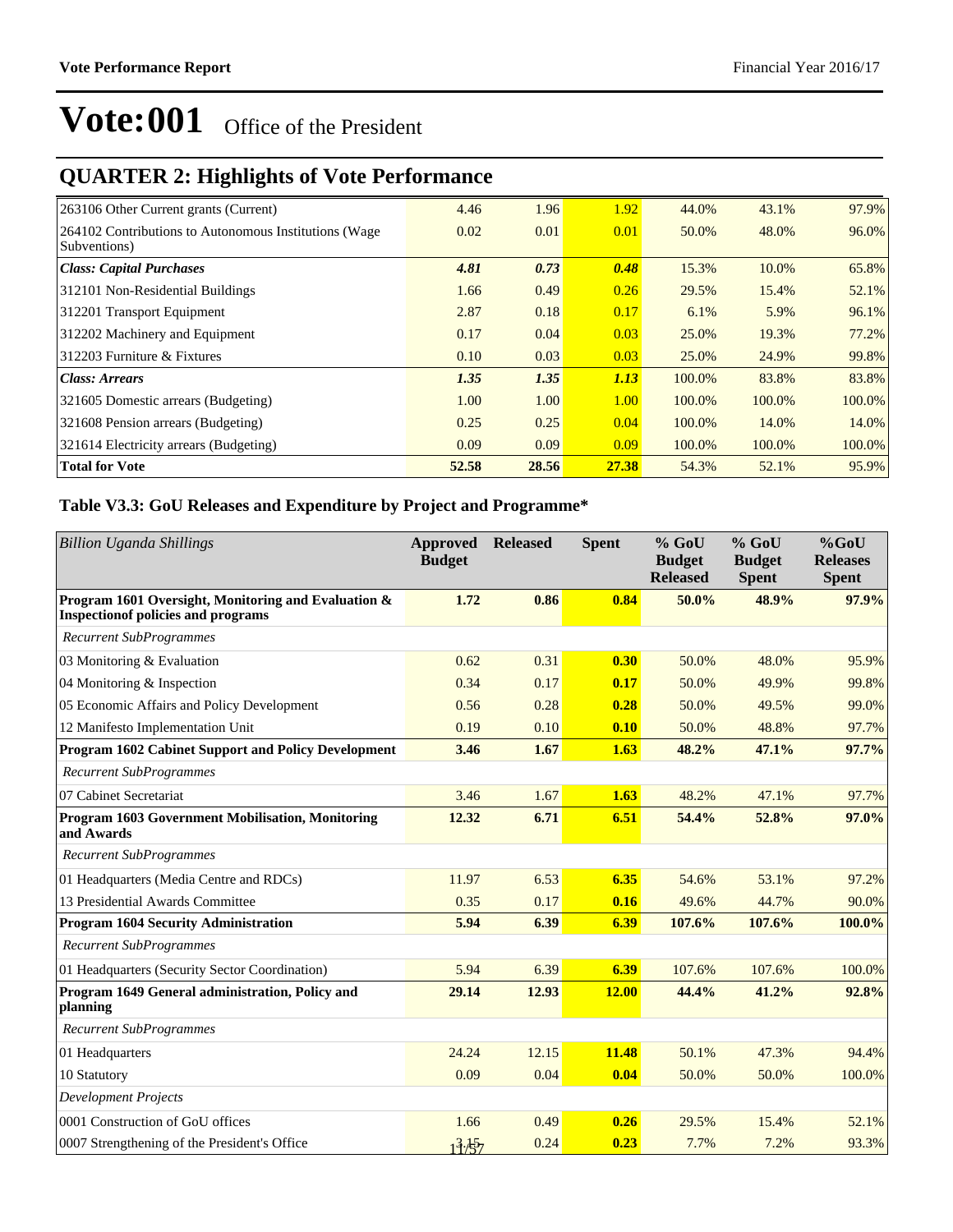# Vote:001 Office of the President

## QUARTER 2: Highlights of Vote Performance

| | | | | | | |
|---|---|---|---|---|---|---|
| 263106 Other Current grants (Current) | 4.46 | 1.96 | 1.92 | 44.0% | 43.1% | 97.9% |
| 264102 Contributions to Autonomous Institutions (Wage Subventions) | 0.02 | 0.01 | 0.01 | 50.0% | 48.0% | 96.0% |
| ***Class: Capital Purchases*** | ***4.81*** | ***0.73*** | ***0.48*** | 15.3% | 10.0% | 65.8% |
| 312101 Non-Residential Buildings | 1.66 | 0.49 | 0.26 | 29.5% | 15.4% | 52.1% |
| 312201 Transport Equipment | 2.87 | 0.18 | 0.17 | 6.1% | 5.9% | 96.1% |
| 312202 Machinery and Equipment | 0.17 | 0.04 | 0.03 | 25.0% | 19.3% | 77.2% |
| 312203 Furniture & Fixtures | 0.10 | 0.03 | 0.03 | 25.0% | 24.9% | 99.8% |
| ***Class: Arrears*** | ***1.35*** | ***1.35*** | ***1.13*** | 100.0% | 83.8% | 83.8% |
| 321605 Domestic arrears (Budgeting) | 1.00 | 1.00 | 1.00 | 100.0% | 100.0% | 100.0% |
| 321608 Pension arrears (Budgeting) | 0.25 | 0.25 | 0.04 | 100.0% | 14.0% | 14.0% |
| 321614 Electricity arrears (Budgeting) | 0.09 | 0.09 | 0.09 | 100.0% | 100.0% | 100.0% |
| **Total for Vote** | **52.58** | **28.56** | **27.38** | 54.3% | 52.1% | 95.9% |

### Table V3.3: GoU Releases and Expenditure by Project and Programme*

| *Billion Uganda Shillings* | Approved Budget | Released | Spent | % GoU Budget Released | % GoU Budget Spent | %GoU Releases Spent |
|---|---|---|---|---|---|---|
| **Program 1601 Oversight, Monitoring and Evaluation & Inspectionof policies and programs** | **1.72** | **0.86** | **0.84** | **50.0%** | **48.9%** | **97.9%** |
| *Recurrent SubProgrammes* | | | | | | |
| 03 Monitoring & Evaluation | 0.62 | 0.31 | **0.30** | 50.0% | 48.0% | 95.9% |
| 04 Monitoring & Inspection | 0.34 | 0.17 | **0.17** | 50.0% | 49.9% | 99.8% |
| 05 Economic Affairs and Policy Development | 0.56 | 0.28 | **0.28** | 50.0% | 49.5% | 99.0% |
| 12 Manifesto Implementation Unit | 0.19 | 0.10 | **0.10** | 50.0% | 48.8% | 97.7% |
| **Program 1602 Cabinet Support and Policy Development** | **3.46** | **1.67** | **1.63** | **48.2%** | **47.1%** | **97.7%** |
| *Recurrent SubProgrammes* | | | | | | |
| 07 Cabinet Secretariat | 3.46 | 1.67 | **1.63** | 48.2% | 47.1% | 97.7% |
| **Program 1603 Government Mobilisation, Monitoring and Awards** | **12.32** | **6.71** | **6.51** | **54.4%** | **52.8%** | **97.0%** |
| *Recurrent SubProgrammes* | | | | | | |
| 01 Headquarters (Media Centre and RDCs) | 11.97 | 6.53 | **6.35** | 54.6% | 53.1% | 97.2% |
| 13 Presidential Awards Committee | 0.35 | 0.17 | **0.16** | 49.6% | 44.7% | 90.0% |
| **Program 1604 Security Administration** | **5.94** | **6.39** | **6.39** | **107.6%** | **107.6%** | **100.0%** |
| *Recurrent SubProgrammes* | | | | | | |
| 01 Headquarters (Security Sector Coordination) | 5.94 | 6.39 | **6.39** | 107.6% | 107.6% | 100.0% |
| **Program 1649 General administration, Policy and planning** | **29.14** | **12.93** | **12.00** | **44.4%** | **41.2%** | **92.8%** |
| *Recurrent SubProgrammes* | | | | | | |
| 01 Headquarters | 24.24 | 12.15 | **11.48** | 50.1% | 47.3% | 94.4% |
| 10 Statutory | 0.09 | 0.04 | **0.04** | 50.0% | 50.0% | 100.0% |
| *Development Projects* | | | | | | |
| 0001 Construction of GoU offices | 1.66 | 0.49 | **0.26** | 29.5% | 15.4% | 52.1% |
| 0007 Strengthening of the President's Office | 3.15 | 0.24 | **0.23** | 7.7% | 7.2% | 93.3% |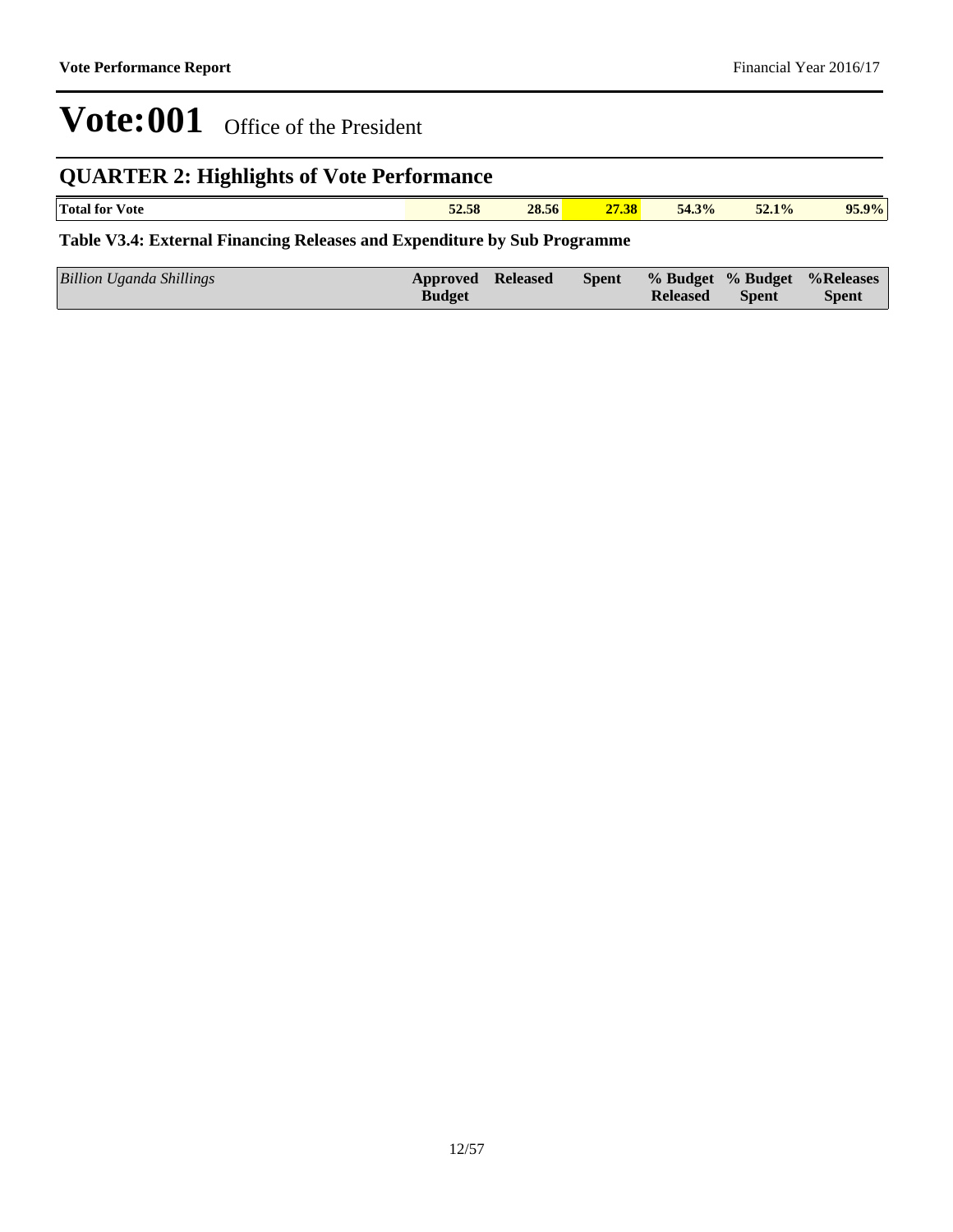# Vote:001 Office of the President

## QUARTER 2: Highlights of Vote Performance

| Total for Vote | 52.58 | 28.56 | 27.38 | 54.3% | 52.1% | 95.9% |
|---|---|---|---|---|---|---|

**Table V3.4: External Financing Releases and Expenditure by Sub Programme**

| *Billion Uganda Shillings* | Approved Budget | Released | Spent | % Budget Released | % Budget Spent | %Releases Spent |
|---|---|---|---|---|---|---|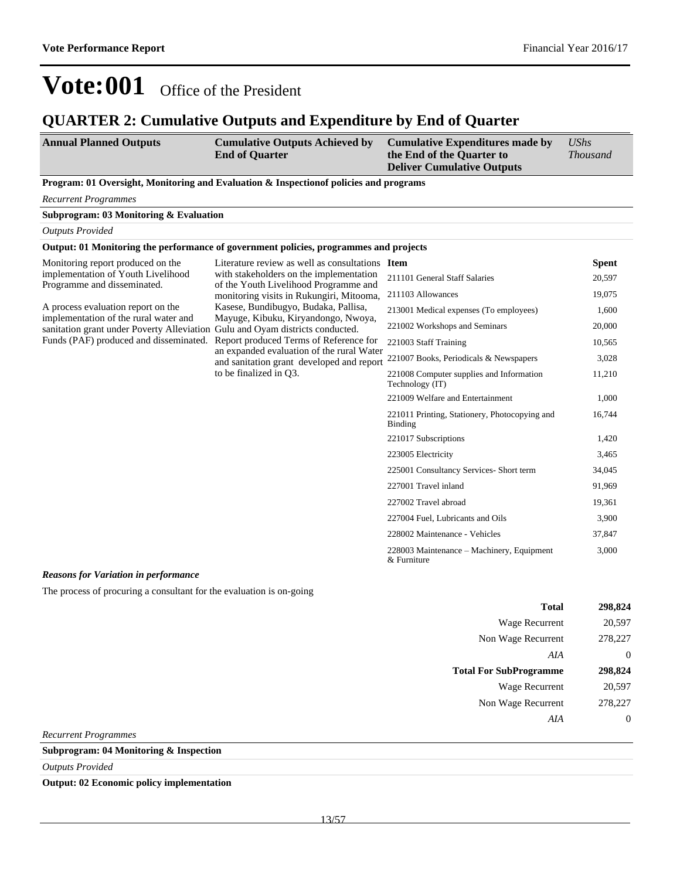# Vote:001 Office of the President

## QUARTER 2: Cumulative Outputs and Expenditure by End of Quarter

| Annual Planned Outputs | Cumulative Outputs Achieved by End of Quarter | Cumulative Expenditures made by the End of the Quarter to Deliver Cumulative Outputs | *UShs Thousand* |
|---|---|---|---|

**Program: 01 Oversight, Monitoring and Evaluation & Inspectionof policies and programs**

*Recurrent Programmes*

**Subprogram: 03 Monitoring & Evaluation**

*Outputs Provided*

**Output: 01 Monitoring the performance of government policies, programmes and projects**

| Annual Planned Outputs | Cumulative Outputs Achieved by End of Quarter | Item | Spent |
|---|---|---|---|
| Monitoring report produced on the implementation of Youth Livelihood Programme and disseminated.<br><br>A process evaluation report on the implementation of the rural water and sanitation grant under Poverty Alleviation Funds (PAF) produced and disseminated. | Literature review as well as consultations with stakeholders on the implementation of the Youth Livelihood Programme and monitoring visits in Rukungiri, Mitooma, Kasese, Bundibugyo, Budaka, Pallisa, Mayuge, Kibuku, Kiryandongo, Nwoya, Gulu and Oyam districts conducted. Report produced Terms of Reference for an expanded evaluation of the rural Water and sanitation grant developed and report to be finalized in Q3. | 211101 General Staff Salaries | 20,597 |
| | | 211103 Allowances | 19,075 |
| | | 213001 Medical expenses (To employees) | 1,600 |
| | | 221002 Workshops and Seminars | 20,000 |
| | | 221003 Staff Training | 10,565 |
| | | 221007 Books, Periodicals & Newspapers | 3,028 |
| | | 221008 Computer supplies and Information Technology (IT) | 11,210 |
| | | 221009 Welfare and Entertainment | 1,000 |
| | | 221011 Printing, Stationery, Photocopying and Binding | 16,744 |
| | | 221017 Subscriptions | 1,420 |
| | | 223005 Electricity | 3,465 |
| | | 225001 Consultancy Services- Short term | 34,045 |
| | | 227001 Travel inland | 91,969 |
| | | 227002 Travel abroad | 19,361 |
| | | 227004 Fuel, Lubricants and Oils | 3,900 |
| | | 228002 Maintenance - Vehicles | 37,847 |
| | | 228003 Maintenance – Machinery, Equipment & Furniture | 3,000 |

***Reasons for Variation in performance***

The process of procuring a consultant for the evaluation is on-going

| | |
|---|---|
| **Total** | **298,824** |
| Wage Recurrent | 20,597 |
| Non Wage Recurrent | 278,227 |
| *AIA* | 0 |
| **Total For SubProgramme** | **298,824** |
| Wage Recurrent | 20,597 |
| Non Wage Recurrent | 278,227 |
| *AIA* | 0 |

*Recurrent Programmes*

**Subprogram: 04 Monitoring & Inspection**

*Outputs Provided*

**Output: 02 Economic policy implementation**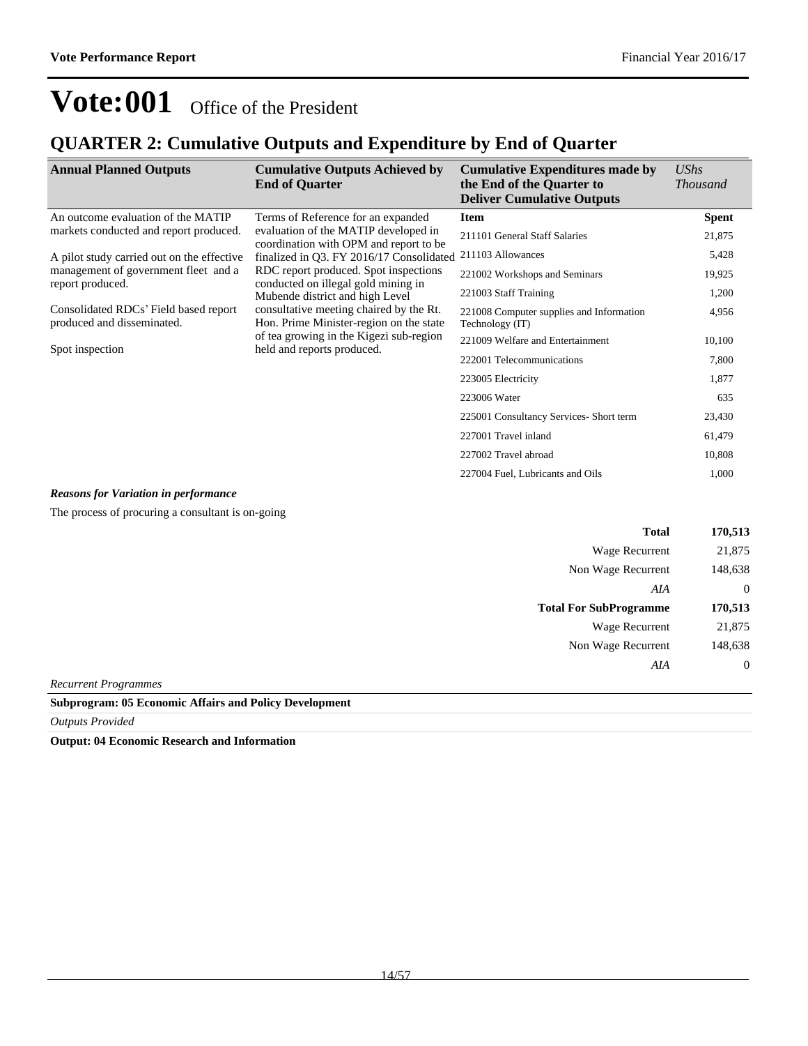# Vote:001 Office of the President

## QUARTER 2: Cumulative Outputs and Expenditure by End of Quarter

| Annual Planned Outputs | Cumulative Outputs Achieved by End of Quarter | Cumulative Expenditures made by the End of the Quarter to Deliver Cumulative Outputs | *UShs Thousand* |
|---|---|---|---|
| An outcome evaluation of the MATIP markets conducted and report produced.<br><br>A pilot study carried out on the effective management of government fleet and a report produced.<br><br>Consolidated RDCs' Field based report produced and disseminated.<br><br>Spot inspection | Terms of Reference for an expanded evaluation of the MATIP developed in coordination with OPM and report to be finalized in Q3. FY 2016/17 Consolidated RDC report produced. Spot inspections conducted on illegal gold mining in Mubende district and high Level consultative meeting chaired by the Rt. Hon. Prime Minister-region on the state of tea growing in the Kigezi sub-region held and reports produced. | **Item** | **Spent** |
| | | 211101 General Staff Salaries | 21,875 |
| | | 211103 Allowances | 5,428 |
| | | 221002 Workshops and Seminars | 19,925 |
| | | 221003 Staff Training | 1,200 |
| | | 221008 Computer supplies and Information Technology (IT) | 4,956 |
| | | 221009 Welfare and Entertainment | 10,100 |
| | | 222001 Telecommunications | 7,800 |
| | | 223005 Electricity | 1,877 |
| | | 223006 Water | 635 |
| | | 225001 Consultancy Services- Short term | 23,430 |
| | | 227001 Travel inland | 61,479 |
| | | 227002 Travel abroad | 10,808 |
| | | 227004 Fuel, Lubricants and Oils | 1,000 |

***Reasons for Variation in performance***

The process of procuring a consultant is on-going

| | |
|---|---|
| **Total** | **170,513** |
| Wage Recurrent | 21,875 |
| Non Wage Recurrent | 148,638 |
| *AIA* | 0 |
| **Total For SubProgramme** | **170,513** |
| Wage Recurrent | 21,875 |
| Non Wage Recurrent | 148,638 |
| *AIA* | 0 |

*Recurrent Programmes*

**Subprogram: 05 Economic Affairs and Policy Development**

*Outputs Provided*

**Output: 04 Economic Research and Information**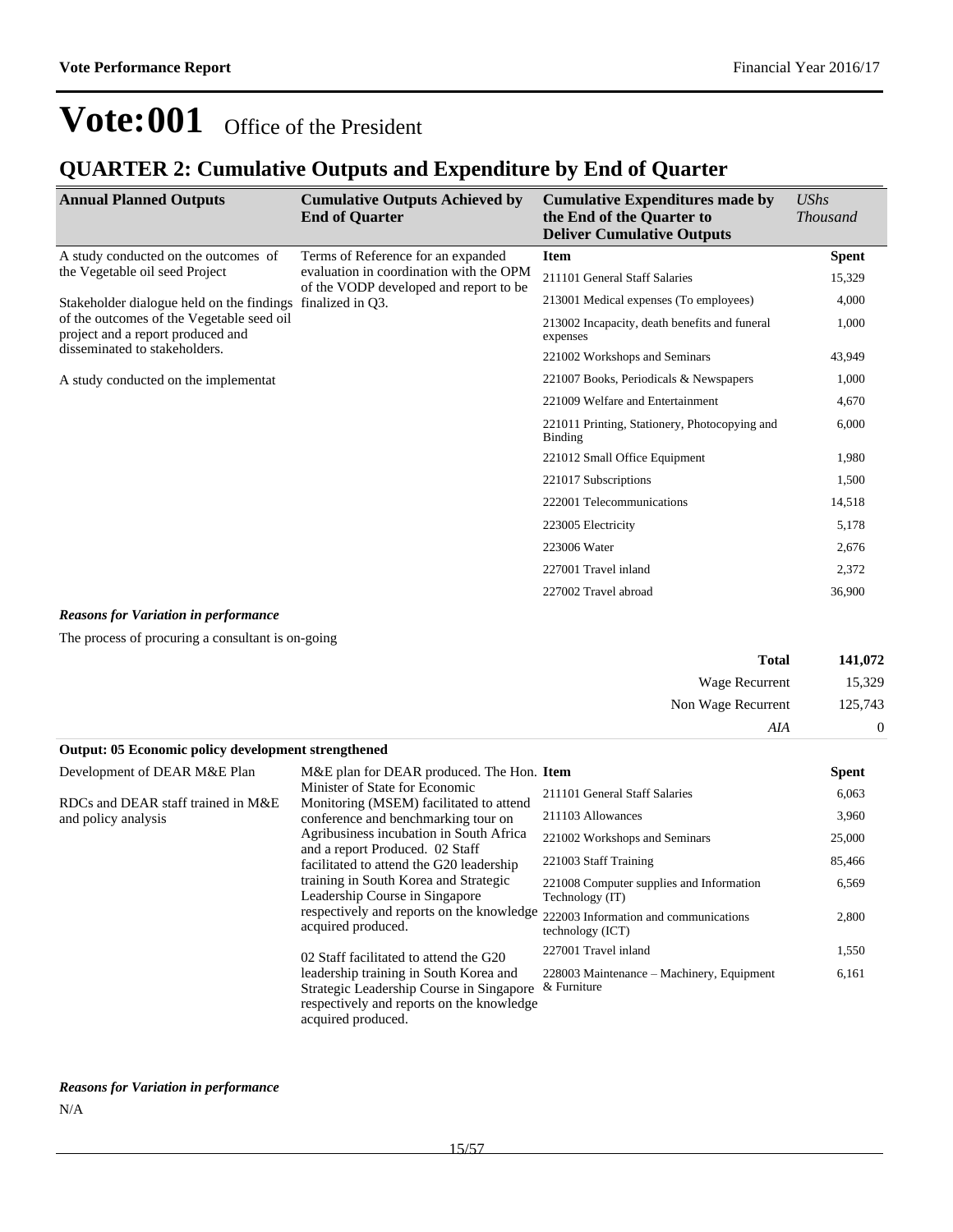# Vote:001 Office of the President

## QUARTER 2: Cumulative Outputs and Expenditure by End of Quarter

| Annual Planned Outputs | Cumulative Outputs Achieved by End of Quarter | Cumulative Expenditures made by the End of the Quarter to Deliver Cumulative Outputs | UShs Thousand |
|---|---|---|---|
| A study conducted on the outcomes of the Vegetable oil seed Project<br><br>Stakeholder dialogue held on the findings of the outcomes of the Vegetable seed oil project and a report produced and disseminated to stakeholders.<br><br>A study conducted on the implementat | Terms of Reference for an expanded evaluation in coordination with the OPM of the VODP developed and report to be finalized in Q3. | **Item** | **Spent** |
| | | 211101 General Staff Salaries | 15,329 |
| | | 213001 Medical expenses (To employees) | 4,000 |
| | | 213002 Incapacity, death benefits and funeral expenses | 1,000 |
| | | 221002 Workshops and Seminars | 43,949 |
| | | 221007 Books, Periodicals & Newspapers | 1,000 |
| | | 221009 Welfare and Entertainment | 4,670 |
| | | 221011 Printing, Stationery, Photocopying and Binding | 6,000 |
| | | 221012 Small Office Equipment | 1,980 |
| | | 221017 Subscriptions | 1,500 |
| | | 222001 Telecommunications | 14,518 |
| | | 223005 Electricity | 5,178 |
| | | 223006 Water | 2,676 |
| | | 227001 Travel inland | 2,372 |
| | | 227002 Travel abroad | 36,900 |

***Reasons for Variation in performance***

The process of procuring a consultant is on-going

| | |
|---|---|
| **Total** | **141,072** |
| Wage Recurrent | 15,329 |
| Non Wage Recurrent | 125,743 |
| *AIA* | 0 |

**Output: 05 Economic policy development strengthened**

| Annual Planned Outputs | Cumulative Outputs Achieved by End of Quarter | Item | Spent |
|---|---|---|---|
| Development of DEAR M&E Plan<br><br>RDCs and DEAR staff trained in M&E and policy analysis | M&E plan for DEAR produced. The Hon. Minister of State for Economic Monitoring (MSEM) facilitated to attend conference and benchmarking tour on Agribusiness incubation in South Africa and a report Produced. 02 Staff facilitated to attend the G20 leadership training in South Korea and Strategic Leadership Course in Singapore respectively and reports on the knowledge acquired produced.<br><br>02 Staff facilitated to attend the G20 leadership training in South Korea and Strategic Leadership Course in Singapore respectively and reports on the knowledge acquired produced. | **Item** | **Spent** |
| | | 211101 General Staff Salaries | 6,063 |
| | | 211103 Allowances | 3,960 |
| | | 221002 Workshops and Seminars | 25,000 |
| | | 221003 Staff Training | 85,466 |
| | | 221008 Computer supplies and Information Technology (IT) | 6,569 |
| | | 222003 Information and communications technology (ICT) | 2,800 |
| | | 227001 Travel inland | 1,550 |
| | | 228003 Maintenance – Machinery, Equipment & Furniture | 6,161 |

***Reasons for Variation in performance***

N/A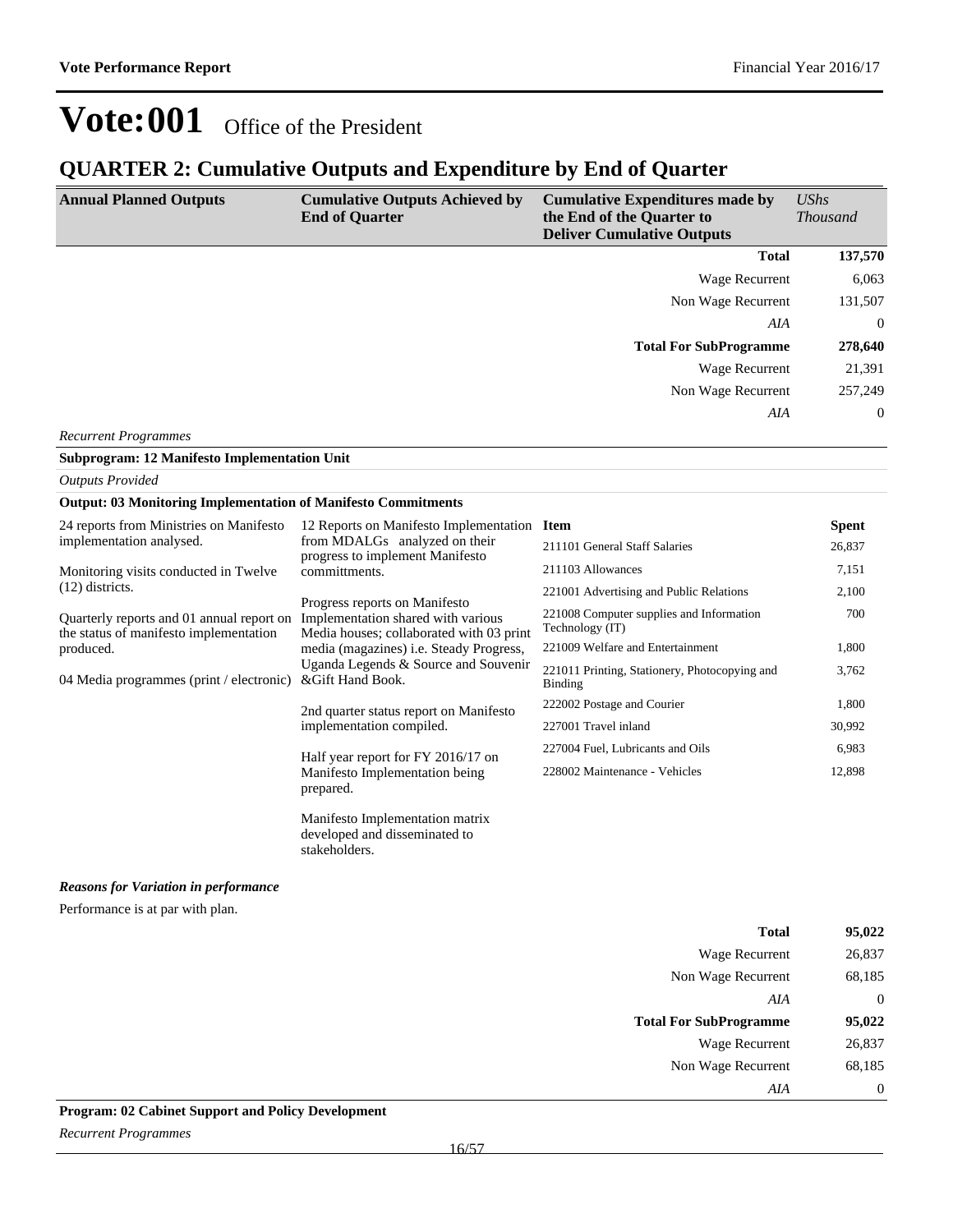# Vote:001 Office of the President

## QUARTER 2: Cumulative Outputs and Expenditure by End of Quarter

| Annual Planned Outputs | Cumulative Outputs Achieved by End of Quarter | Cumulative Expenditures made by the End of the Quarter to Deliver Cumulative Outputs | UShs Thousand |
|---|---|---|---|
| | | **Total** | **137,570** |
| | | Wage Recurrent | 6,063 |
| | | Non Wage Recurrent | 131,507 |
| | | *AIA* | 0 |
| | | **Total For SubProgramme** | **278,640** |
| | | Wage Recurrent | 21,391 |
| | | Non Wage Recurrent | 257,249 |
| | | *AIA* | 0 |

*Recurrent Programmes*

**Subprogram: 12 Manifesto Implementation Unit**

*Outputs Provided*

**Output: 03 Monitoring Implementation of Manifesto Commitments**

| Annual Planned Outputs | Cumulative Outputs Achieved by End of Quarter | Item | Spent |
|---|---|---|---|
| 24 reports from Ministries on Manifesto implementation analysed.<br><br>Monitoring visits conducted in Twelve (12) districts.<br><br>Quarterly reports and 01 annual report on the status of manifesto implementation produced.<br><br>04 Media programmes (print / electronic) | 12 Reports on Manifesto Implementation from MDALGs analyzed on their progress to implement Manifesto committments.<br><br>Progress reports on Manifesto Implementation shared with various Media houses; collaborated with 03 print media (magazines) i.e. Steady Progress, Uganda Legends & Source and Souvenir &Gift Hand Book.<br><br>2nd quarter status report on Manifesto implementation compiled.<br><br>Half year report for FY 2016/17 on Manifesto Implementation being prepared.<br><br>Manifesto Implementation matrix developed and disseminated to stakeholders. | 211101 General Staff Salaries | 26,837 |
| | | 211103 Allowances | 7,151 |
| | | 221001 Advertising and Public Relations | 2,100 |
| | | 221008 Computer supplies and Information Technology (IT) | 700 |
| | | 221009 Welfare and Entertainment | 1,800 |
| | | 221011 Printing, Stationery, Photocopying and Binding | 3,762 |
| | | 222002 Postage and Courier | 1,800 |
| | | 227001 Travel inland | 30,992 |
| | | 227004 Fuel, Lubricants and Oils | 6,983 |
| | | 228002 Maintenance - Vehicles | 12,898 |

***Reasons for Variation in performance***

Performance is at par with plan.

| | |
|---|---|
| **Total** | **95,022** |
| Wage Recurrent | 26,837 |
| Non Wage Recurrent | 68,185 |
| *AIA* | 0 |
| **Total For SubProgramme** | **95,022** |
| Wage Recurrent | 26,837 |
| Non Wage Recurrent | 68,185 |
| *AIA* | 0 |

**Program: 02 Cabinet Support and Policy Development**

*Recurrent Programmes*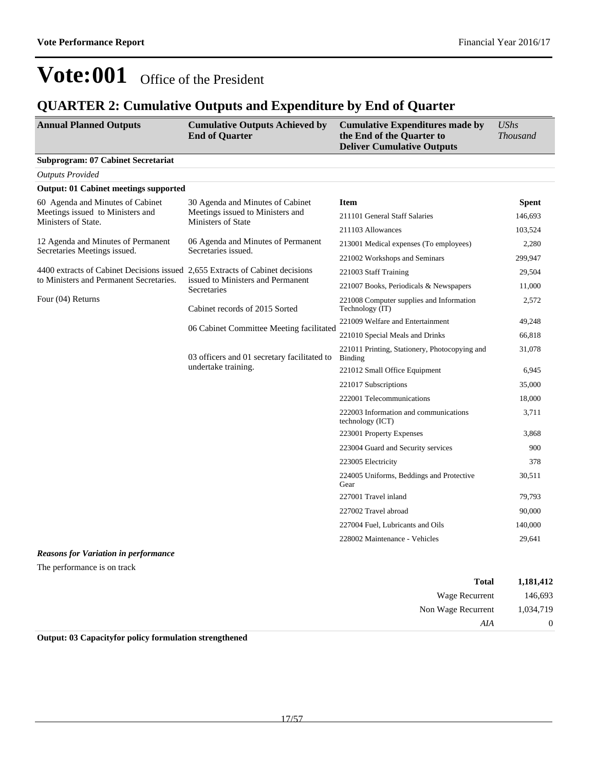# Vote:001 Office of the President

## QUARTER 2: Cumulative Outputs and Expenditure by End of Quarter

| Annual Planned Outputs | Cumulative Outputs Achieved by End of Quarter | Cumulative Expenditures made by the End of the Quarter to Deliver Cumulative Outputs | *UShs Thousand* |
|---|---|---|---|

**Subprogram: 07 Cabinet Secretariat**

*Outputs Provided*

**Output: 01 Cabinet meetings supported**

| Annual Planned Outputs | Cumulative Outputs Achieved by End of Quarter | Item | Spent |
|---|---|---|---|
| 60 Agenda and Minutes of Cabinet Meetings issued to Ministers and Ministers of State. | 30 Agenda and Minutes of Cabinet Meetings issued to Ministers and Ministers of State | 211101 General Staff Salaries | 146,693 |
| | | 211103 Allowances | 103,524 |
| 12 Agenda and Minutes of Permanent Secretaries Meetings issued. | 06 Agenda and Minutes of Permanent Secretaries issued. | 213001 Medical expenses (To employees) | 2,280 |
| | | 221002 Workshops and Seminars | 299,947 |
| 4400 extracts of Cabinet Decisions issued to Ministers and Permanent Secretaries. | 2,655 Extracts of Cabinet decisions issued to Ministers and Permanent Secretaries | 221003 Staff Training | 29,504 |
| | | 221007 Books, Periodicals & Newspapers | 11,000 |
| Four (04) Returns | Cabinet records of 2015 Sorted | 221008 Computer supplies and Information Technology (IT) | 2,572 |
| | 06 Cabinet Committee Meeting facilitated | 221009 Welfare and Entertainment | 49,248 |
| | | 221010 Special Meals and Drinks | 66,818 |
| | 03 officers and 01 secretary facilitated to undertake training. | 221011 Printing, Stationery, Photocopying and Binding | 31,078 |
| | | 221012 Small Office Equipment | 6,945 |
| | | 221017 Subscriptions | 35,000 |
| | | 222001 Telecommunications | 18,000 |
| | | 222003 Information and communications technology (ICT) | 3,711 |
| | | 223001 Property Expenses | 3,868 |
| | | 223004 Guard and Security services | 900 |
| | | 223005 Electricity | 378 |
| | | 224005 Uniforms, Beddings and Protective Gear | 30,511 |
| | | 227001 Travel inland | 79,793 |
| | | 227002 Travel abroad | 90,000 |
| | | 227004 Fuel, Lubricants and Oils | 140,000 |
| | | 228002 Maintenance - Vehicles | 29,641 |

***Reasons for Variation in performance***

The performance is on track

| | |
|---|---|
| **Total** | **1,181,412** |
| Wage Recurrent | 146,693 |
| Non Wage Recurrent | 1,034,719 |
| *AIA* | 0 |

**Output: 03 Capacityfor policy formulation strengthened**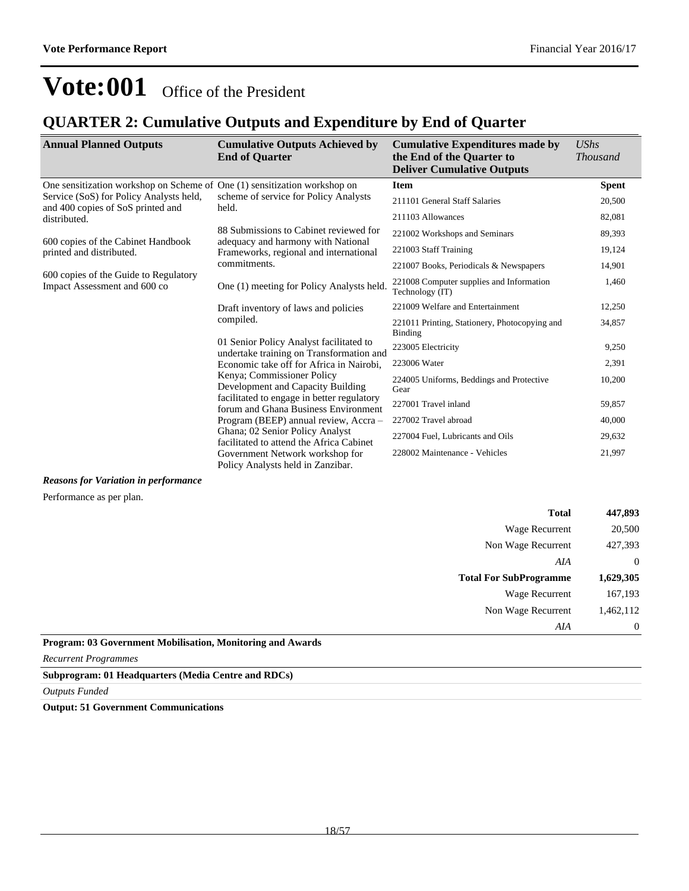# Vote:001 Office of the President

## QUARTER 2: Cumulative Outputs and Expenditure by End of Quarter

| Annual Planned Outputs | Cumulative Outputs Achieved by End of Quarter | Cumulative Expenditures made by the End of the Quarter to Deliver Cumulative Outputs | UShs Thousand |
|---|---|---|---|
| One sensitization workshop on Scheme of Service (SoS) for Policy Analysts held, and 400 copies of SoS printed and distributed.<br><br>600 copies of the Cabinet Handbook printed and distributed.<br><br>600 copies of the Guide to Regulatory Impact Assessment and 600 co | One (1) sensitization workshop on scheme of service for Policy Analysts held.<br><br>88 Submissions to Cabinet reviewed for adequacy and harmony with National Frameworks, regional and international commitments.<br><br>One (1) meeting for Policy Analysts held.<br><br>Draft inventory of laws and policies compiled.<br><br>01 Senior Policy Analyst facilitated to undertake training on Transformation and Economic take off for Africa in Nairobi, Kenya; Commissioner Policy Development and Capacity Building facilitated to engage in better regulatory forum and Ghana Business Environment Program (BEEP) annual review, Accra – Ghana; 02 Senior Policy Analyst facilitated to attend the Africa Cabinet Government Network workshop for Policy Analysts held in Zanzibar. | **Item** | **Spent** |
| | | 211101 General Staff Salaries | 20,500 |
| | | 211103 Allowances | 82,081 |
| | | 221002 Workshops and Seminars | 89,393 |
| | | 221003 Staff Training | 19,124 |
| | | 221007 Books, Periodicals & Newspapers | 14,901 |
| | | 221008 Computer supplies and Information Technology (IT) | 1,460 |
| | | 221009 Welfare and Entertainment | 12,250 |
| | | 221011 Printing, Stationery, Photocopying and Binding | 34,857 |
| | | 223005 Electricity | 9,250 |
| | | 223006 Water | 2,391 |
| | | 224005 Uniforms, Beddings and Protective Gear | 10,200 |
| | | 227001 Travel inland | 59,857 |
| | | 227002 Travel abroad | 40,000 |
| | | 227004 Fuel, Lubricants and Oils | 29,632 |
| | | 228002 Maintenance - Vehicles | 21,997 |

***Reasons for Variation in performance***

Performance as per plan.

| | |
|---|---|
| **Total** | **447,893** |
| Wage Recurrent | 20,500 |
| Non Wage Recurrent | 427,393 |
| *AIA* | 0 |
| **Total For SubProgramme** | **1,629,305** |
| Wage Recurrent | 167,193 |
| Non Wage Recurrent | 1,462,112 |
| *AIA* | 0 |

**Program: 03 Government Mobilisation, Monitoring and Awards**

*Recurrent Programmes*

**Subprogram: 01 Headquarters (Media Centre and RDCs)**

*Outputs Funded*

**Output: 51 Government Communications**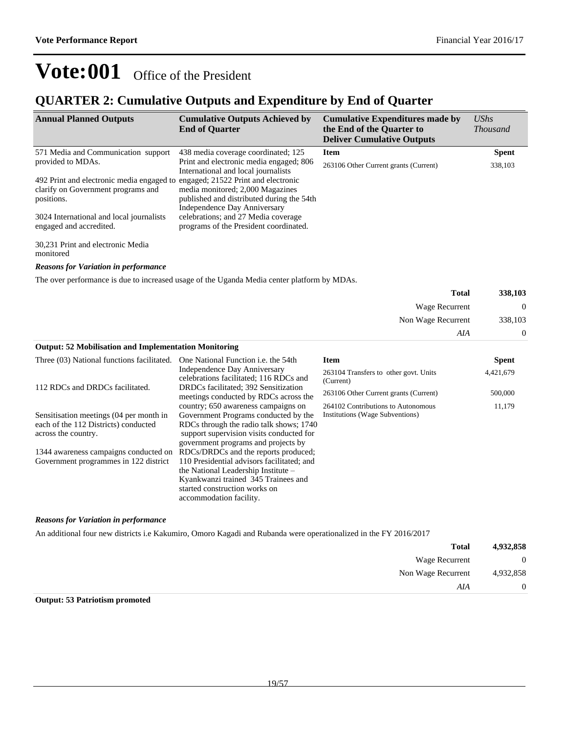# Vote:001 Office of the President

## QUARTER 2: Cumulative Outputs and Expenditure by End of Quarter

| Annual Planned Outputs | Cumulative Outputs Achieved by End of Quarter | Cumulative Expenditures made by the End of the Quarter to Deliver Cumulative Outputs | *UShs Thousand* |
|---|---|---|---|
| 571 Media and Communication support provided to MDAs.<br><br>492 Print and electronic media engaged to clarify on Government programs and positions.<br><br>3024 International and local journalists engaged and accredited.<br><br>30,231 Print and electronic Media monitored | 438 media coverage coordinated; 125 Print and electronic media engaged; 806 International and local journalists engaged; 21522 Print and electronic media monitored; 2,000 Magazines published and distributed during the 54th Independence Day Anniversary celebrations; and 27 Media coverage programs of the President coordinated. | **Item** | **Spent** |
| | | 263106 Other Current grants (Current) | 338,103 |

***Reasons for Variation in performance***

The over performance is due to increased usage of the Uganda Media center platform by MDAs.

| | |
|---|---|
| **Total** | **338,103** |
| Wage Recurrent | 0 |
| Non Wage Recurrent | 338,103 |
| *AIA* | 0 |

**Output: 52 Mobilisation and Implementation Monitoring**

| Annual Planned Outputs | Cumulative Outputs Achieved by End of Quarter | Item | Spent |
|---|---|---|---|
| Three (03) National functions facilitated.<br><br>112 RDCs and DRDCs facilitated.<br><br>Sensitisation meetings (04 per month in each of the 112 Districts) conducted across the country.<br><br>1344 awareness campaigns conducted on Government programmes in 122 district | One National Function i.e. the 54th Independence Day Anniversary celebrations facilitated; 116 RDCs and DRDCs facilitated; 392 Sensitization meetings conducted by RDCs across the country; 650 awareness campaigns on Government Programs conducted by the RDCs through the radio talk shows; 1740 support supervision visits conducted for government programs and projects by RDCs/DRDCs and the reports produced; 110 Presidential advisors facilitated; and the National Leadership Institute – Kyankwanzi trained 345 Trainees and started construction works on accommodation facility. | 263104 Transfers to other govt. Units (Current) | 4,421,679 |
| | | 263106 Other Current grants (Current) | 500,000 |
| | | 264102 Contributions to Autonomous Institutions (Wage Subventions) | 11,179 |

***Reasons for Variation in performance***

An additional four new districts i.e Kakumiro, Omoro Kagadi and Rubanda were operationalized in the FY 2016/2017

| | |
|---|---|
| **Total** | **4,932,858** |
| Wage Recurrent | 0 |
| Non Wage Recurrent | 4,932,858 |
| *AIA* | 0 |

**Output: 53 Patriotism promoted**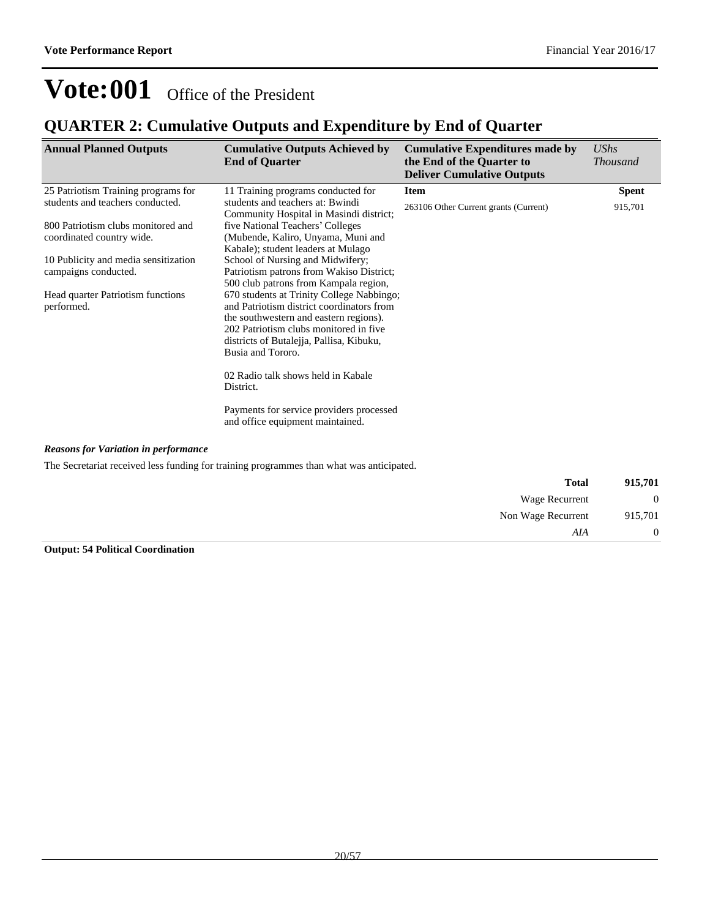# Vote:001 Office of the President

## QUARTER 2: Cumulative Outputs and Expenditure by End of Quarter

| Annual Planned Outputs | Cumulative Outputs Achieved by End of Quarter | Cumulative Expenditures made by the End of the Quarter to Deliver Cumulative Outputs | *UShs Thousand* |
|---|---|---|---|
| 25 Patriotism Training programs for students and teachers conducted.<br><br>800 Patriotism clubs monitored and coordinated country wide.<br><br>10 Publicity and media sensitization campaigns conducted.<br><br>Head quarter Patriotism functions performed. | 11 Training programs conducted for students and teachers at: Bwindi Community Hospital in Masindi district; five National Teachers' Colleges (Mubende, Kaliro, Unyama, Muni and Kabale); student leaders at Mulago School of Nursing and Midwifery; Patriotism patrons from Wakiso District; 500 club patrons from Kampala region, 670 students at Trinity College Nabbingo; and Patriotism district coordinators from the southwestern and eastern regions). 202 Patriotism clubs monitored in five districts of Butalejja, Pallisa, Kibuku, Busia and Tororo.<br><br>02 Radio talk shows held in Kabale District.<br><br>Payments for service providers processed and office equipment maintained. | **Item**<br>263106 Other Current grants (Current) | **Spent**<br>915,701 |

***Reasons for Variation in performance***

The Secretariat received less funding for training programmes than what was anticipated.

| | |
|---|---|
| **Total** | **915,701** |
| Wage Recurrent | 0 |
| Non Wage Recurrent | 915,701 |
| *AIA* | 0 |

**Output: 54 Political Coordination**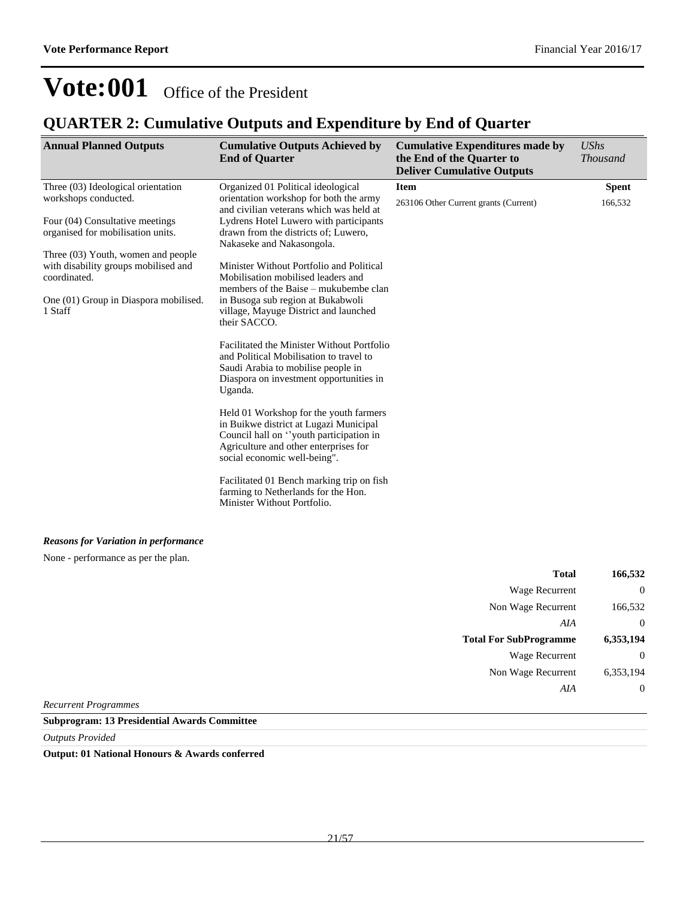# Vote:001 Office of the President

## QUARTER 2: Cumulative Outputs and Expenditure by End of Quarter

| Annual Planned Outputs | Cumulative Outputs Achieved by End of Quarter | Cumulative Expenditures made by the End of the Quarter to Deliver Cumulative Outputs | *UShs Thousand* |
|---|---|---|---|
| Three (03) Ideological orientation workshops conducted.<br><br>Four (04) Consultative meetings organised for mobilisation units.<br><br>Three (03) Youth, women and people with disability groups mobilised and coordinated.<br><br>One (01) Group in Diaspora mobilised. 1 Staff | Organized 01 Political ideological orientation workshop for both the army and civilian veterans which was held at Lydrens Hotel Luwero with participants drawn from the districts of; Luwero, Nakaseke and Nakasongola.<br><br>Minister Without Portfolio and Political Mobilisation mobilised leaders and members of the Baise – mukubembe clan in Busoga sub region at Bukabwoli village, Mayuge District and launched their SACCO.<br><br>Facilitated the Minister Without Portfolio and Political Mobilisation to travel to Saudi Arabia to mobilise people in Diaspora on investment opportunities in Uganda.<br><br>Held 01 Workshop for the youth farmers in Buikwe district at Lugazi Municipal Council hall on ''youth participation in Agriculture and other enterprises for social economic well-being".<br><br>Facilitated 01 Bench marking trip on fish farming to Netherlands for the Hon. Minister Without Portfolio. | **Item**<br><br>263106 Other Current grants (Current) | **Spent**<br><br>166,532 |

***Reasons for Variation in performance***

None - performance as per the plan.

| | |
|---|---|
| **Total** | **166,532** |
| Wage Recurrent | 0 |
| Non Wage Recurrent | 166,532 |
| *AIA* | 0 |
| **Total For SubProgramme** | **6,353,194** |
| Wage Recurrent | 0 |
| Non Wage Recurrent | 6,353,194 |
| *AIA* | 0 |

*Recurrent Programmes*

**Subprogram: 13 Presidential Awards Committee**

*Outputs Provided*

**Output: 01 National Honours & Awards conferred**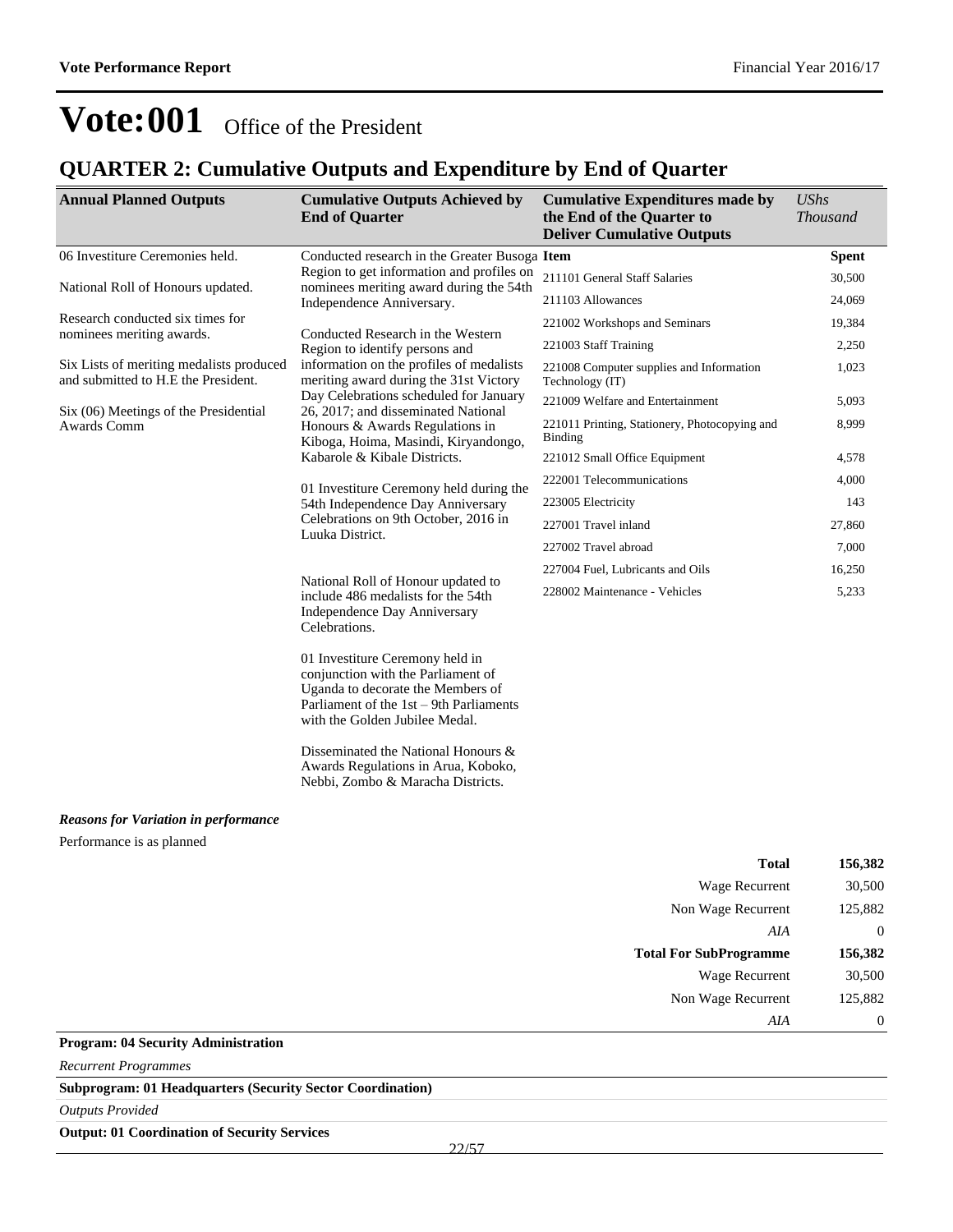# Vote:001 Office of the President

## QUARTER 2: Cumulative Outputs and Expenditure by End of Quarter

| Annual Planned Outputs | Cumulative Outputs Achieved by End of Quarter | Cumulative Expenditures made by the End of the Quarter to Deliver Cumulative Outputs | *UShs Thousand* |
|---|---|---|---|
| 06 Investiture Ceremonies held.<br><br>National Roll of Honours updated.<br><br>Research conducted six times for nominees meriting awards.<br><br>Six Lists of meriting medalists produced and submitted to H.E the President.<br><br>Six (06) Meetings of the Presidential Awards Comm | Conducted research in the Greater Busoga Region to get information and profiles on nominees meriting award during the 54th Independence Anniversary.<br><br>Conducted Research in the Western Region to identify persons and information on the profiles of medalists meriting award during the 31st Victory Day Celebrations scheduled for January 26, 2017; and disseminated National Honours & Awards Regulations in Kiboga, Hoima, Masindi, Kiryandongo, Kabarole & Kibale Districts.<br><br>01 Investiture Ceremony held during the 54th Independence Day Anniversary Celebrations on 9th October, 2016 in Luuka District.<br><br>National Roll of Honour updated to include 486 medalists for the 54th Independence Day Anniversary Celebrations.<br><br>01 Investiture Ceremony held in conjunction with the Parliament of Uganda to decorate the Members of Parliament of the 1st – 9th Parliaments with the Golden Jubilee Medal.<br><br>Disseminated the National Honours & Awards Regulations in Arua, Koboko, Nebbi, Zombo & Maracha Districts. | **Item** | **Spent** |
| | | 211101 General Staff Salaries | 30,500 |
| | | 211103 Allowances | 24,069 |
| | | 221002 Workshops and Seminars | 19,384 |
| | | 221003 Staff Training | 2,250 |
| | | 221008 Computer supplies and Information Technology (IT) | 1,023 |
| | | 221009 Welfare and Entertainment | 5,093 |
| | | 221011 Printing, Stationery, Photocopying and Binding | 8,999 |
| | | 221012 Small Office Equipment | 4,578 |
| | | 222001 Telecommunications | 4,000 |
| | | 223005 Electricity | 143 |
| | | 227001 Travel inland | 27,860 |
| | | 227002 Travel abroad | 7,000 |
| | | 227004 Fuel, Lubricants and Oils | 16,250 |
| | | 228002 Maintenance - Vehicles | 5,233 |

***Reasons for Variation in performance***

Performance is as planned

| | |
|---|---|
| **Total** | **156,382** |
| Wage Recurrent | 30,500 |
| Non Wage Recurrent | 125,882 |
| *AIA* | 0 |
| **Total For SubProgramme** | **156,382** |
| Wage Recurrent | 30,500 |
| Non Wage Recurrent | 125,882 |
| *AIA* | 0 |

**Program: 04 Security Administration**

*Recurrent Programmes*

**Subprogram: 01 Headquarters (Security Sector Coordination)**

*Outputs Provided*

**Output: 01 Coordination of Security Services**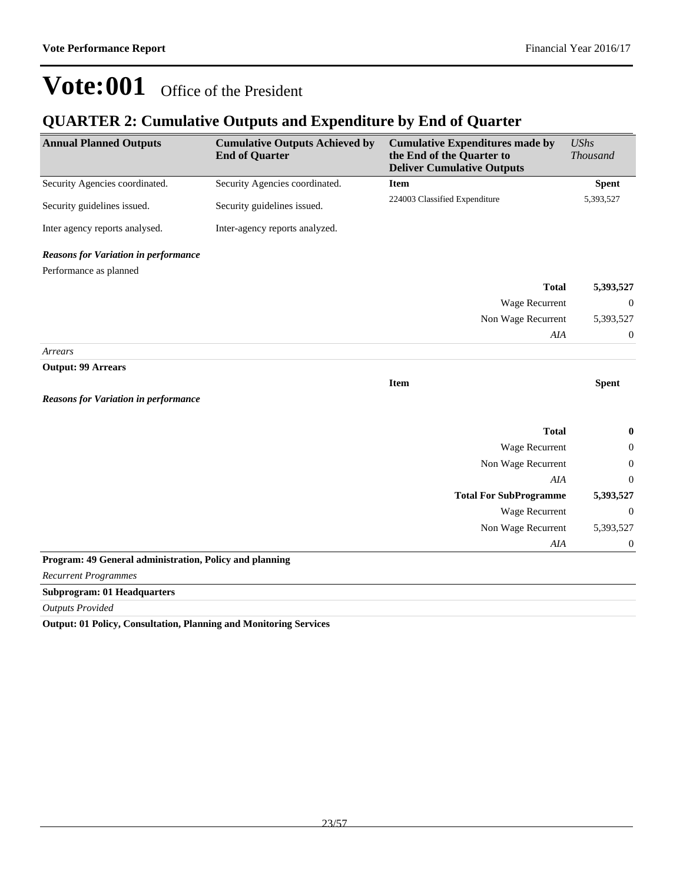# Vote:001 Office of the President

## QUARTER 2: Cumulative Outputs and Expenditure by End of Quarter

| Annual Planned Outputs | Cumulative Outputs Achieved by End of Quarter | Cumulative Expenditures made by the End of the Quarter to Deliver Cumulative Outputs | *UShs Thousand* |
|---|---|---|---|
| Security Agencies coordinated. | Security Agencies coordinated. | **Item** | **Spent** |
| Security guidelines issued. | Security guidelines issued. | 224003 Classified Expenditure | 5,393,527 |
| Inter agency reports analysed. | Inter-agency reports analyzed. | | |

***Reasons for Variation in performance***

Performance as planned

| | |
|---|---|
| **Total** | **5,393,527** |
| Wage Recurrent | 0 |
| Non Wage Recurrent | 5,393,527 |
| *AIA* | 0 |

*Arrears*

**Output: 99 Arrears**

| Item | Spent |
|---|---|

***Reasons for Variation in performance***

| | |
|---|---|
| **Total** | **0** |
| Wage Recurrent | 0 |
| Non Wage Recurrent | 0 |
| *AIA* | 0 |
| **Total For SubProgramme** | **5,393,527** |
| Wage Recurrent | 0 |
| Non Wage Recurrent | 5,393,527 |
| *AIA* | 0 |

**Program: 49 General administration, Policy and planning**

*Recurrent Programmes*

**Subprogram: 01 Headquarters**

*Outputs Provided*

**Output: 01 Policy, Consultation, Planning and Monitoring Services**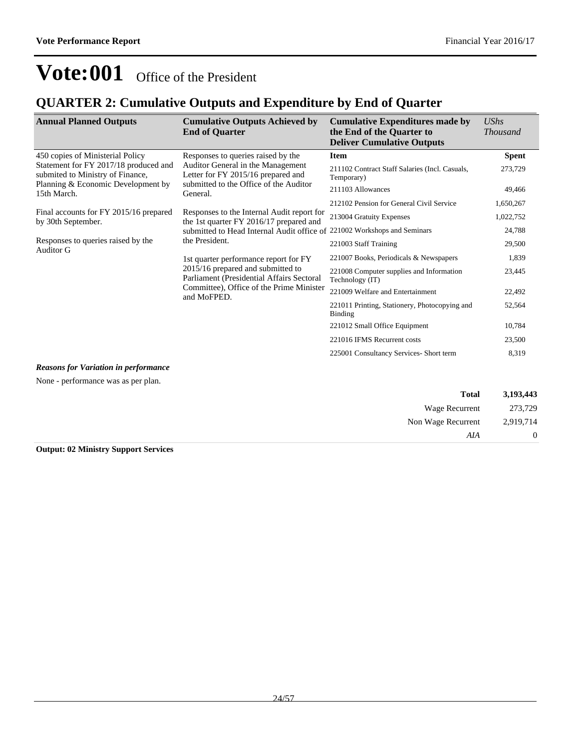# Vote:001 Office of the President

## QUARTER 2: Cumulative Outputs and Expenditure by End of Quarter

| Annual Planned Outputs | Cumulative Outputs Achieved by End of Quarter | Cumulative Expenditures made by the End of the Quarter to Deliver Cumulative Outputs | *UShs Thousand* |
|---|---|---|---|
| 450 copies of Ministerial Policy Statement for FY 2017/18 produced and submited to Ministry of Finance, Planning & Economic Development by 15th March.<br><br>Final accounts for FY 2015/16 prepared by 30th September.<br><br>Responses to queries raised by the Auditor G | Responses to queries raised by the Auditor General in the Management Letter for FY 2015/16 prepared and submitted to the Office of the Auditor General.<br><br>Responses to the Internal Audit report for the 1st quarter FY 2016/17 prepared and submitted to Head Internal Audit office of the President.<br><br>1st quarter performance report for FY 2015/16 prepared and submitted to Parliament (Presidential Affairs Sectoral Committee), Office of the Prime Minister and MoFPED. | **Item** | **Spent** |
| | | 211102 Contract Staff Salaries (Incl. Casuals, Temporary) | 273,729 |
| | | 211103 Allowances | 49,466 |
| | | 212102 Pension for General Civil Service | 1,650,267 |
| | | 213004 Gratuity Expenses | 1,022,752 |
| | | 221002 Workshops and Seminars | 24,788 |
| | | 221003 Staff Training | 29,500 |
| | | 221007 Books, Periodicals & Newspapers | 1,839 |
| | | 221008 Computer supplies and Information Technology (IT) | 23,445 |
| | | 221009 Welfare and Entertainment | 22,492 |
| | | 221011 Printing, Stationery, Photocopying and Binding | 52,564 |
| | | 221012 Small Office Equipment | 10,784 |
| | | 221016 IFMS Recurrent costs | 23,500 |
| | | 225001 Consultancy Services- Short term | 8,319 |

***Reasons for Variation in performance***

None - performance was as per plan.

| | |
|---|---|
| **Total** | **3,193,443** |
| Wage Recurrent | 273,729 |
| Non Wage Recurrent | 2,919,714 |
| *AIA* | 0 |

**Output: 02 Ministry Support Services**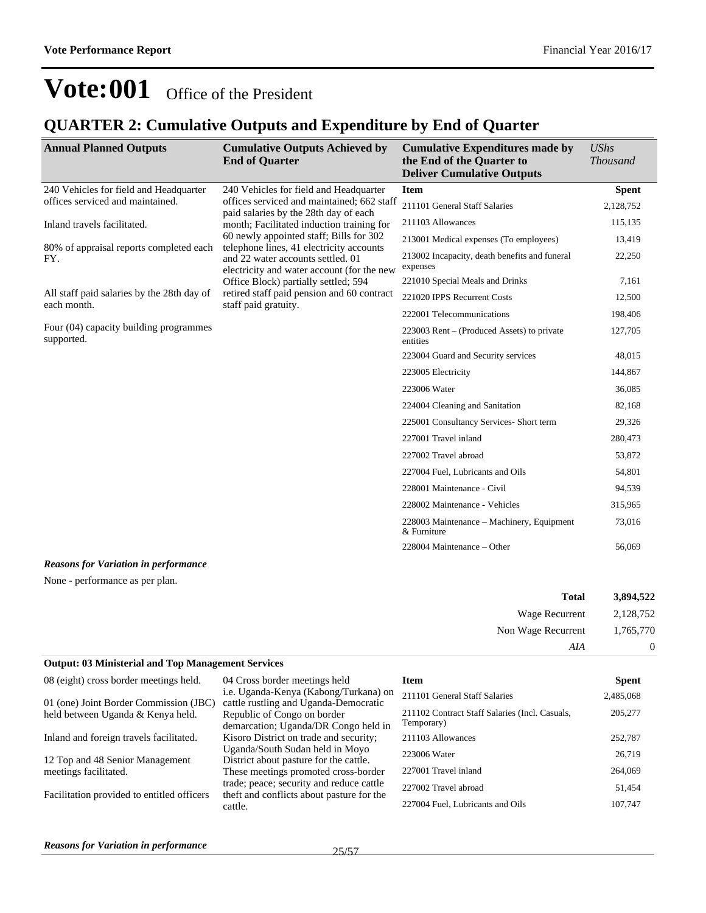# Vote:001 Office of the President

## QUARTER 2: Cumulative Outputs and Expenditure by End of Quarter

| Annual Planned Outputs | Cumulative Outputs Achieved by End of Quarter | Cumulative Expenditures made by the End of the Quarter to Deliver Cumulative Outputs | *UShs Thousand* |
|---|---|---|---|
| 240 Vehicles for field and Headquarter offices serviced and maintained.<br><br>Inland travels facilitated.<br><br>80% of appraisal reports completed each FY.<br><br>All staff paid salaries by the 28th day of each month.<br><br>Four (04) capacity building programmes supported. | 240 Vehicles for field and Headquarter offices serviced and maintained; 662 staff paid salaries by the 28th day of each month; Facilitated induction training for 60 newly appointed staff; Bills for 302 telephone lines, 41 electricity accounts and 22 water accounts settled. 01 electricity and water account (for the new Office Block) partially settled; 594 retired staff paid pension and 60 contract staff paid gratuity. | **Item** | **Spent** |
| | | 211101 General Staff Salaries | 2,128,752 |
| | | 211103 Allowances | 115,135 |
| | | 213001 Medical expenses (To employees) | 13,419 |
| | | 213002 Incapacity, death benefits and funeral expenses | 22,250 |
| | | 221010 Special Meals and Drinks | 7,161 |
| | | 221020 IPPS Recurrent Costs | 12,500 |
| | | 222001 Telecommunications | 198,406 |
| | | 223003 Rent – (Produced Assets) to private entities | 127,705 |
| | | 223004 Guard and Security services | 48,015 |
| | | 223005 Electricity | 144,867 |
| | | 223006 Water | 36,085 |
| | | 224004 Cleaning and Sanitation | 82,168 |
| | | 225001 Consultancy Services- Short term | 29,326 |
| | | 227001 Travel inland | 280,473 |
| | | 227002 Travel abroad | 53,872 |
| | | 227004 Fuel, Lubricants and Oils | 54,801 |
| | | 228001 Maintenance - Civil | 94,539 |
| | | 228002 Maintenance - Vehicles | 315,965 |
| | | 228003 Maintenance – Machinery, Equipment & Furniture | 73,016 |
| | | 228004 Maintenance – Other | 56,069 |

***Reasons for Variation in performance***

None - performance as per plan.

| | |
|---|---|
| **Total** | **3,894,522** |
| Wage Recurrent | 2,128,752 |
| Non Wage Recurrent | 1,765,770 |
| *AIA* | 0 |

**Output: 03 Ministerial and Top Management Services**

| Annual Planned Outputs | Cumulative Outputs Achieved by End of Quarter | Item | Spent |
|---|---|---|---|
| 08 (eight) cross border meetings held.<br><br>01 (one) Joint Border Commission (JBC) held between Uganda & Kenya held.<br><br>Inland and foreign travels facilitated.<br><br>12 Top and 48 Senior Management meetings facilitated.<br><br>Facilitation provided to entitled officers | 04 Cross border meetings held i.e. Uganda-Kenya (Kabong/Turkana) on cattle rustling and Uganda-Democratic Republic of Congo on border demarcation; Uganda/DR Congo held in Kisoro District on trade and security; Uganda/South Sudan held in Moyo District about pasture for the cattle. These meetings promoted cross-border trade; peace; security and reduce cattle theft and conflicts about pasture for the cattle. | 211101 General Staff Salaries | 2,485,068 |
| | | 211102 Contract Staff Salaries (Incl. Casuals, Temporary) | 205,277 |
| | | 211103 Allowances | 252,787 |
| | | 223006 Water | 26,719 |
| | | 227001 Travel inland | 264,069 |
| | | 227002 Travel abroad | 51,454 |
| | | 227004 Fuel, Lubricants and Oils | 107,747 |

***Reasons for Variation in performance***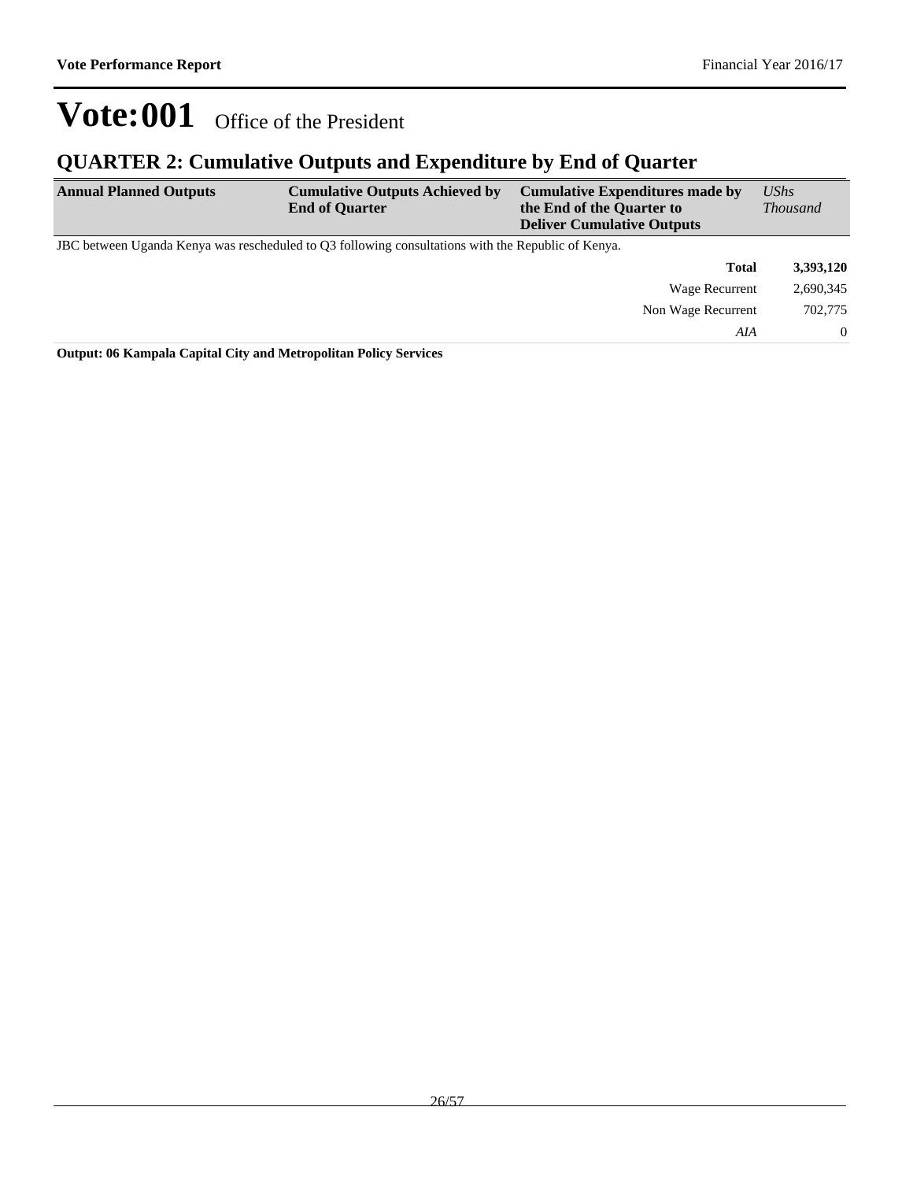# Vote:001 Office of the President

## QUARTER 2: Cumulative Outputs and Expenditure by End of Quarter

| Annual Planned Outputs | Cumulative Outputs Achieved by End of Quarter | Cumulative Expenditures made by the End of the Quarter to Deliver Cumulative Outputs | *UShs Thousand* |
|---|---|---|---|
| JBC between Uganda Kenya was rescheduled to Q3 following consultations with the Republic of Kenya. | | | |
| | | **Total** | **3,393,120** |
| | | Wage Recurrent | 2,690,345 |
| | | Non Wage Recurrent | 702,775 |
| | | *AIA* | 0 |

**Output: 06 Kampala Capital City and Metropolitan Policy Services**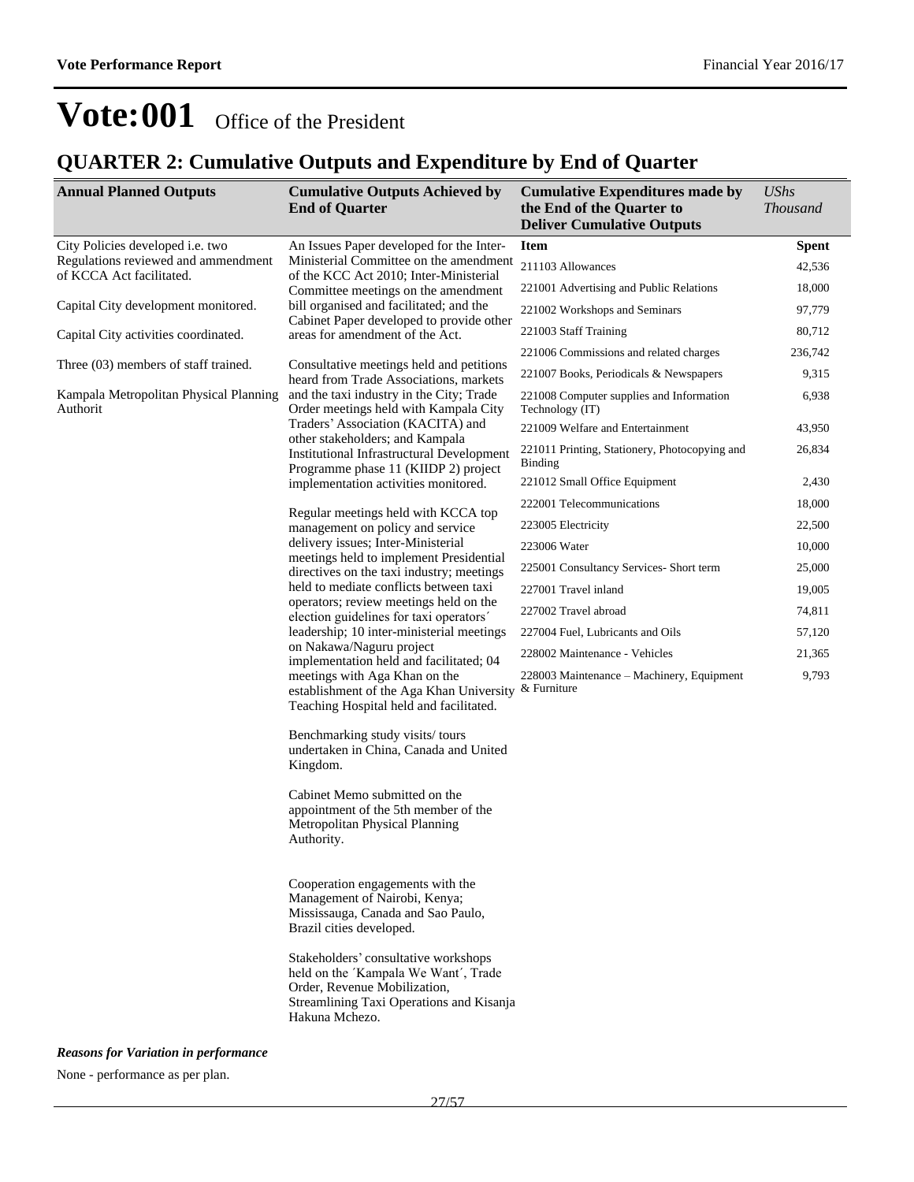# Vote:001 Office of the President

## QUARTER 2: Cumulative Outputs and Expenditure by End of Quarter

| Annual Planned Outputs | Cumulative Outputs Achieved by End of Quarter | Cumulative Expenditures made by the End of the Quarter to Deliver Cumulative Outputs | *UShs Thousand* |
|---|---|---|---|
| City Policies developed i.e. two Regulations reviewed and ammendment of KCCA Act facilitated.<br><br>Capital City development monitored.<br><br>Capital City activities coordinated.<br><br>Three (03) members of staff trained.<br><br>Kampala Metropolitan Physical Planning Authorit | An Issues Paper developed for the Inter-Ministerial Committee on the amendment of the KCC Act 2010; Inter-Ministerial Committee meetings on the amendment bill organised and facilitated; and the Cabinet Paper developed to provide other areas for amendment of the Act.<br><br>Consultative meetings held and petitions heard from Trade Associations, markets and the taxi industry in the City; Trade Order meetings held with Kampala City Traders' Association (KACITA) and other stakeholders; and Kampala Institutional Infrastructural Development Programme phase 11 (KIIDP 2) project implementation activities monitored.<br><br>Regular meetings held with KCCA top management on policy and service delivery issues; Inter-Ministerial meetings held to implement Presidential directives on the taxi industry; meetings held to mediate conflicts between taxi operators; review meetings held on the election guidelines for taxi operators´ leadership; 10 inter-ministerial meetings on Nakawa/Naguru project implementation held and facilitated; 04 meetings with Aga Khan on the establishment of the Aga Khan University Teaching Hospital held and facilitated.<br><br>Benchmarking study visits/ tours undertaken in China, Canada and United Kingdom.<br><br>Cabinet Memo submitted on the appointment of the 5th member of the Metropolitan Physical Planning Authority.<br><br>Cooperation engagements with the Management of Nairobi, Kenya; Mississauga, Canada and Sao Paulo, Brazil cities developed.<br><br>Stakeholders' consultative workshops held on the ´Kampala We Want´, Trade Order, Revenue Mobilization, Streamlining Taxi Operations and Kisanja Hakuna Mchezo. | **Item** | **Spent** |
| | | 211103 Allowances | 42,536 |
| | | 221001 Advertising and Public Relations | 18,000 |
| | | 221002 Workshops and Seminars | 97,779 |
| | | 221003 Staff Training | 80,712 |
| | | 221006 Commissions and related charges | 236,742 |
| | | 221007 Books, Periodicals & Newspapers | 9,315 |
| | | 221008 Computer supplies and Information Technology (IT) | 6,938 |
| | | 221009 Welfare and Entertainment | 43,950 |
| | | 221011 Printing, Stationery, Photocopying and Binding | 26,834 |
| | | 221012 Small Office Equipment | 2,430 |
| | | 222001 Telecommunications | 18,000 |
| | | 223005 Electricity | 22,500 |
| | | 223006 Water | 10,000 |
| | | 225001 Consultancy Services- Short term | 25,000 |
| | | 227001 Travel inland | 19,005 |
| | | 227002 Travel abroad | 74,811 |
| | | 227004 Fuel, Lubricants and Oils | 57,120 |
| | | 228002 Maintenance - Vehicles | 21,365 |
| | | 228003 Maintenance – Machinery, Equipment & Furniture | 9,793 |

***Reasons for Variation in performance***

None - performance as per plan.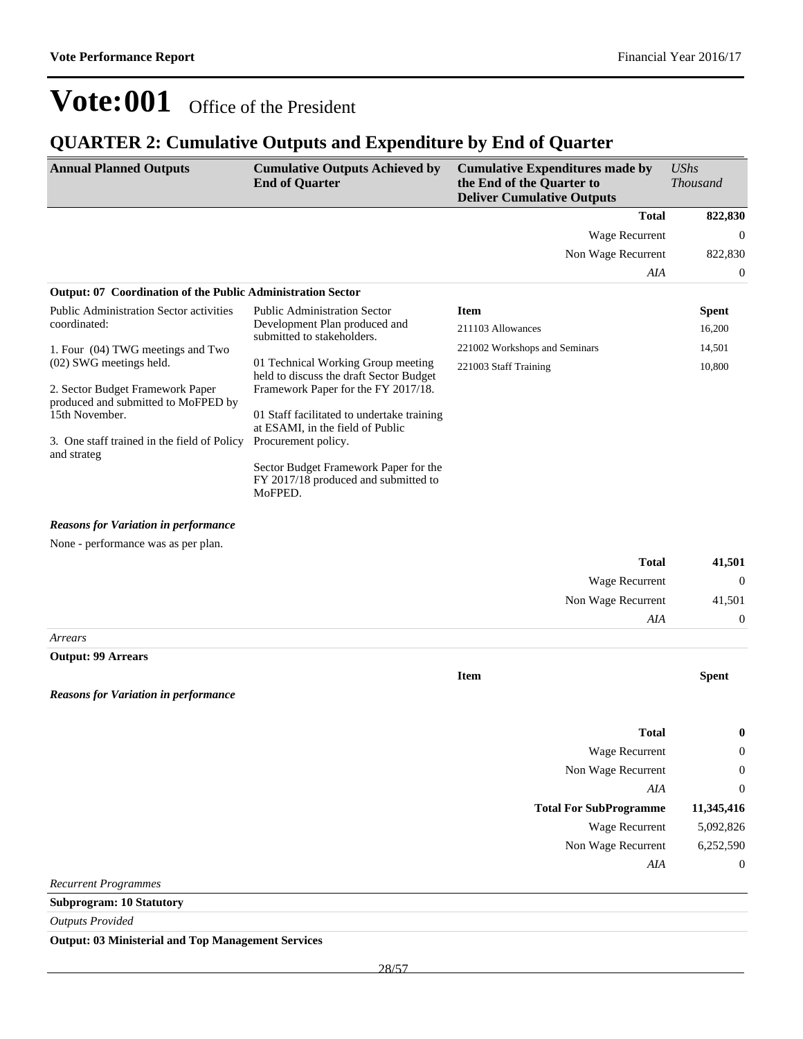# Vote:001 Office of the President

## QUARTER 2: Cumulative Outputs and Expenditure by End of Quarter

| Annual Planned Outputs | Cumulative Outputs Achieved by End of Quarter | Cumulative Expenditures made by the End of the Quarter to Deliver Cumulative Outputs | *UShs Thousand* |
|---|---|---|---|
| | | **Total** | **822,830** |
| | | Wage Recurrent | 0 |
| | | Non Wage Recurrent | 822,830 |
| | | *AIA* | 0 |
| **Output: 07 Coordination of the Public Administration Sector** | | | |
| Public Administration Sector activities coordinated:<br><br>1. Four (04) TWG meetings and Two (02) SWG meetings held.<br><br>2. Sector Budget Framework Paper produced and submitted to MoFPED by 15th November.<br><br>3. One staff trained in the field of Policy and strateg | Public Administration Sector Development Plan produced and submitted to stakeholders.<br><br>01 Technical Working Group meeting held to discuss the draft Sector Budget Framework Paper for the FY 2017/18.<br><br>01 Staff facilitated to undertake training at ESAMI, in the field of Public Procurement policy.<br><br>Sector Budget Framework Paper for the FY 2017/18 produced and submitted to MoFPED. | **Item** | **Spent** |
| | | 211103 Allowances | 16,200 |
| | | 221002 Workshops and Seminars | 14,501 |
| | | 221003 Staff Training | 10,800 |
| ***Reasons for Variation in performance*** | | | |
| None - performance was as per plan. | | | |
| | | **Total** | **41,501** |
| | | Wage Recurrent | 0 |
| | | Non Wage Recurrent | 41,501 |
| | | *AIA* | 0 |
| *Arrears* | | | |
| **Output: 99 Arrears** | | | |
| | | **Item** | **Spent** |
| ***Reasons for Variation in performance*** | | | |
| | | **Total** | **0** |
| | | Wage Recurrent | 0 |
| | | Non Wage Recurrent | 0 |
| | | *AIA* | 0 |
| | | **Total For SubProgramme** | **11,345,416** |
| | | Wage Recurrent | 5,092,826 |
| | | Non Wage Recurrent | 6,252,590 |
| | | *AIA* | 0 |

*Recurrent Programmes*

**Subprogram: 10 Statutory**

*Outputs Provided*

**Output: 03 Ministerial and Top Management Services**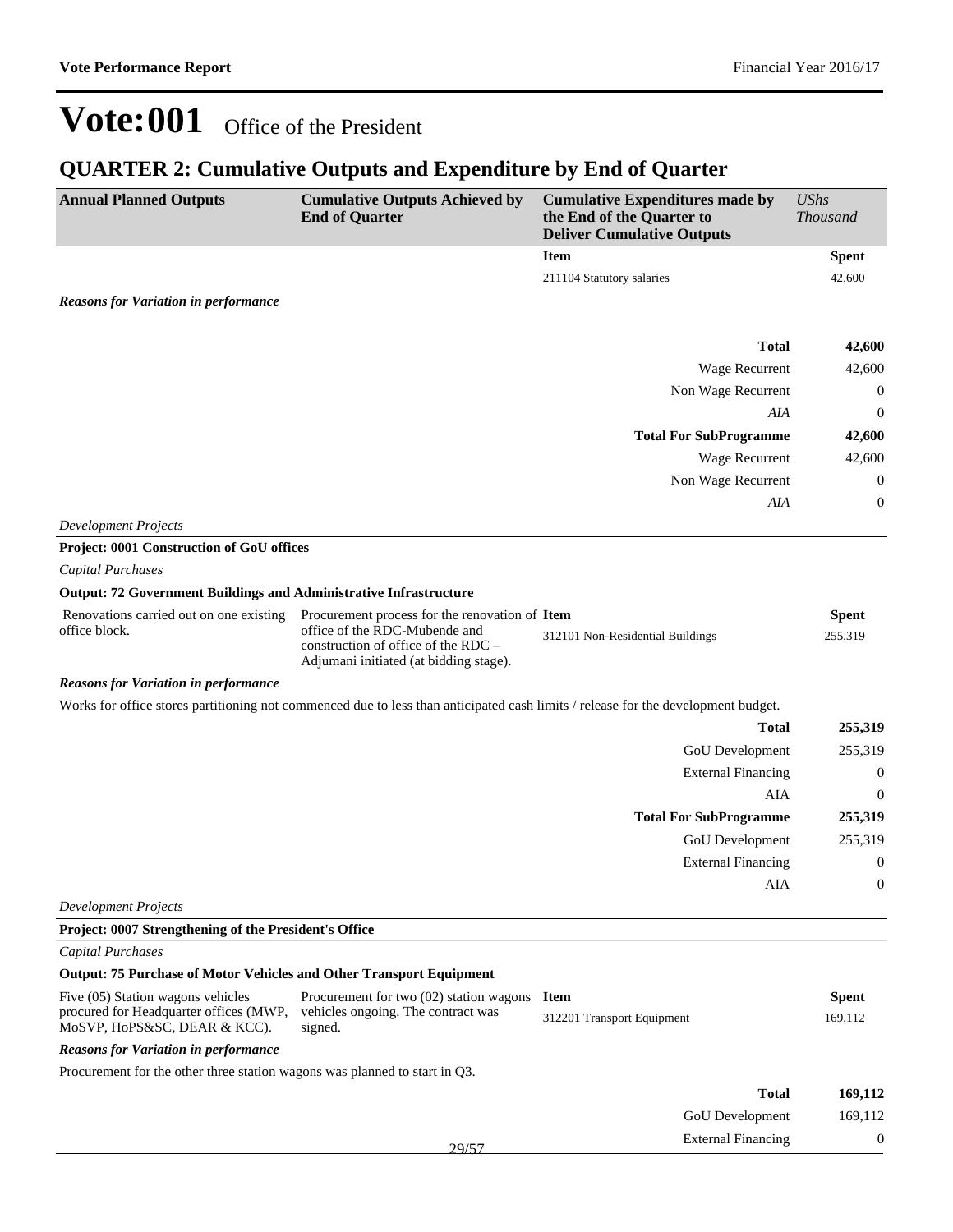# Vote:001 Office of the President

## QUARTER 2: Cumulative Outputs and Expenditure by End of Quarter

| Annual Planned Outputs | Cumulative Outputs Achieved by End of Quarter | Cumulative Expenditures made by the End of the Quarter to Deliver Cumulative Outputs | *UShs Thousand* |
|---|---|---|---|
| | | **Item** | **Spent** |
| | | 211104 Statutory salaries | 42,600 |

***Reasons for Variation in performance***

| | |
|---|---|
| **Total** | **42,600** |
| Wage Recurrent | 42,600 |
| Non Wage Recurrent | 0 |
| *AIA* | 0 |
| **Total For SubProgramme** | **42,600** |
| Wage Recurrent | 42,600 |
| Non Wage Recurrent | 0 |
| *AIA* | 0 |

*Development Projects*

**Project: 0001 Construction of GoU offices**

*Capital Purchases*

**Output: 72 Government Buildings and Administrative Infrastructure**

| Annual Planned Outputs | Cumulative Outputs Achieved by End of Quarter | Item | Spent |
|---|---|---|---|
| Renovations carried out on one existing office block. | Procurement process for the renovation of office of the RDC-Mubende and construction of office of the RDC – Adjumani initiated (at bidding stage). | 312101 Non-Residential Buildings | 255,319 |

***Reasons for Variation in performance***

Works for office stores partitioning not commenced due to less than anticipated cash limits / release for the development budget.

| | |
|---|---|
| **Total** | **255,319** |
| GoU Development | 255,319 |
| External Financing | 0 |
| AIA | 0 |
| **Total For SubProgramme** | **255,319** |
| GoU Development | 255,319 |
| External Financing | 0 |
| AIA | 0 |

*Development Projects*

**Project: 0007 Strengthening of the President's Office**

*Capital Purchases*

**Output: 75 Purchase of Motor Vehicles and Other Transport Equipment**

| Annual Planned Outputs | Cumulative Outputs Achieved by End of Quarter | Item | Spent |
|---|---|---|---|
| Five (05) Station wagons vehicles procured for Headquarter offices (MWP, MoSVP, HoPS&SC, DEAR & KCC). | Procurement for two (02) station wagons vehicles ongoing. The contract was signed. | 312201 Transport Equipment | 169,112 |

***Reasons for Variation in performance***

Procurement for the other three station wagons was planned to start in Q3.

| | |
|---|---|
| **Total** | **169,112** |
| GoU Development | 169,112 |
| External Financing | 0 |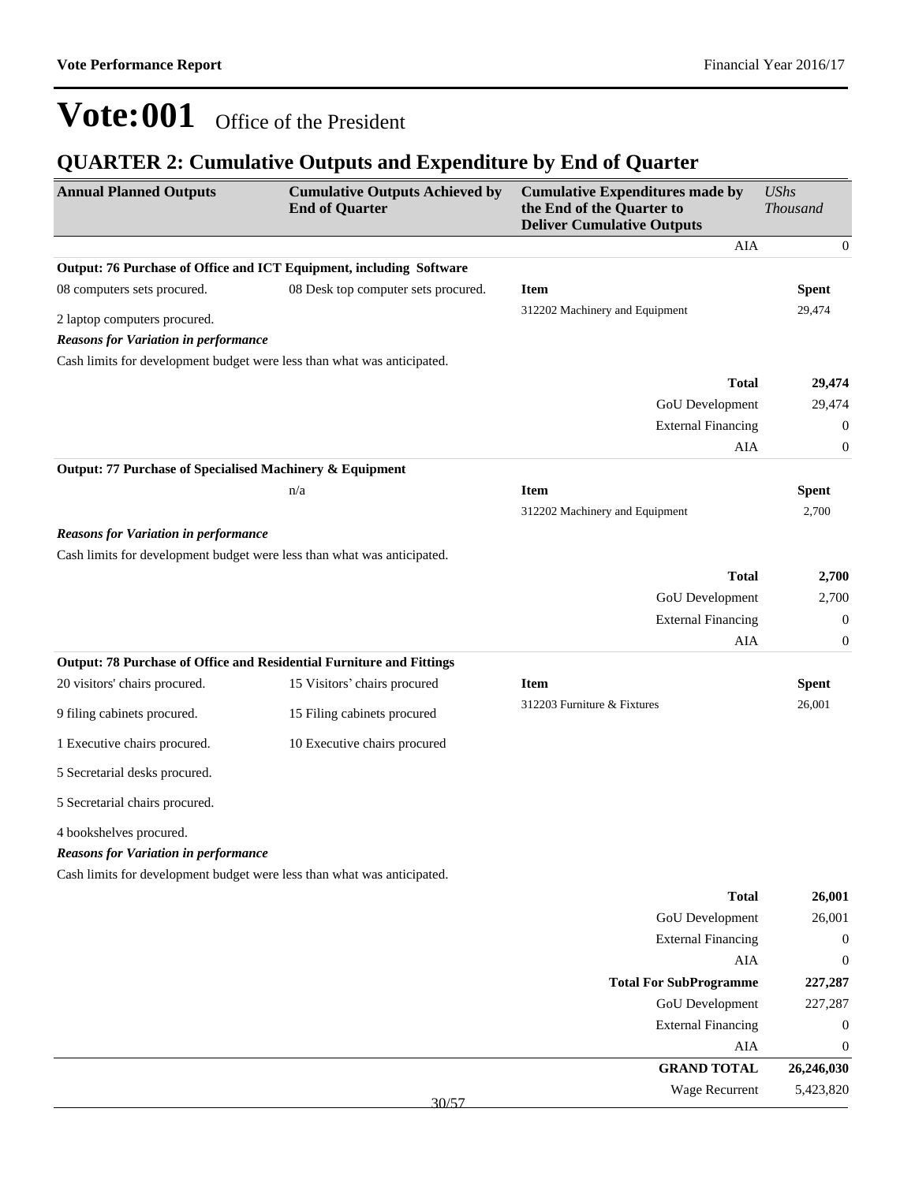# Vote:001 Office of the President

## QUARTER 2: Cumulative Outputs and Expenditure by End of Quarter

| Annual Planned Outputs | Cumulative Outputs Achieved by End of Quarter | Cumulative Expenditures made by the End of the Quarter to Deliver Cumulative Outputs | *UShs Thousand* |
|---|---|---|---|
| | | AIA | 0 |
| **Output: 76 Purchase of Office and ICT Equipment, including Software** | | | |
| 08 computers sets procured. | 08 Desk top computer sets procured. | **Item** | **Spent** |
| 2 laptop computers procured. | | 312202 Machinery and Equipment | 29,474 |
| ***Reasons for Variation in performance*** | | | |
| Cash limits for development budget were less than what was anticipated. | | | |
| | | **Total** | **29,474** |
| | | GoU Development | 29,474 |
| | | External Financing | 0 |
| | | AIA | 0 |
| **Output: 77 Purchase of Specialised Machinery & Equipment** | | | |
| | n/a | **Item** | **Spent** |
| | | 312202 Machinery and Equipment | 2,700 |
| ***Reasons for Variation in performance*** | | | |
| Cash limits for development budget were less than what was anticipated. | | | |
| | | **Total** | **2,700** |
| | | GoU Development | 2,700 |
| | | External Financing | 0 |
| | | AIA | 0 |
| **Output: 78 Purchase of Office and Residential Furniture and Fittings** | | | |
| 20 visitors' chairs procured. | 15 Visitors' chairs procured | **Item** | **Spent** |
| 9 filing cabinets procured. | 15 Filing cabinets procured | 312203 Furniture & Fixtures | 26,001 |
| 1 Executive chairs procured. | 10 Executive chairs procured | | |
| 5 Secretarial desks procured. | | | |
| 5 Secretarial chairs procured. | | | |
| 4 bookshelves procured. | | | |
| ***Reasons for Variation in performance*** | | | |
| Cash limits for development budget were less than what was anticipated. | | | |
| | | **Total** | **26,001** |
| | | GoU Development | 26,001 |
| | | External Financing | 0 |
| | | AIA | 0 |
| | | **Total For SubProgramme** | **227,287** |
| | | GoU Development | 227,287 |
| | | External Financing | 0 |
| | | AIA | 0 |
| | | **GRAND TOTAL** | **26,246,030** |
| | | Wage Recurrent | 5,423,820 |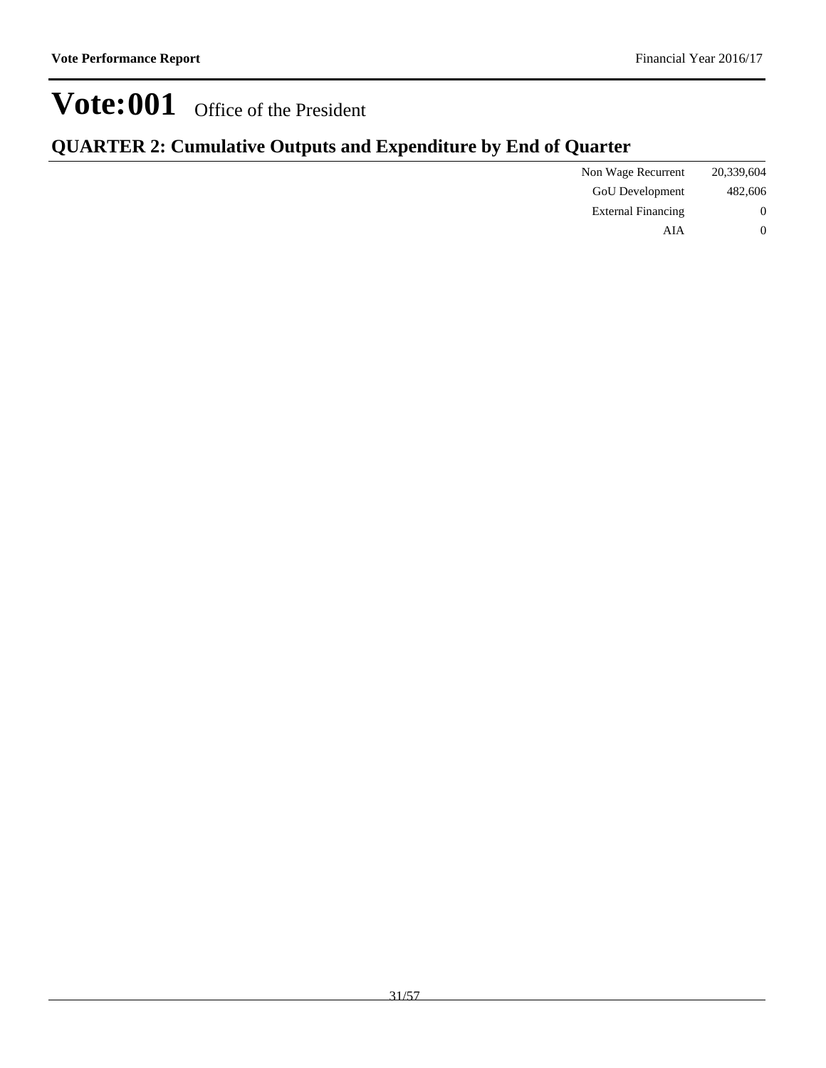# Vote:001 Office of the President

## QUARTER 2: Cumulative Outputs and Expenditure by End of Quarter

| | |
|---|---|
| Non Wage Recurrent | 20,339,604 |
| GoU Development | 482,606 |
| External Financing | 0 |
| AIA | 0 |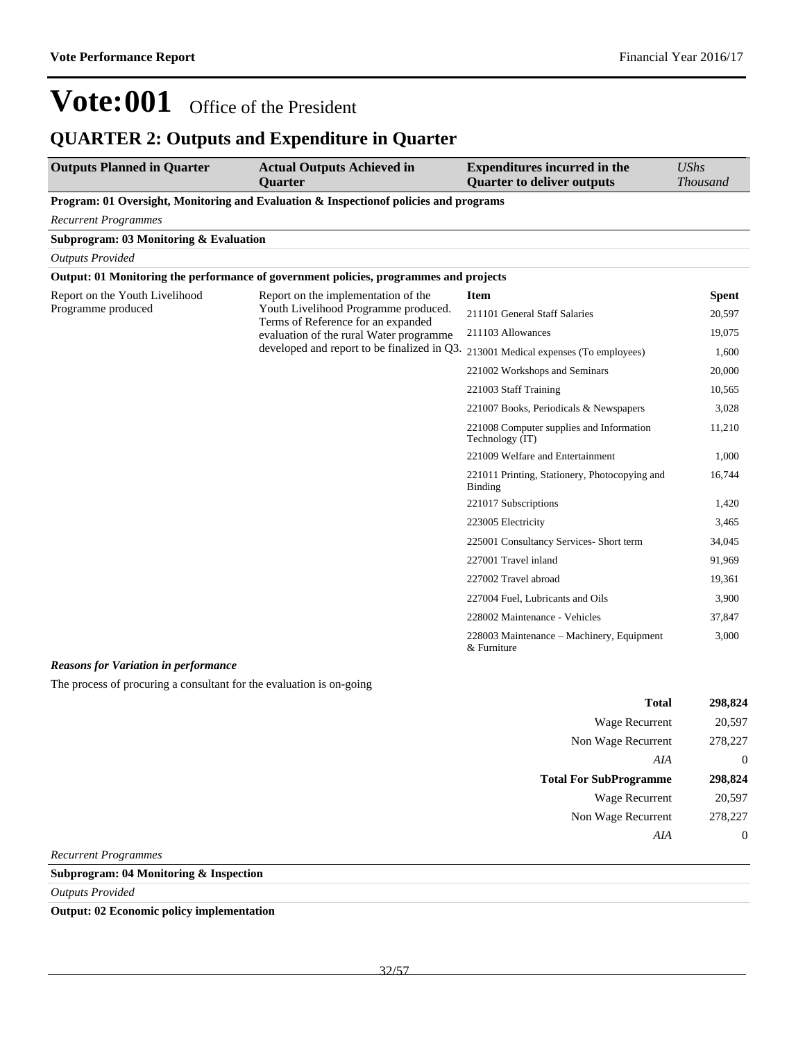# Vote:001 Office of the President

## QUARTER 2: Outputs and Expenditure in Quarter

| Outputs Planned in Quarter | Actual Outputs Achieved in Quarter | Expenditures incurred in the Quarter to deliver outputs | *UShs Thousand* |
|---|---|---|---|
| **Program: 01 Oversight, Monitoring and Evaluation & Inspectionof policies and programs** | | | |
| *Recurrent Programmes* | | | |
| **Subprogram: 03 Monitoring & Evaluation** | | | |
| *Outputs Provided* | | | |
| **Output: 01 Monitoring the performance of government policies, programmes and projects** | | | |
| Report on the Youth Livelihood Programme produced | Report on the implementation of the Youth Livelihood Programme produced. Terms of Reference for an expanded evaluation of the rural Water programme developed and report to be finalized in Q3. | **Item** | **Spent** |
| | | 211101 General Staff Salaries | 20,597 |
| | | 211103 Allowances | 19,075 |
| | | 213001 Medical expenses (To employees) | 1,600 |
| | | 221002 Workshops and Seminars | 20,000 |
| | | 221003 Staff Training | 10,565 |
| | | 221007 Books, Periodicals & Newspapers | 3,028 |
| | | 221008 Computer supplies and Information Technology (IT) | 11,210 |
| | | 221009 Welfare and Entertainment | 1,000 |
| | | 221011 Printing, Stationery, Photocopying and Binding | 16,744 |
| | | 221017 Subscriptions | 1,420 |
| | | 223005 Electricity | 3,465 |
| | | 225001 Consultancy Services- Short term | 34,045 |
| | | 227001 Travel inland | 91,969 |
| | | 227002 Travel abroad | 19,361 |
| | | 227004 Fuel, Lubricants and Oils | 3,900 |
| | | 228002 Maintenance - Vehicles | 37,847 |
| | | 228003 Maintenance – Machinery, Equipment & Furniture | 3,000 |

***Reasons for Variation in performance***

The process of procuring a consultant for the evaluation is on-going

| | |
|---|---|
| **Total** | **298,824** |
| Wage Recurrent | 20,597 |
| Non Wage Recurrent | 278,227 |
| *AIA* | 0 |
| **Total For SubProgramme** | **298,824** |
| Wage Recurrent | 20,597 |
| Non Wage Recurrent | 278,227 |
| *AIA* | 0 |

*Recurrent Programmes*

**Subprogram: 04 Monitoring & Inspection**

*Outputs Provided*

**Output: 02 Economic policy implementation**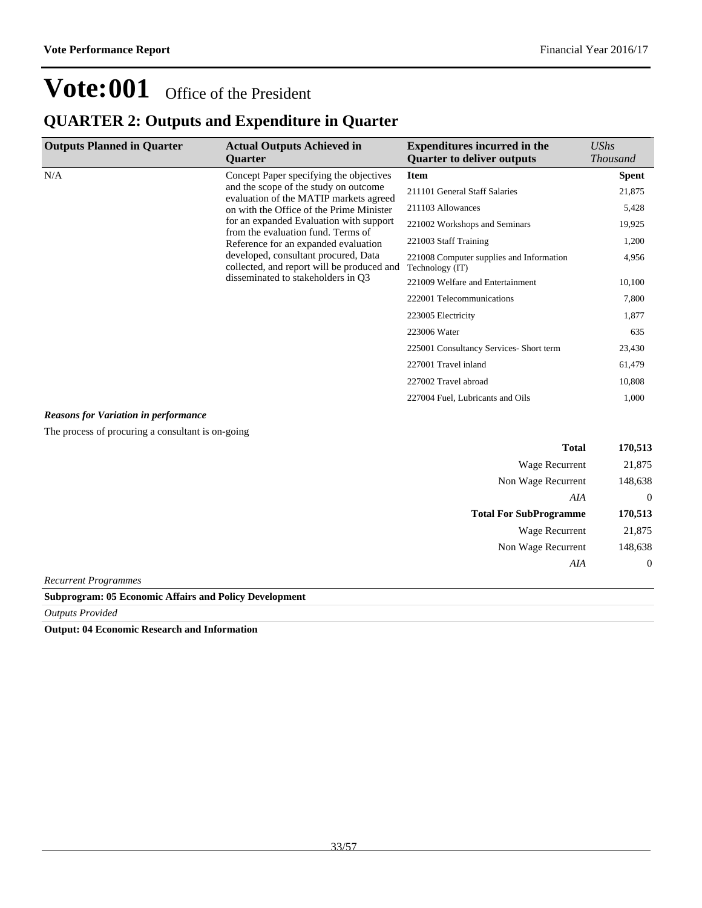# Vote:001 Office of the President

## QUARTER 2: Outputs and Expenditure in Quarter

| Outputs Planned in Quarter | Actual Outputs Achieved in Quarter | Expenditures incurred in the Quarter to deliver outputs | *UShs Thousand* |
|---|---|---|---|
| N/A | Concept Paper specifying the objectives and the scope of the study on outcome evaluation of the MATIP markets agreed on with the Office of the Prime Minister for an expanded Evaluation with support from the evaluation fund. Terms of Reference for an expanded evaluation developed, consultant procured, Data collected, and report will be produced and disseminated to stakeholders in Q3 | **Item** | **Spent** |
| | | 211101 General Staff Salaries | 21,875 |
| | | 211103 Allowances | 5,428 |
| | | 221002 Workshops and Seminars | 19,925 |
| | | 221003 Staff Training | 1,200 |
| | | 221008 Computer supplies and Information Technology (IT) | 4,956 |
| | | 221009 Welfare and Entertainment | 10,100 |
| | | 222001 Telecommunications | 7,800 |
| | | 223005 Electricity | 1,877 |
| | | 223006 Water | 635 |
| | | 225001 Consultancy Services- Short term | 23,430 |
| | | 227001 Travel inland | 61,479 |
| | | 227002 Travel abroad | 10,808 |
| | | 227004 Fuel, Lubricants and Oils | 1,000 |

***Reasons for Variation in performance***

The process of procuring a consultant is on-going

| | |
|---|---|
| **Total** | **170,513** |
| Wage Recurrent | 21,875 |
| Non Wage Recurrent | 148,638 |
| *AIA* | 0 |
| **Total For SubProgramme** | **170,513** |
| Wage Recurrent | 21,875 |
| Non Wage Recurrent | 148,638 |
| *AIA* | 0 |

*Recurrent Programmes*

**Subprogram: 05 Economic Affairs and Policy Development**

*Outputs Provided*

**Output: 04 Economic Research and Information**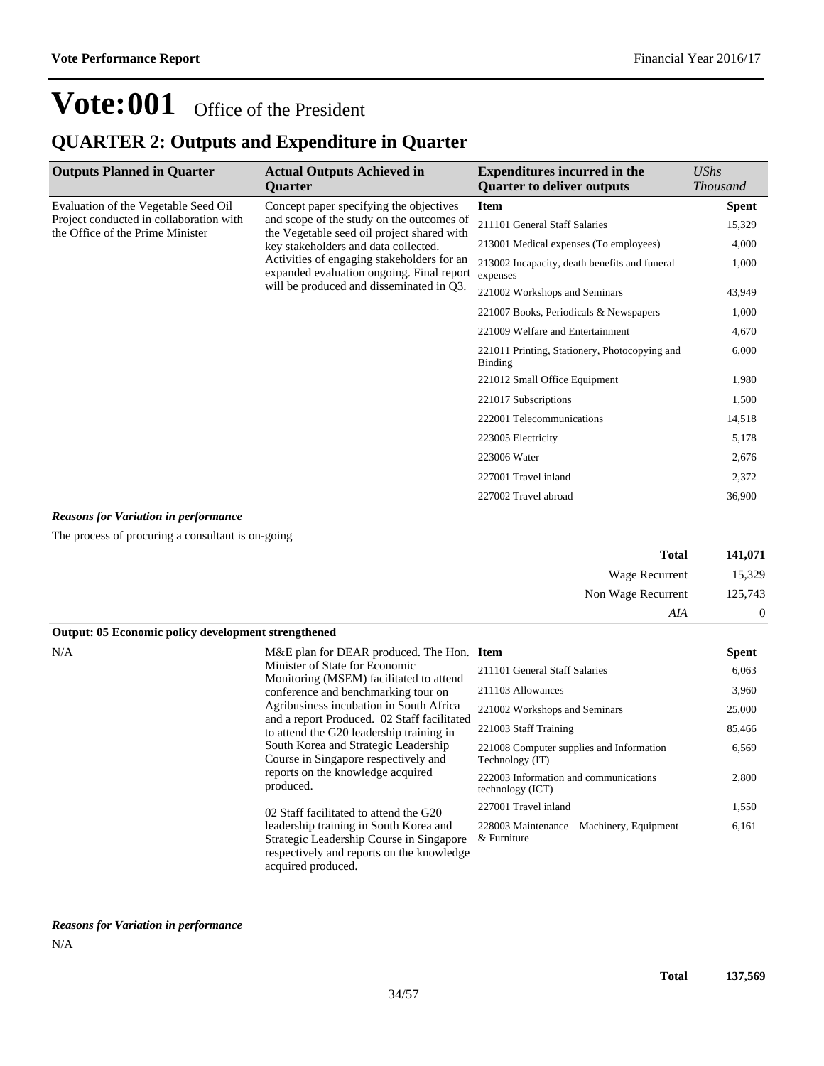# Vote:001 Office of the President

## QUARTER 2: Outputs and Expenditure in Quarter

| Outputs Planned in Quarter | Actual Outputs Achieved in Quarter | Expenditures incurred in the Quarter to deliver outputs | *UShs Thousand* |
|---|---|---|---|
| Evaluation of the Vegetable Seed Oil Project conducted in collaboration with the Office of the Prime Minister | Concept paper specifying the objectives and scope of the study on the outcomes of the Vegetable seed oil project shared with key stakeholders and data collected. Activities of engaging stakeholders for an expanded evaluation ongoing. Final report will be produced and disseminated in Q3. | **Item** | **Spent** |
| | | 211101 General Staff Salaries | 15,329 |
| | | 213001 Medical expenses (To employees) | 4,000 |
| | | 213002 Incapacity, death benefits and funeral expenses | 1,000 |
| | | 221002 Workshops and Seminars | 43,949 |
| | | 221007 Books, Periodicals & Newspapers | 1,000 |
| | | 221009 Welfare and Entertainment | 4,670 |
| | | 221011 Printing, Stationery, Photocopying and Binding | 6,000 |
| | | 221012 Small Office Equipment | 1,980 |
| | | 221017 Subscriptions | 1,500 |
| | | 222001 Telecommunications | 14,518 |
| | | 223005 Electricity | 5,178 |
| | | 223006 Water | 2,676 |
| | | 227001 Travel inland | 2,372 |
| | | 227002 Travel abroad | 36,900 |

***Reasons for Variation in performance***

The process of procuring a consultant is on-going

| | |
|---|---|
| **Total** | **141,071** |
| Wage Recurrent | 15,329 |
| Non Wage Recurrent | 125,743 |
| *AIA* | 0 |

**Output: 05 Economic policy development strengthened**

| Outputs Planned in Quarter | Actual Outputs Achieved in Quarter | Expenditures incurred in the Quarter to deliver outputs | *UShs Thousand* |
|---|---|---|---|
| N/A | M&E plan for DEAR produced. The Hon. Minister of State for Economic Monitoring (MSEM) facilitated to attend conference and benchmarking tour on Agribusiness incubation in South Africa and a report Produced. 02 Staff facilitated to attend the G20 leadership training in South Korea and Strategic Leadership Course in Singapore respectively and reports on the knowledge acquired produced.<br><br>02 Staff facilitated to attend the G20 leadership training in South Korea and Strategic Leadership Course in Singapore respectively and reports on the knowledge acquired produced. | **Item** | **Spent** |
| | | 211101 General Staff Salaries | 6,063 |
| | | 211103 Allowances | 3,960 |
| | | 221002 Workshops and Seminars | 25,000 |
| | | 221003 Staff Training | 85,466 |
| | | 221008 Computer supplies and Information Technology (IT) | 6,569 |
| | | 222003 Information and communications technology (ICT) | 2,800 |
| | | 227001 Travel inland | 1,550 |
| | | 228003 Maintenance – Machinery, Equipment & Furniture | 6,161 |

***Reasons for Variation in performance***

N/A

| | |
|---|---|
| **Total** | **137,569** |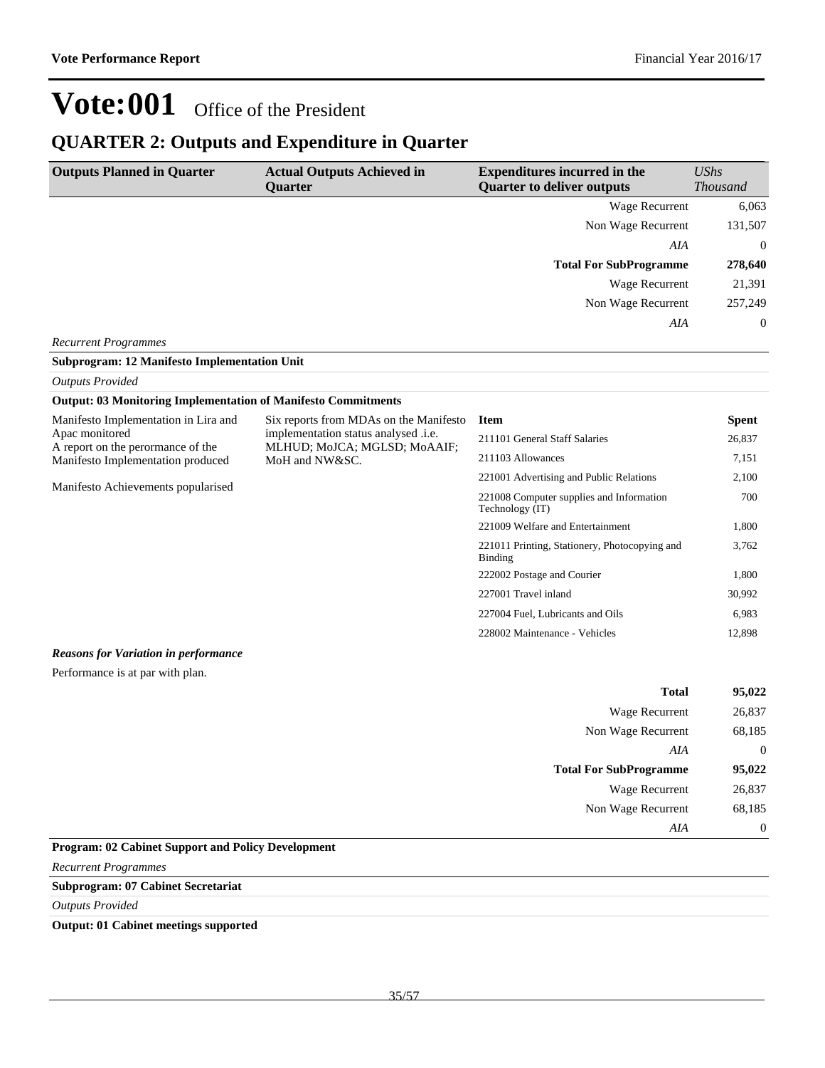# Vote:001 Office of the President

## QUARTER 2: Outputs and Expenditure in Quarter

| Outputs Planned in Quarter | Actual Outputs Achieved in Quarter | Expenditures incurred in the Quarter to deliver outputs | *UShs Thousand* |
|---|---|---|---|
| | | Wage Recurrent | 6,063 |
| | | Non Wage Recurrent | 131,507 |
| | | *AIA* | 0 |
| | | **Total For SubProgramme** | **278,640** |
| | | Wage Recurrent | 21,391 |
| | | Non Wage Recurrent | 257,249 |
| | | *AIA* | 0 |

*Recurrent Programmes*

**Subprogram: 12 Manifesto Implementation Unit**

*Outputs Provided*

**Output: 03 Monitoring Implementation of Manifesto Commitments**

| Outputs Planned in Quarter | Actual Outputs Achieved in Quarter | Item | Spent |
|---|---|---|---|
| Manifesto Implementation in Lira and Apac monitored<br>A report on the perormance of the Manifesto Implementation produced<br><br>Manifesto Achievements popularised | Six reports from MDAs on the Manifesto implementation status analysed .i.e. MLHUD; MoJCA; MGLSD; MoAAIF; MoH and NW&SC. | 211101 General Staff Salaries | 26,837 |
| | | 211103 Allowances | 7,151 |
| | | 221001 Advertising and Public Relations | 2,100 |
| | | 221008 Computer supplies and Information Technology (IT) | 700 |
| | | 221009 Welfare and Entertainment | 1,800 |
| | | 221011 Printing, Stationery, Photocopying and Binding | 3,762 |
| | | 222002 Postage and Courier | 1,800 |
| | | 227001 Travel inland | 30,992 |
| | | 227004 Fuel, Lubricants and Oils | 6,983 |
| | | 228002 Maintenance - Vehicles | 12,898 |

***Reasons for Variation in performance***

Performance is at par with plan.

| | |
|---|---|
| **Total** | **95,022** |
| Wage Recurrent | 26,837 |
| Non Wage Recurrent | 68,185 |
| *AIA* | 0 |
| **Total For SubProgramme** | **95,022** |
| Wage Recurrent | 26,837 |
| Non Wage Recurrent | 68,185 |
| *AIA* | 0 |

**Program: 02 Cabinet Support and Policy Development**

*Recurrent Programmes*

**Subprogram: 07 Cabinet Secretariat**

*Outputs Provided*

**Output: 01 Cabinet meetings supported**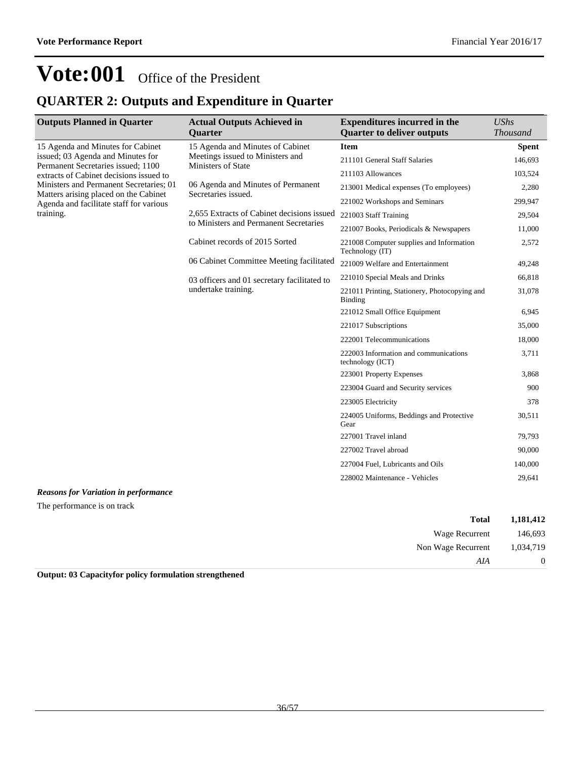# Vote:001 Office of the President

## QUARTER 2: Outputs and Expenditure in Quarter

| Outputs Planned in Quarter | Actual Outputs Achieved in Quarter | Expenditures incurred in the Quarter to deliver outputs | *UShs Thousand* |
|---|---|---|---|
| 15 Agenda and Minutes for Cabinet issued; 03 Agenda and Minutes for Permanent Secretaries issued; 1100 extracts of Cabinet decisions issued to Ministers and Permanent Secretaries; 01 Matters arising placed on the Cabinet Agenda and facilitate staff for various training. | 15 Agenda and Minutes of Cabinet Meetings issued to Ministers and Ministers of State<br><br>06 Agenda and Minutes of Permanent Secretaries issued.<br><br>2,655 Extracts of Cabinet decisions issued to Ministers and Permanent Secretaries<br><br>Cabinet records of 2015 Sorted<br><br>06 Cabinet Committee Meeting facilitated<br><br>03 officers and 01 secretary facilitated to undertake training. | **Item** | **Spent** |
| | | 211101 General Staff Salaries | 146,693 |
| | | 211103 Allowances | 103,524 |
| | | 213001 Medical expenses (To employees) | 2,280 |
| | | 221002 Workshops and Seminars | 299,947 |
| | | 221003 Staff Training | 29,504 |
| | | 221007 Books, Periodicals & Newspapers | 11,000 |
| | | 221008 Computer supplies and Information Technology (IT) | 2,572 |
| | | 221009 Welfare and Entertainment | 49,248 |
| | | 221010 Special Meals and Drinks | 66,818 |
| | | 221011 Printing, Stationery, Photocopying and Binding | 31,078 |
| | | 221012 Small Office Equipment | 6,945 |
| | | 221017 Subscriptions | 35,000 |
| | | 222001 Telecommunications | 18,000 |
| | | 222003 Information and communications technology (ICT) | 3,711 |
| | | 223001 Property Expenses | 3,868 |
| | | 223004 Guard and Security services | 900 |
| | | 223005 Electricity | 378 |
| | | 224005 Uniforms, Beddings and Protective Gear | 30,511 |
| | | 227001 Travel inland | 79,793 |
| | | 227002 Travel abroad | 90,000 |
| | | 227004 Fuel, Lubricants and Oils | 140,000 |
| | | 228002 Maintenance - Vehicles | 29,641 |

***Reasons for Variation in performance***

The performance is on track

| | |
|---|---|
| **Total** | **1,181,412** |
| Wage Recurrent | 146,693 |
| Non Wage Recurrent | 1,034,719 |
| *AIA* | 0 |

**Output: 03 Capacityfor policy formulation strengthened**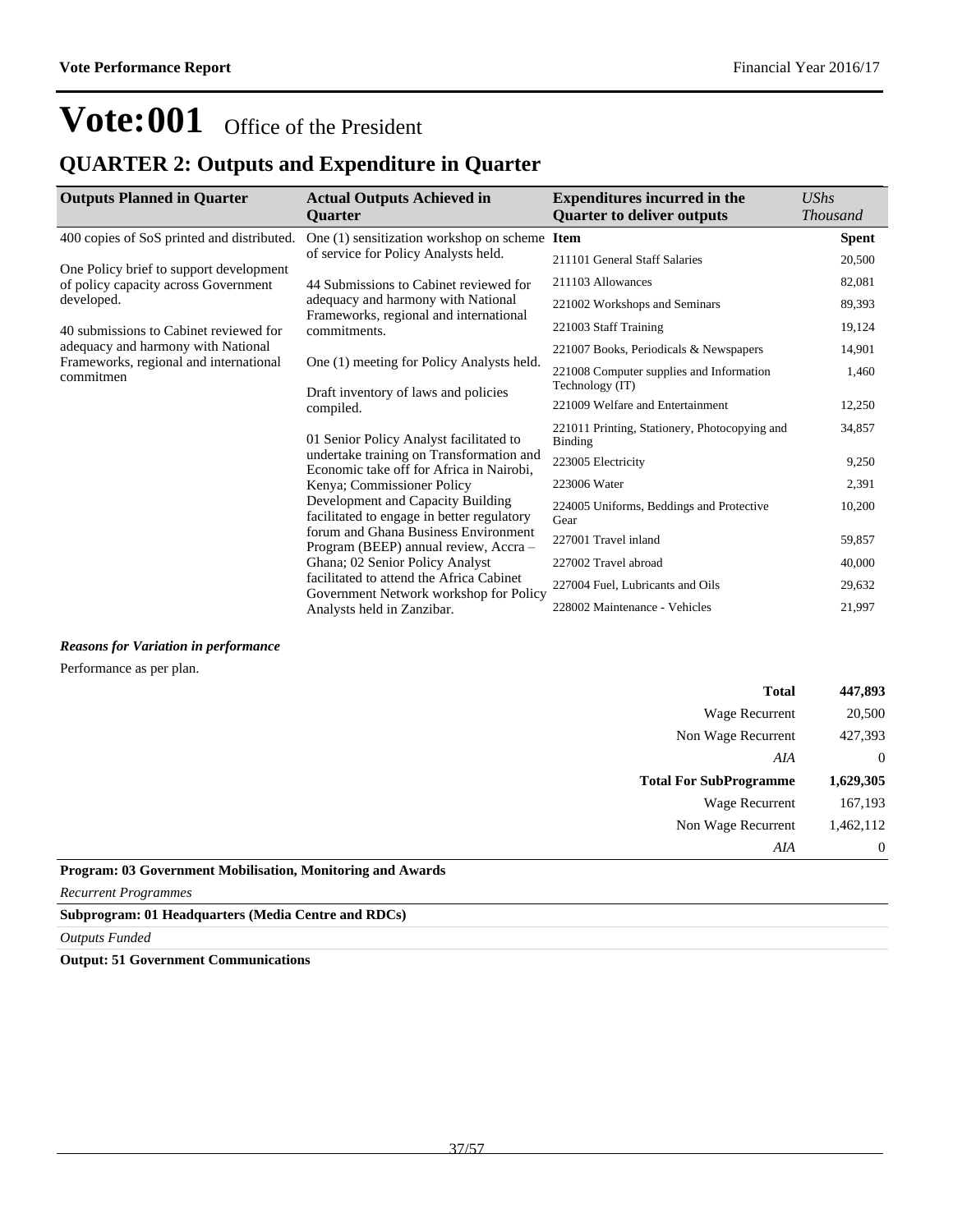# Vote:001 Office of the President

## QUARTER 2: Outputs and Expenditure in Quarter

| Outputs Planned in Quarter | Actual Outputs Achieved in Quarter | Expenditures incurred in the Quarter to deliver outputs | *UShs Thousand* |
|---|---|---|---|
| 400 copies of SoS printed and distributed.<br><br>One Policy brief to support development of policy capacity across Government developed.<br><br>40 submissions to Cabinet reviewed for adequacy and harmony with National Frameworks, regional and international commitmen | One (1) sensitization workshop on scheme of service for Policy Analysts held.<br><br>44 Submissions to Cabinet reviewed for adequacy and harmony with National Frameworks, regional and international commitments.<br><br>One (1) meeting for Policy Analysts held.<br><br>Draft inventory of laws and policies compiled.<br><br>01 Senior Policy Analyst facilitated to undertake training on Transformation and Economic take off for Africa in Nairobi, Kenya; Commissioner Policy Development and Capacity Building facilitated to engage in better regulatory forum and Ghana Business Environment Program (BEEP) annual review, Accra – Ghana; 02 Senior Policy Analyst facilitated to attend the Africa Cabinet Government Network workshop for Policy Analysts held in Zanzibar. | **Item** | **Spent** |
| | | 211101 General Staff Salaries | 20,500 |
| | | 211103 Allowances | 82,081 |
| | | 221002 Workshops and Seminars | 89,393 |
| | | 221003 Staff Training | 19,124 |
| | | 221007 Books, Periodicals & Newspapers | 14,901 |
| | | 221008 Computer supplies and Information Technology (IT) | 1,460 |
| | | 221009 Welfare and Entertainment | 12,250 |
| | | 221011 Printing, Stationery, Photocopying and Binding | 34,857 |
| | | 223005 Electricity | 9,250 |
| | | 223006 Water | 2,391 |
| | | 224005 Uniforms, Beddings and Protective Gear | 10,200 |
| | | 227001 Travel inland | 59,857 |
| | | 227002 Travel abroad | 40,000 |
| | | 227004 Fuel, Lubricants and Oils | 29,632 |
| | | 228002 Maintenance - Vehicles | 21,997 |

***Reasons for Variation in performance***

Performance as per plan.

| | |
|---|---|
| **Total** | **447,893** |
| Wage Recurrent | 20,500 |
| Non Wage Recurrent | 427,393 |
| *AIA* | 0 |
| **Total For SubProgramme** | **1,629,305** |
| Wage Recurrent | 167,193 |
| Non Wage Recurrent | 1,462,112 |
| *AIA* | 0 |

**Program: 03 Government Mobilisation, Monitoring and Awards**

*Recurrent Programmes*

**Subprogram: 01 Headquarters (Media Centre and RDCs)**

*Outputs Funded*

**Output: 51 Government Communications**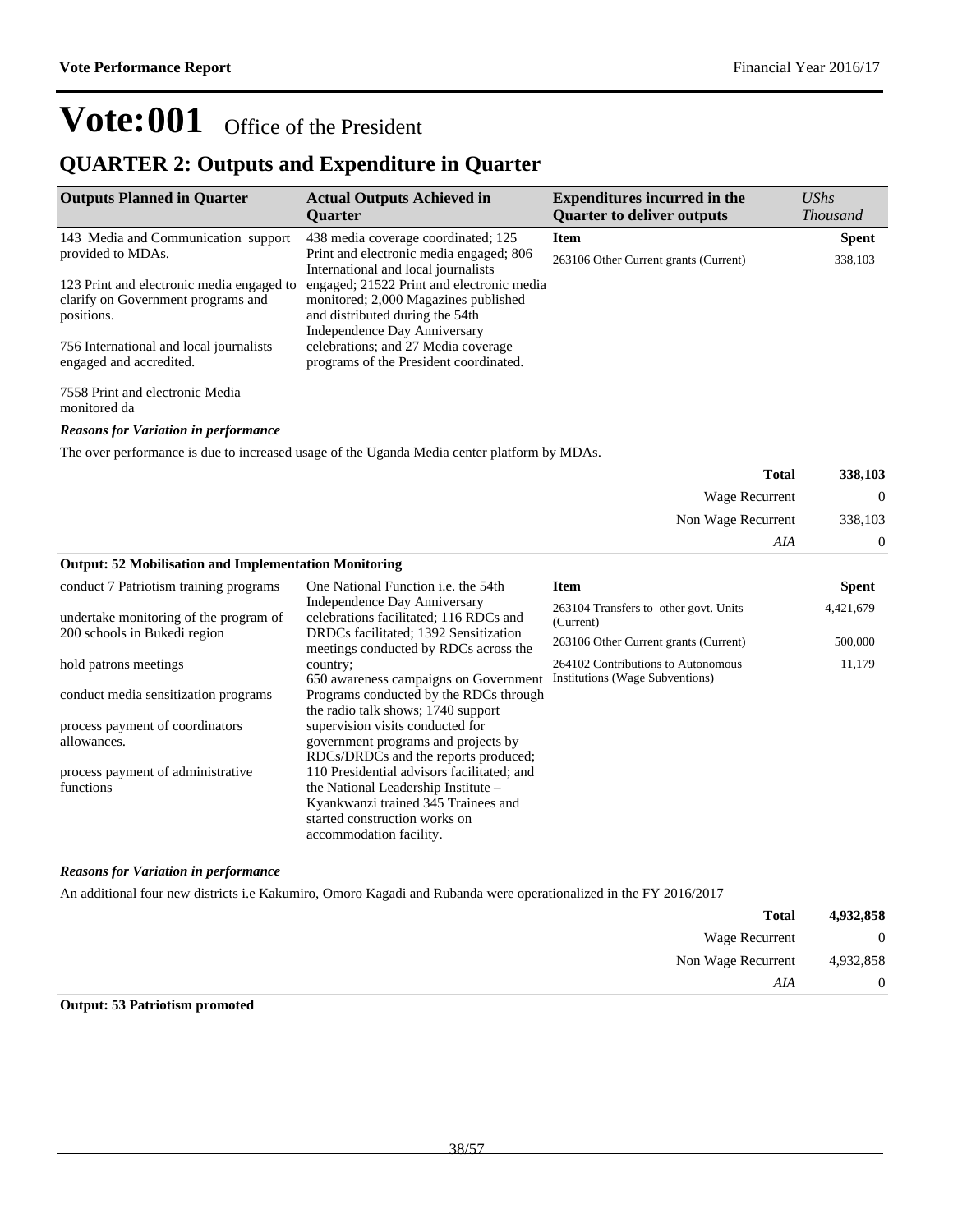# Vote:001 Office of the President

## QUARTER 2: Outputs and Expenditure in Quarter

| Outputs Planned in Quarter | Actual Outputs Achieved in Quarter | Expenditures incurred in the Quarter to deliver outputs | UShs Thousand |
|---|---|---|---|
| 143 Media and Communication support provided to MDAs.<br><br>123 Print and electronic media engaged to clarify on Government programs and positions.<br><br>756 International and local journalists engaged and accredited.<br><br>7558 Print and electronic Media monitored da | 438 media coverage coordinated; 125 Print and electronic media engaged; 806 International and local journalists engaged; 21522 Print and electronic media monitored; 2,000 Magazines published and distributed during the 54th Independence Day Anniversary celebrations; and 27 Media coverage programs of the President coordinated. | **Item**<br>263106 Other Current grants (Current) | **Spent**<br>338,103 |

***Reasons for Variation in performance***

The over performance is due to increased usage of the Uganda Media center platform by MDAs.

| | |
|---|---|
| **Total** | **338,103** |
| Wage Recurrent | 0 |
| Non Wage Recurrent | 338,103 |
| *AIA* | 0 |

**Output: 52 Mobilisation and Implementation Monitoring**

| Outputs Planned in Quarter | Actual Outputs Achieved in Quarter | Item | Spent |
|---|---|---|---|
| conduct 7 Patriotism training programs<br><br>undertake monitoring of the program of 200 schools in Bukedi region<br><br>hold patrons meetings<br><br>conduct media sensitization programs<br><br>process payment of coordinators allowances.<br><br>process payment of administrative functions | One National Function i.e. the 54th Independence Day Anniversary celebrations facilitated; 116 RDCs and DRDCs facilitated; 1392 Sensitization meetings conducted by RDCs across the country;<br>650 awareness campaigns on Government Programs conducted by the RDCs through the radio talk shows; 1740 support supervision visits conducted for government programs and projects by RDCs/DRDCs and the reports produced; 110 Presidential advisors facilitated; and the National Leadership Institute – Kyankwanzi trained 345 Trainees and started construction works on accommodation facility. | 263104 Transfers to other govt. Units (Current)<br><br>263106 Other Current grants (Current)<br><br>264102 Contributions to Autonomous Institutions (Wage Subventions) | 4,421,679<br><br>500,000<br><br>11,179 |

***Reasons for Variation in performance***

An additional four new districts i.e Kakumiro, Omoro Kagadi and Rubanda were operationalized in the FY 2016/2017

| | |
|---|---|
| **Total** | **4,932,858** |
| Wage Recurrent | 0 |
| Non Wage Recurrent | 4,932,858 |
| *AIA* | 0 |

**Output: 53 Patriotism promoted**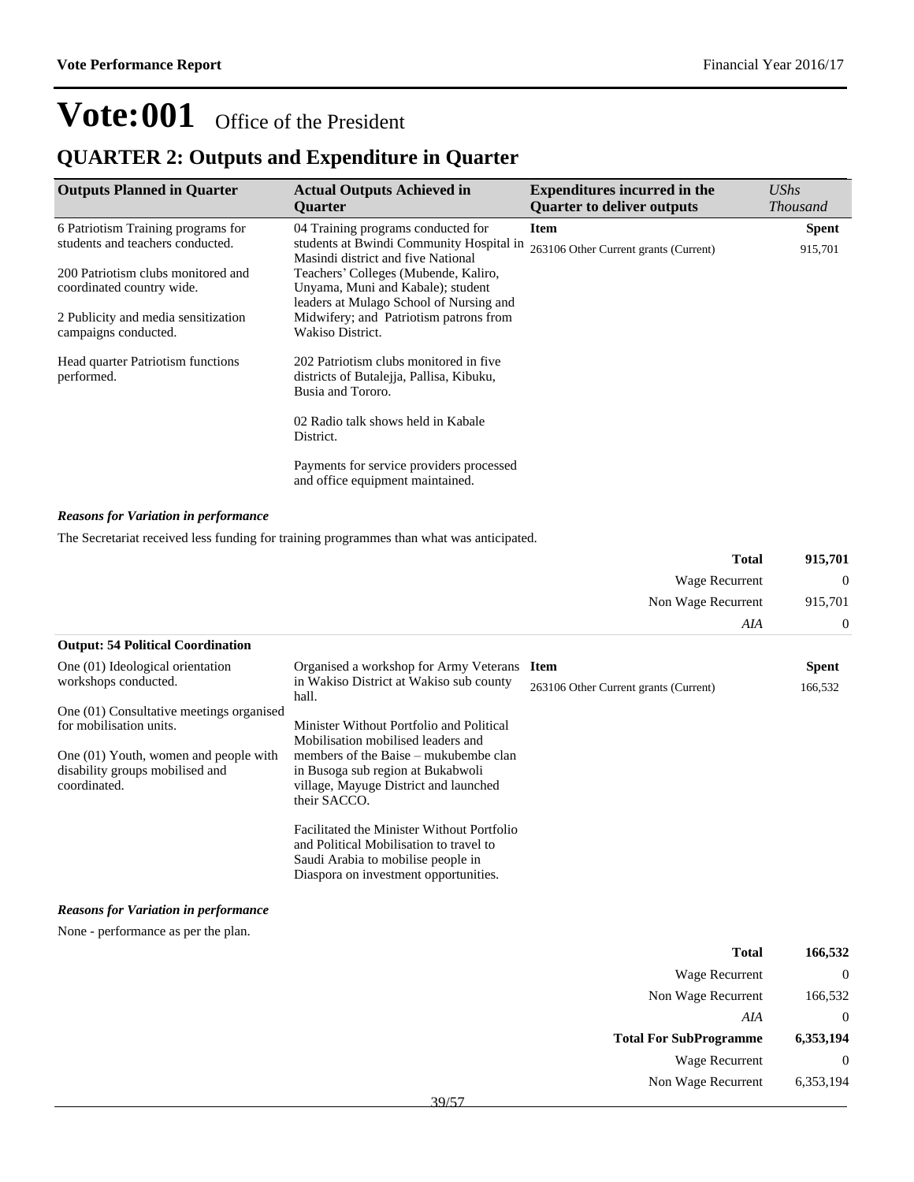# Vote:001 Office of the President

## QUARTER 2: Outputs and Expenditure in Quarter

| Outputs Planned in Quarter | Actual Outputs Achieved in Quarter | Expenditures incurred in the Quarter to deliver outputs | *UShs Thousand* |
|---|---|---|---|
| 6 Patriotism Training programs for students and teachers conducted.<br><br>200 Patriotism clubs monitored and coordinated country wide.<br><br>2 Publicity and media sensitization campaigns conducted.<br><br>Head quarter Patriotism functions performed. | 04 Training programs conducted for students at Bwindi Community Hospital in Masindi district and five National Teachers' Colleges (Mubende, Kaliro, Unyama, Muni and Kabale); student leaders at Mulago School of Nursing and Midwifery; and Patriotism patrons from Wakiso District.<br><br>202 Patriotism clubs monitored in five districts of Butalejja, Pallisa, Kibuku, Busia and Tororo.<br><br>02 Radio talk shows held in Kabale District.<br><br>Payments for service providers processed and office equipment maintained. | **Item**<br>263106 Other Current grants (Current) | **Spent**<br>915,701 |

***Reasons for Variation in performance***

The Secretariat received less funding for training programmes than what was anticipated.

| | |
|---|---|
| **Total** | **915,701** |
| Wage Recurrent | 0 |
| Non Wage Recurrent | 915,701 |
| *AIA* | 0 |

**Output: 54 Political Coordination**

| Outputs Planned in Quarter | Actual Outputs Achieved in Quarter | Expenditures incurred in the Quarter to deliver outputs | *UShs Thousand* |
|---|---|---|---|
| One (01) Ideological orientation workshops conducted.<br><br>One (01) Consultative meetings organised for mobilisation units.<br><br>One (01) Youth, women and people with disability groups mobilised and coordinated. | Organised a workshop for Army Veterans in Wakiso District at Wakiso sub county hall.<br><br>Minister Without Portfolio and Political Mobilisation mobilised leaders and members of the Baise – mukubembe clan in Busoga sub region at Bukabwoli village, Mayuge District and launched their SACCO.<br><br>Facilitated the Minister Without Portfolio and Political Mobilisation to travel to Saudi Arabia to mobilise people in Diaspora on investment opportunities. | **Item**<br>263106 Other Current grants (Current) | **Spent**<br>166,532 |

***Reasons for Variation in performance***

None - performance as per the plan.

| | |
|---|---|
| **Total** | **166,532** |
| Wage Recurrent | 0 |
| Non Wage Recurrent | 166,532 |
| *AIA* | 0 |
| **Total For SubProgramme** | **6,353,194** |
| Wage Recurrent | 0 |
| Non Wage Recurrent | 6,353,194 |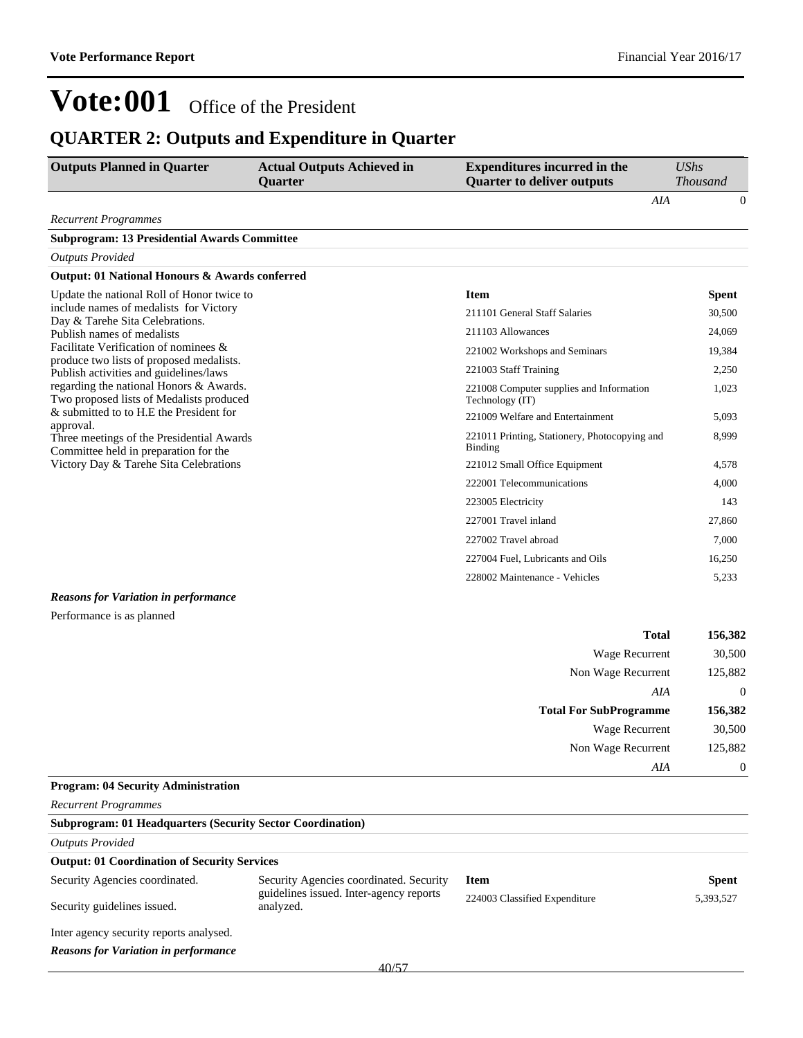# Vote:001 Office of the President

## QUARTER 2: Outputs and Expenditure in Quarter

| Outputs Planned in Quarter | Actual Outputs Achieved in Quarter | Expenditures incurred in the Quarter to deliver outputs | UShs Thousand |
|---|---|---|---|
| | | *AIA* | 0 |

*Recurrent Programmes*

**Subprogram: 13 Presidential Awards Committee**

*Outputs Provided*

**Output: 01 National Honours & Awards conferred**

Update the national Roll of Honor twice to include names of medalists for Victory Day & Tarehe Sita Celebrations.
Publish names of medalists
Facilitate Verification of nominees & produce two lists of proposed medalists.
Publish activities and guidelines/laws regarding the national Honors & Awards.
Two proposed lists of Medalists produced & submitted to to H.E the President for approval.
Three meetings of the Presidential Awards Committee held in preparation for the Victory Day & Tarehe Sita Celebrations

| Item | Spent |
|---|---|
| 211101 General Staff Salaries | 30,500 |
| 211103 Allowances | 24,069 |
| 221002 Workshops and Seminars | 19,384 |
| 221003 Staff Training | 2,250 |
| 221008 Computer supplies and Information Technology (IT) | 1,023 |
| 221009 Welfare and Entertainment | 5,093 |
| 221011 Printing, Stationery, Photocopying and Binding | 8,999 |
| 221012 Small Office Equipment | 4,578 |
| 222001 Telecommunications | 4,000 |
| 223005 Electricity | 143 |
| 227001 Travel inland | 27,860 |
| 227002 Travel abroad | 7,000 |
| 227004 Fuel, Lubricants and Oils | 16,250 |
| 228002 Maintenance - Vehicles | 5,233 |

***Reasons for Variation in performance***

Performance is as planned

| | |
|---|---|
| **Total** | **156,382** |
| Wage Recurrent | 30,500 |
| Non Wage Recurrent | 125,882 |
| *AIA* | 0 |
| **Total For SubProgramme** | **156,382** |
| Wage Recurrent | 30,500 |
| Non Wage Recurrent | 125,882 |
| *AIA* | 0 |

**Program: 04 Security Administration**

*Recurrent Programmes*

**Subprogram: 01 Headquarters (Security Sector Coordination)**

*Outputs Provided*

**Output: 01 Coordination of Security Services**

| Outputs Planned in Quarter | Actual Outputs Achieved in Quarter | Item | Spent |
|---|---|---|---|
| Security Agencies coordinated.<br>Security guidelines issued.<br>Inter agency security reports analysed. | Security Agencies coordinated. Security guidelines issued. Inter-agency reports analyzed. | 224003 Classified Expenditure | 5,393,527 |

***Reasons for Variation in performance***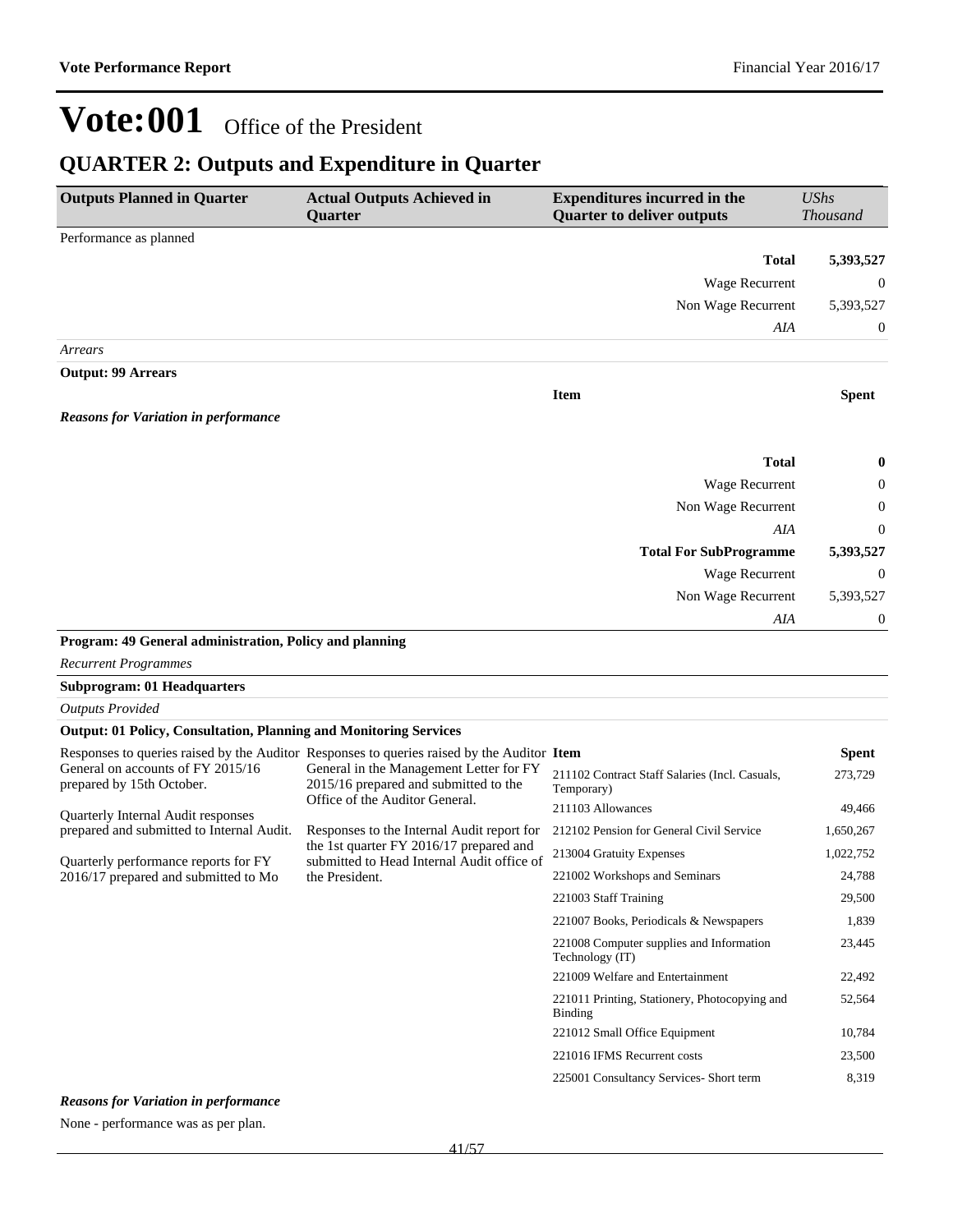# Vote:001 Office of the President

## QUARTER 2: Outputs and Expenditure in Quarter

| Outputs Planned in Quarter | Actual Outputs Achieved in Quarter | Expenditures incurred in the Quarter to deliver outputs | *UShs Thousand* |
|---|---|---|---|
| Performance as planned | | | |
| | | **Total** | **5,393,527** |
| | | Wage Recurrent | 0 |
| | | Non Wage Recurrent | 5,393,527 |
| | | *AIA* | 0 |

*Arrears*

**Output: 99 Arrears**

| | | Item | Spent |
|---|---|---|---|
| ***Reasons for Variation in performance*** | | | |
| | | **Total** | **0** |
| | | Wage Recurrent | 0 |
| | | Non Wage Recurrent | 0 |
| | | *AIA* | 0 |
| | | **Total For SubProgramme** | **5,393,527** |
| | | Wage Recurrent | 0 |
| | | Non Wage Recurrent | 5,393,527 |
| | | *AIA* | 0 |

**Program: 49 General administration, Policy and planning**

*Recurrent Programmes*

**Subprogram: 01 Headquarters**

*Outputs Provided*

**Output: 01 Policy, Consultation, Planning and Monitoring Services**

| Outputs Planned in Quarter | Actual Outputs Achieved in Quarter | Item | Spent |
|---|---|---|---|
| Responses to queries raised by the Auditor General on accounts of FY 2015/16 prepared by 15th October.<br><br>Quarterly Internal Audit responses prepared and submitted to Internal Audit.<br><br>Quarterly performance reports for FY 2016/17 prepared and submitted to Mo | Responses to queries raised by the Auditor General in the Management Letter for FY 2015/16 prepared and submitted to the Office of the Auditor General.<br><br>Responses to the Internal Audit report for the 1st quarter FY 2016/17 prepared and submitted to Head Internal Audit office of the President. | 211102 Contract Staff Salaries (Incl. Casuals, Temporary) | 273,729 |
| | | 211103 Allowances | 49,466 |
| | | 212102 Pension for General Civil Service | 1,650,267 |
| | | 213004 Gratuity Expenses | 1,022,752 |
| | | 221002 Workshops and Seminars | 24,788 |
| | | 221003 Staff Training | 29,500 |
| | | 221007 Books, Periodicals & Newspapers | 1,839 |
| | | 221008 Computer supplies and Information Technology (IT) | 23,445 |
| | | 221009 Welfare and Entertainment | 22,492 |
| | | 221011 Printing, Stationery, Photocopying and Binding | 52,564 |
| | | 221012 Small Office Equipment | 10,784 |
| | | 221016 IFMS Recurrent costs | 23,500 |
| | | 225001 Consultancy Services- Short term | 8,319 |

***Reasons for Variation in performance***

None - performance was as per plan.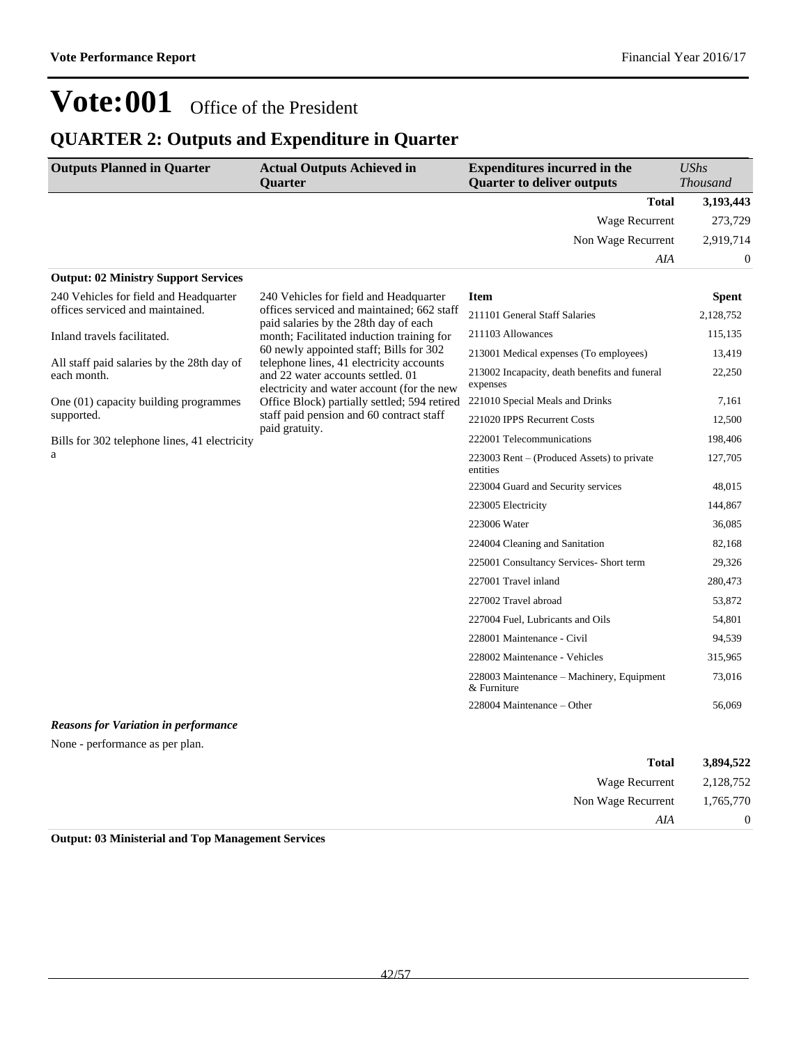# Vote:001 Office of the President

## QUARTER 2: Outputs and Expenditure in Quarter

| Outputs Planned in Quarter | Actual Outputs Achieved in Quarter | Expenditures incurred in the Quarter to deliver outputs | UShs Thousand |
|---|---|---|---|
| | | **Total** | **3,193,443** |
| | | Wage Recurrent | 273,729 |
| | | Non Wage Recurrent | 2,919,714 |
| | | *AIA* | 0 |

**Output: 02 Ministry Support Services**

240 Vehicles for field and Headquarter offices serviced and maintained.

Inland travels facilitated.

All staff paid salaries by the 28th day of each month.

One (01) capacity building programmes supported.

Bills for 302 telephone lines, 41 electricity a

240 Vehicles for field and Headquarter offices serviced and maintained; 662 staff paid salaries by the 28th day of each month; Facilitated induction training for 60 newly appointed staff; Bills for 302 telephone lines, 41 electricity accounts and 22 water accounts settled. 01 electricity and water account (for the new Office Block) partially settled; 594 retired staff paid pension and 60 contract staff paid gratuity.

| Item | Spent |
|---|---|
| 211101 General Staff Salaries | 2,128,752 |
| 211103 Allowances | 115,135 |
| 213001 Medical expenses (To employees) | 13,419 |
| 213002 Incapacity, death benefits and funeral expenses | 22,250 |
| 221010 Special Meals and Drinks | 7,161 |
| 221020 IPPS Recurrent Costs | 12,500 |
| 222001 Telecommunications | 198,406 |
| 223003 Rent – (Produced Assets) to private entities | 127,705 |
| 223004 Guard and Security services | 48,015 |
| 223005 Electricity | 144,867 |
| 223006 Water | 36,085 |
| 224004 Cleaning and Sanitation | 82,168 |
| 225001 Consultancy Services- Short term | 29,326 |
| 227001 Travel inland | 280,473 |
| 227002 Travel abroad | 53,872 |
| 227004 Fuel, Lubricants and Oils | 54,801 |
| 228001 Maintenance - Civil | 94,539 |
| 228002 Maintenance - Vehicles | 315,965 |
| 228003 Maintenance – Machinery, Equipment & Furniture | 73,016 |
| 228004 Maintenance – Other | 56,069 |

***Reasons for Variation in performance***

None - performance as per plan.

| | |
|---|---|
| **Total** | **3,894,522** |
| Wage Recurrent | 2,128,752 |
| Non Wage Recurrent | 1,765,770 |
| *AIA* | 0 |

**Output: 03 Ministerial and Top Management Services**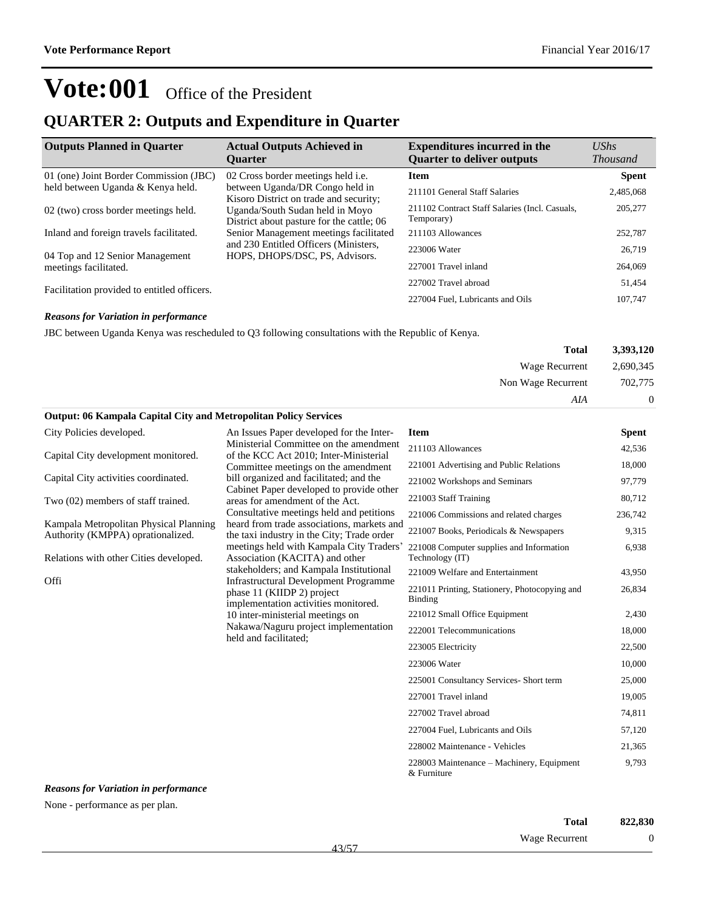# Vote:001 Office of the President

## QUARTER 2: Outputs and Expenditure in Quarter

| Outputs Planned in Quarter | Actual Outputs Achieved in Quarter | Expenditures incurred in the Quarter to deliver outputs | *UShs Thousand* |
|---|---|---|---|
| 01 (one) Joint Border Commission (JBC) held between Uganda & Kenya held.<br><br>02 (two) cross border meetings held.<br><br>Inland and foreign travels facilitated.<br><br>04 Top and 12 Senior Management meetings facilitated.<br><br>Facilitation provided to entitled officers. | 02 Cross border meetings held i.e. between Uganda/DR Congo held in Kisoro District on trade and security; Uganda/South Sudan held in Moyo District about pasture for the cattle; 06 Senior Management meetings facilitated and 230 Entitled Officers (Ministers, HOPS, DHOPS/DSC, PS, Advisors. | **Item** | **Spent** |
| | | 211101 General Staff Salaries | 2,485,068 |
| | | 211102 Contract Staff Salaries (Incl. Casuals, Temporary) | 205,277 |
| | | 211103 Allowances | 252,787 |
| | | 223006 Water | 26,719 |
| | | 227001 Travel inland | 264,069 |
| | | 227002 Travel abroad | 51,454 |
| | | 227004 Fuel, Lubricants and Oils | 107,747 |

***Reasons for Variation in performance***

JBC between Uganda Kenya was rescheduled to Q3 following consultations with the Republic of Kenya.

| | |
|---|---|
| **Total** | **3,393,120** |
| Wage Recurrent | 2,690,345 |
| Non Wage Recurrent | 702,775 |
| *AIA* | 0 |

**Output: 06 Kampala Capital City and Metropolitan Policy Services**

| Outputs Planned in Quarter | Actual Outputs Achieved in Quarter | Item | Spent |
|---|---|---|---|
| City Policies developed.<br><br>Capital City development monitored.<br><br>Capital City activities coordinated.<br><br>Two (02) members of staff trained.<br><br>Kampala Metropolitan Physical Planning Authority (KMPPA) oprationalized.<br><br>Relations with other Cities developed.<br><br>Offi | An Issues Paper developed for the Inter-Ministerial Committee on the amendment of the KCC Act 2010; Inter-Ministerial Committee meetings on the amendment bill organized and facilitated; and the Cabinet Paper developed to provide other areas for amendment of the Act. Consultative meetings held and petitions heard from trade associations, markets and the taxi industry in the City; Trade order meetings held with Kampala City Traders' Association (KACITA) and other stakeholders; and Kampala Institutional Infrastructural Development Programme phase 11 (KIIDP 2) project implementation activities monitored. 10 inter-ministerial meetings on Nakawa/Naguru project implementation held and facilitated; | **Item** | **Spent** |
| | | 211103 Allowances | 42,536 |
| | | 221001 Advertising and Public Relations | 18,000 |
| | | 221002 Workshops and Seminars | 97,779 |
| | | 221003 Staff Training | 80,712 |
| | | 221006 Commissions and related charges | 236,742 |
| | | 221007 Books, Periodicals & Newspapers | 9,315 |
| | | 221008 Computer supplies and Information Technology (IT) | 6,938 |
| | | 221009 Welfare and Entertainment | 43,950 |
| | | 221011 Printing, Stationery, Photocopying and Binding | 26,834 |
| | | 221012 Small Office Equipment | 2,430 |
| | | 222001 Telecommunications | 18,000 |
| | | 223005 Electricity | 22,500 |
| | | 223006 Water | 10,000 |
| | | 225001 Consultancy Services- Short term | 25,000 |
| | | 227001 Travel inland | 19,005 |
| | | 227002 Travel abroad | 74,811 |
| | | 227004 Fuel, Lubricants and Oils | 57,120 |
| | | 228002 Maintenance - Vehicles | 21,365 |
| | | 228003 Maintenance – Machinery, Equipment & Furniture | 9,793 |

***Reasons for Variation in performance***

None - performance as per plan.

| | |
|---|---|
| **Total** | **822,830** |
| Wage Recurrent | 0 |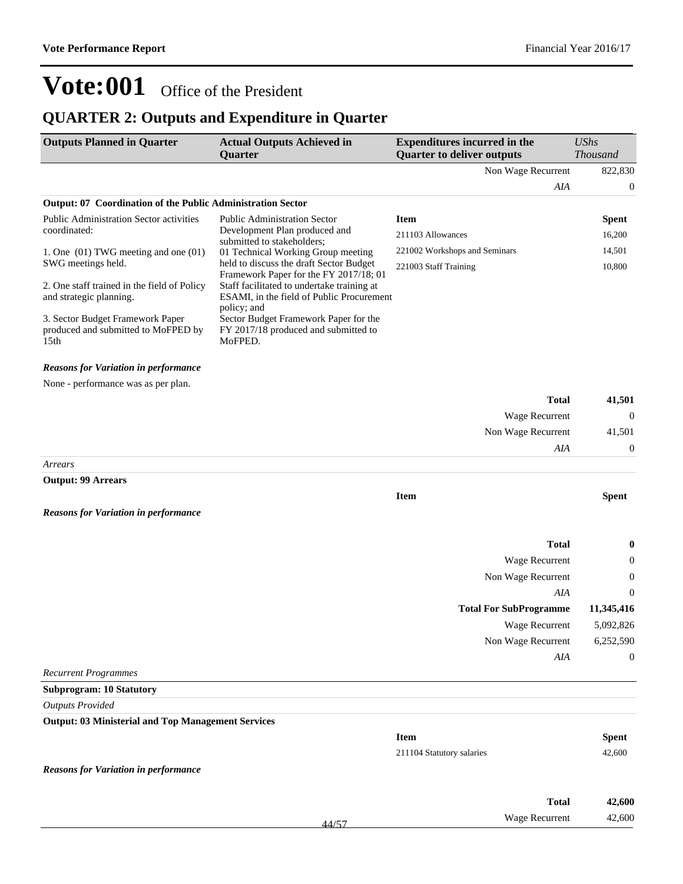# Vote:001 Office of the President

## QUARTER 2: Outputs and Expenditure in Quarter

| Outputs Planned in Quarter | Actual Outputs Achieved in Quarter | Expenditures incurred in the Quarter to deliver outputs | *UShs Thousand* |
|---|---|---|---|
| | | Non Wage Recurrent | 822,830 |
| | | *AIA* | 0 |

**Output: 07 Coordination of the Public Administration Sector**

| Outputs Planned in Quarter | Actual Outputs Achieved in Quarter | Item | Spent |
|---|---|---|---|
| Public Administration Sector activities coordinated:<br><br>1. One (01) TWG meeting and one (01) SWG meetings held.<br><br>2. One staff trained in the field of Policy and strategic planning.<br><br>3. Sector Budget Framework Paper produced and submitted to MoFPED by 15th | Public Administration Sector Development Plan produced and submitted to stakeholders; 01 Technical Working Group meeting held to discuss the draft Sector Budget Framework Paper for the FY 2017/18; 01 Staff facilitated to undertake training at ESAMI, in the field of Public Procurement policy; and Sector Budget Framework Paper for the FY 2017/18 produced and submitted to MoFPED. | 211103 Allowances | 16,200 |
| | | 221002 Workshops and Seminars | 14,501 |
| | | 221003 Staff Training | 10,800 |

***Reasons for Variation in performance***

None - performance was as per plan.

| | |
|---|---|
| **Total** | **41,501** |
| Wage Recurrent | 0 |
| Non Wage Recurrent | 41,501 |
| *AIA* | 0 |

*Arrears*

**Output: 99 Arrears**

| Item | Spent |
|---|---|

***Reasons for Variation in performance***

| | |
|---|---|
| **Total** | **0** |
| Wage Recurrent | 0 |
| Non Wage Recurrent | 0 |
| *AIA* | 0 |
| **Total For SubProgramme** | **11,345,416** |
| Wage Recurrent | 5,092,826 |
| Non Wage Recurrent | 6,252,590 |
| *AIA* | 0 |

*Recurrent Programmes*

**Subprogram: 10 Statutory**

*Outputs Provided*

**Output: 03 Ministerial and Top Management Services**

| Item | Spent |
|---|---|
| 211104 Statutory salaries | 42,600 |

***Reasons for Variation in performance***

| | |
|---|---|
| **Total** | **42,600** |
| Wage Recurrent | 42,600 |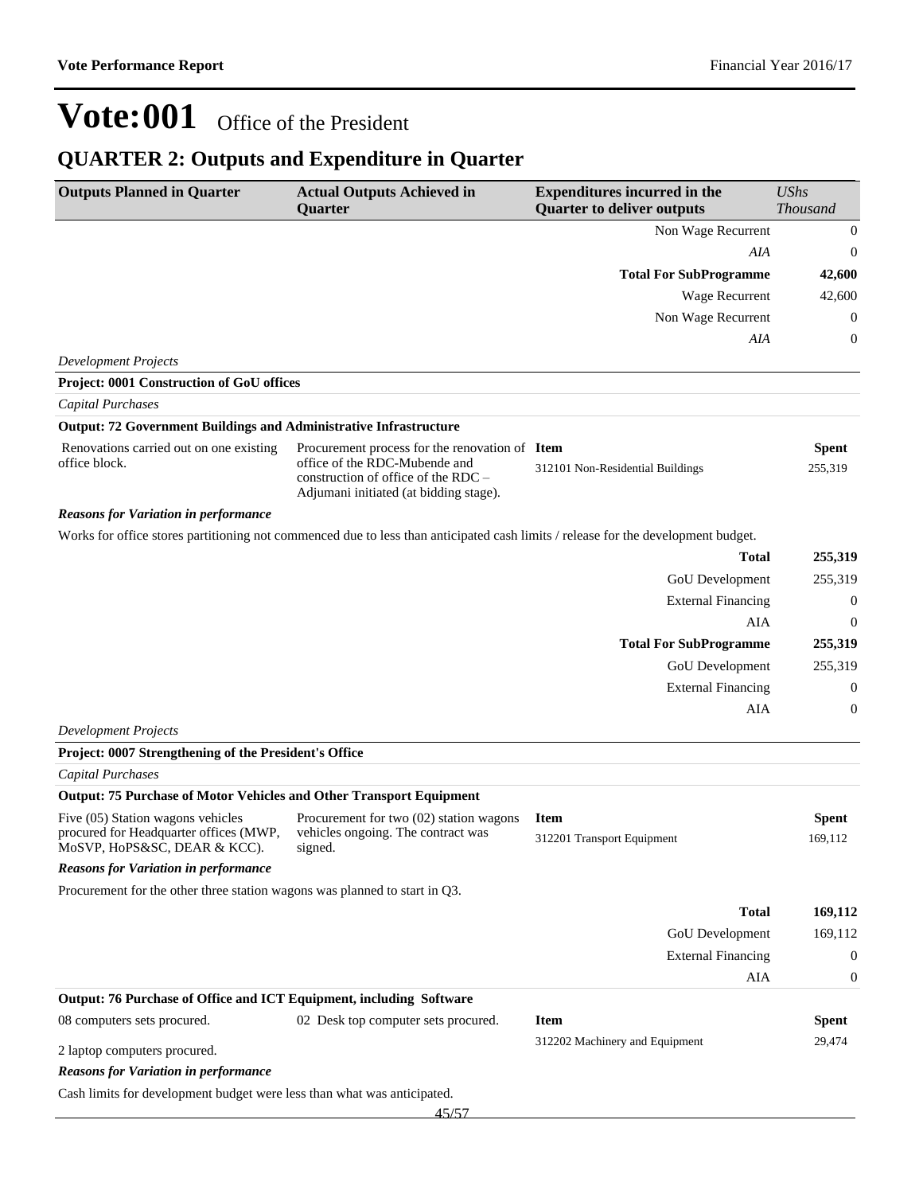# Vote:001 Office of the President

## QUARTER 2: Outputs and Expenditure in Quarter

| Outputs Planned in Quarter | Actual Outputs Achieved in Quarter | Expenditures incurred in the Quarter to deliver outputs | UShs Thousand |
|---|---|---|---|
| | | Non Wage Recurrent | 0 |
| | | *AIA* | 0 |
| | | **Total For SubProgramme** | **42,600** |
| | | Wage Recurrent | 42,600 |
| | | Non Wage Recurrent | 0 |
| | | *AIA* | 0 |

*Development Projects*

**Project: 0001 Construction of GoU offices**

*Capital Purchases*

**Output: 72 Government Buildings and Administrative Infrastructure**

| Outputs Planned in Quarter | Actual Outputs Achieved in Quarter | Item | Spent |
|---|---|---|---|
| Renovations carried out on one existing office block. | Procurement process for the renovation of office of the RDC-Mubende and construction of office of the RDC – Adjumani initiated (at bidding stage). | 312101 Non-Residential Buildings | 255,319 |

***Reasons for Variation in performance***

Works for office stores partitioning not commenced due to less than anticipated cash limits / release for the development budget.

| | |
|---|---|
| **Total** | **255,319** |
| GoU Development | 255,319 |
| External Financing | 0 |
| AIA | 0 |
| **Total For SubProgramme** | **255,319** |
| GoU Development | 255,319 |
| External Financing | 0 |
| AIA | 0 |

*Development Projects*

**Project: 0007 Strengthening of the President's Office**

*Capital Purchases*

**Output: 75 Purchase of Motor Vehicles and Other Transport Equipment**

| Outputs Planned in Quarter | Actual Outputs Achieved in Quarter | Item | Spent |
|---|---|---|---|
| Five (05) Station wagons vehicles procured for Headquarter offices (MWP, MoSVP, HoPS&SC, DEAR & KCC). | Procurement for two (02) station wagons vehicles ongoing. The contract was signed. | 312201 Transport Equipment | 169,112 |

***Reasons for Variation in performance***

Procurement for the other three station wagons was planned to start in Q3.

| | |
|---|---|
| **Total** | **169,112** |
| GoU Development | 169,112 |
| External Financing | 0 |
| AIA | 0 |

**Output: 76 Purchase of Office and ICT Equipment, including Software**

| Outputs Planned in Quarter | Actual Outputs Achieved in Quarter | Item | Spent |
|---|---|---|---|
| 08 computers sets procured.<br><br>2 laptop computers procured. | 02 Desk top computer sets procured. | 312202 Machinery and Equipment | 29,474 |

***Reasons for Variation in performance***

Cash limits for development budget were less than what was anticipated.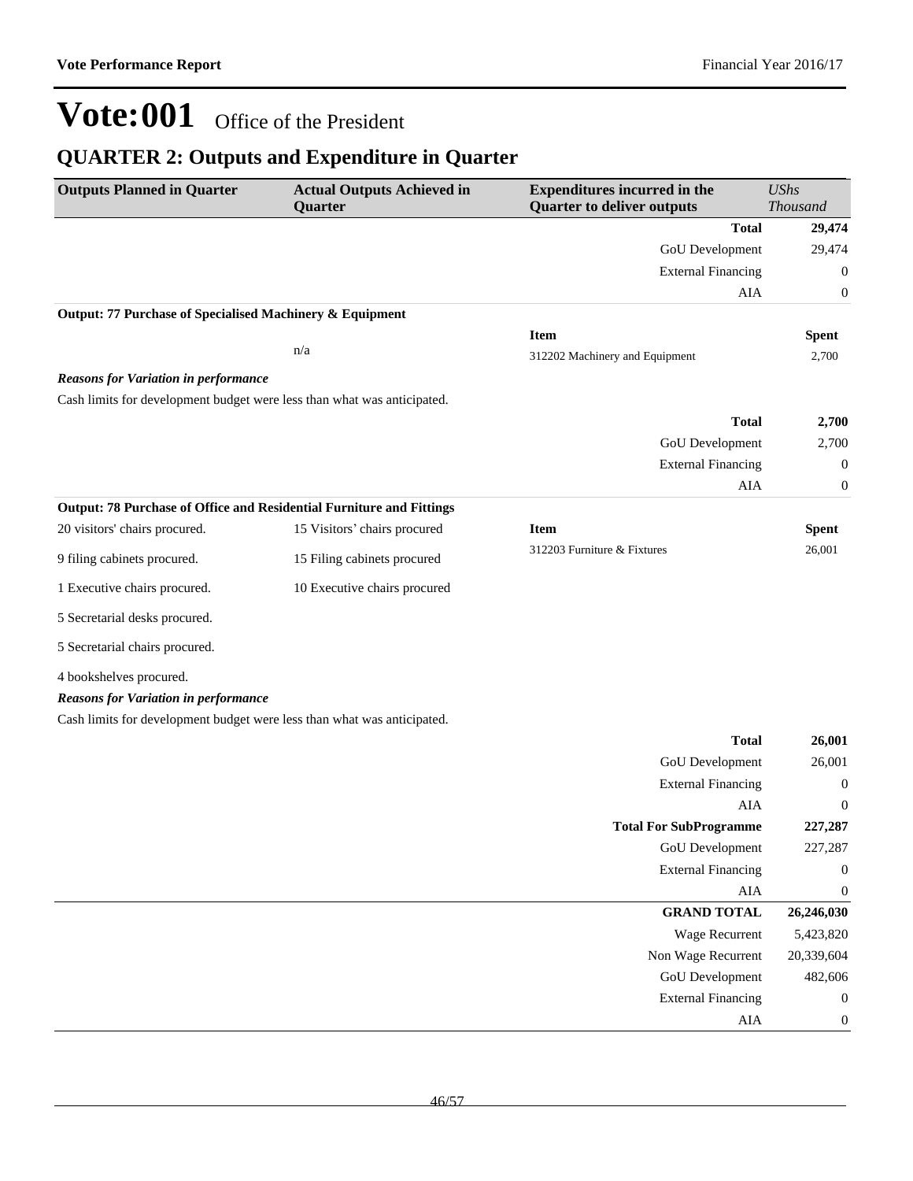# Vote:001 Office of the President

## QUARTER 2: Outputs and Expenditure in Quarter

| Outputs Planned in Quarter | Actual Outputs Achieved in Quarter | Expenditures incurred in the Quarter to deliver outputs | UShs Thousand |
|---|---|---|---|
| | | **Total** | **29,474** |
| | | GoU Development | 29,474 |
| | | External Financing | 0 |
| | | AIA | 0 |

**Output: 77 Purchase of Specialised Machinery & Equipment**

| Outputs Planned in Quarter | Actual Outputs Achieved in Quarter | Item | Spent |
|---|---|---|---|
| | n/a | 312202 Machinery and Equipment | 2,700 |

***Reasons for Variation in performance***

Cash limits for development budget were less than what was anticipated.

| | | | |
|---|---|---|---|
| | | **Total** | **2,700** |
| | | GoU Development | 2,700 |
| | | External Financing | 0 |
| | | AIA | 0 |

**Output: 78 Purchase of Office and Residential Furniture and Fittings**

| Outputs Planned in Quarter | Actual Outputs Achieved in Quarter | Item | Spent |
|---|---|---|---|
| 20 visitors' chairs procured. | 15 Visitors' chairs procured | 312203 Furniture & Fixtures | 26,001 |
| 9 filing cabinets procured. | 15 Filing cabinets procured | | |
| 1 Executive chairs procured. | 10 Executive chairs procured | | |
| 5 Secretarial desks procured. | | | |
| 5 Secretarial chairs procured. | | | |
| 4 bookshelves procured. | | | |

***Reasons for Variation in performance***

Cash limits for development budget were less than what was anticipated.

| | | | |
|---|---|---|---|
| | | **Total** | **26,001** |
| | | GoU Development | 26,001 |
| | | External Financing | 0 |
| | | AIA | 0 |
| | | **Total For SubProgramme** | **227,287** |
| | | GoU Development | 227,287 |
| | | External Financing | 0 |
| | | AIA | 0 |
| | | **GRAND TOTAL** | **26,246,030** |
| | | Wage Recurrent | 5,423,820 |
| | | Non Wage Recurrent | 20,339,604 |
| | | GoU Development | 482,606 |
| | | External Financing | 0 |
| | | AIA | 0 |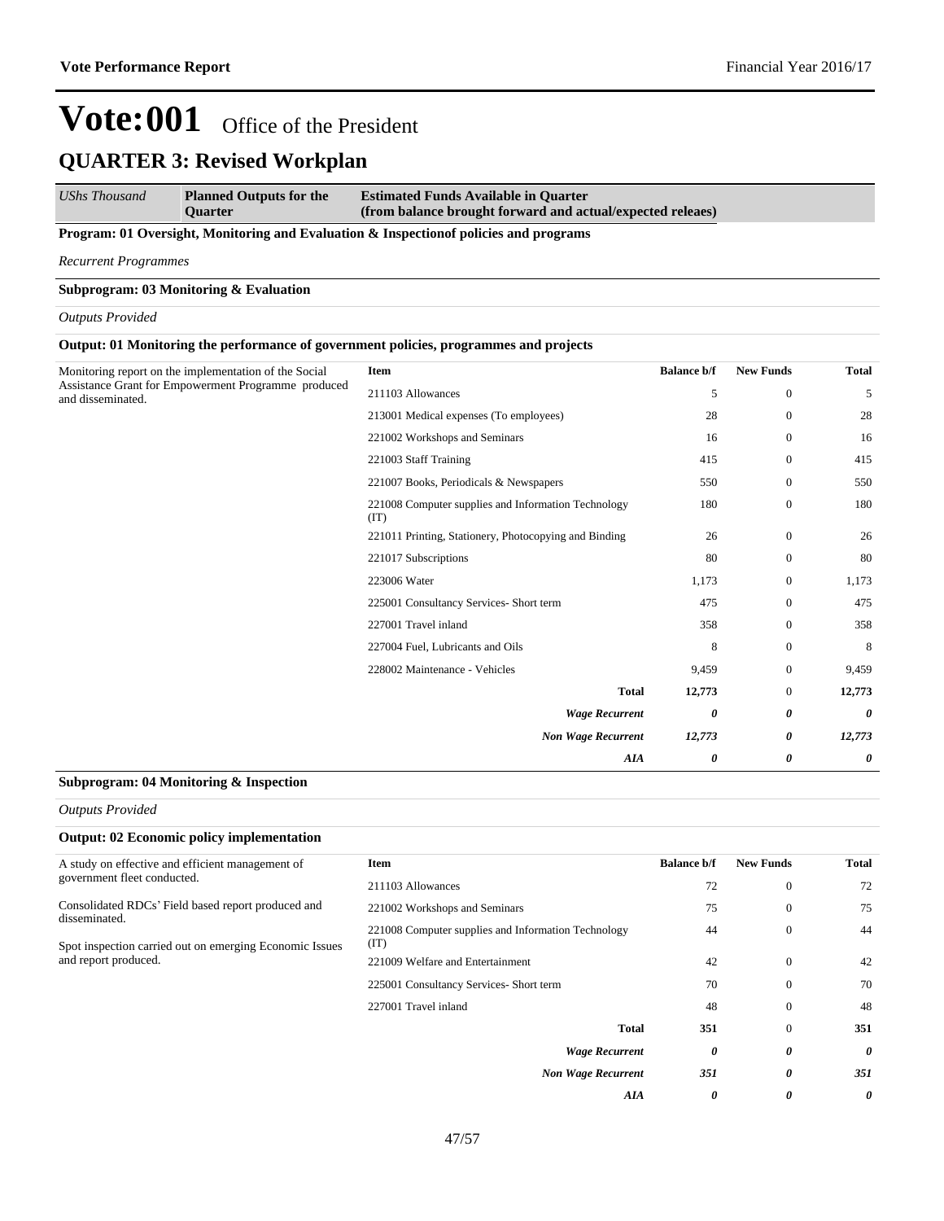# Vote:001 Office of the President

## QUARTER 3: Revised Workplan

| *UShs Thousand* | **Planned Outputs for the Quarter** | **Estimated Funds Available in Quarter (from balance brought forward and actual/expected releaes)** |
|---|---|---|

**Program: 01 Oversight, Monitoring and Evaluation & Inspectionof policies and programs**

*Recurrent Programmes*

**Subprogram: 03 Monitoring & Evaluation**

*Outputs Provided*

**Output: 01 Monitoring the performance of government policies, programmes and projects**

| Planned Outputs | Item | Balance b/f | New Funds | Total |
|---|---|---|---|---|
| Monitoring report on the implementation of the Social Assistance Grant for Empowerment Programme produced and disseminated. | 211103 Allowances | 5 | 0 | 5 |
| | 213001 Medical expenses (To employees) | 28 | 0 | 28 |
| | 221002 Workshops and Seminars | 16 | 0 | 16 |
| | 221003 Staff Training | 415 | 0 | 415 |
| | 221007 Books, Periodicals & Newspapers | 550 | 0 | 550 |
| | 221008 Computer supplies and Information Technology (IT) | 180 | 0 | 180 |
| | 221011 Printing, Stationery, Photocopying and Binding | 26 | 0 | 26 |
| | 221017 Subscriptions | 80 | 0 | 80 |
| | 223006 Water | 1,173 | 0 | 1,173 |
| | 225001 Consultancy Services- Short term | 475 | 0 | 475 |
| | 227001 Travel inland | 358 | 0 | 358 |
| | 227004 Fuel, Lubricants and Oils | 8 | 0 | 8 |
| | 228002 Maintenance - Vehicles | 9,459 | 0 | 9,459 |
| | **Total** | **12,773** | 0 | **12,773** |
| | ***Wage Recurrent*** | ***0*** | ***0*** | ***0*** |
| | ***Non Wage Recurrent*** | ***12,773*** | ***0*** | ***12,773*** |
| | ***AIA*** | ***0*** | ***0*** | ***0*** |

**Subprogram: 04 Monitoring & Inspection**

*Outputs Provided*

**Output: 02 Economic policy implementation**

| Planned Outputs | Item | Balance b/f | New Funds | Total |
|---|---|---|---|---|
| A study on effective and efficient management of government fleet conducted.<br><br>Consolidated RDCs' Field based report produced and disseminated.<br><br>Spot inspection carried out on emerging Economic Issues and report produced. | 211103 Allowances | 72 | 0 | 72 |
| | 221002 Workshops and Seminars | 75 | 0 | 75 |
| | 221008 Computer supplies and Information Technology (IT) | 44 | 0 | 44 |
| | 221009 Welfare and Entertainment | 42 | 0 | 42 |
| | 225001 Consultancy Services- Short term | 70 | 0 | 70 |
| | 227001 Travel inland | 48 | 0 | 48 |
| | **Total** | **351** | 0 | **351** |
| | ***Wage Recurrent*** | ***0*** | ***0*** | ***0*** |
| | ***Non Wage Recurrent*** | ***351*** | ***0*** | ***351*** |
| | ***AIA*** | ***0*** | ***0*** | ***0*** |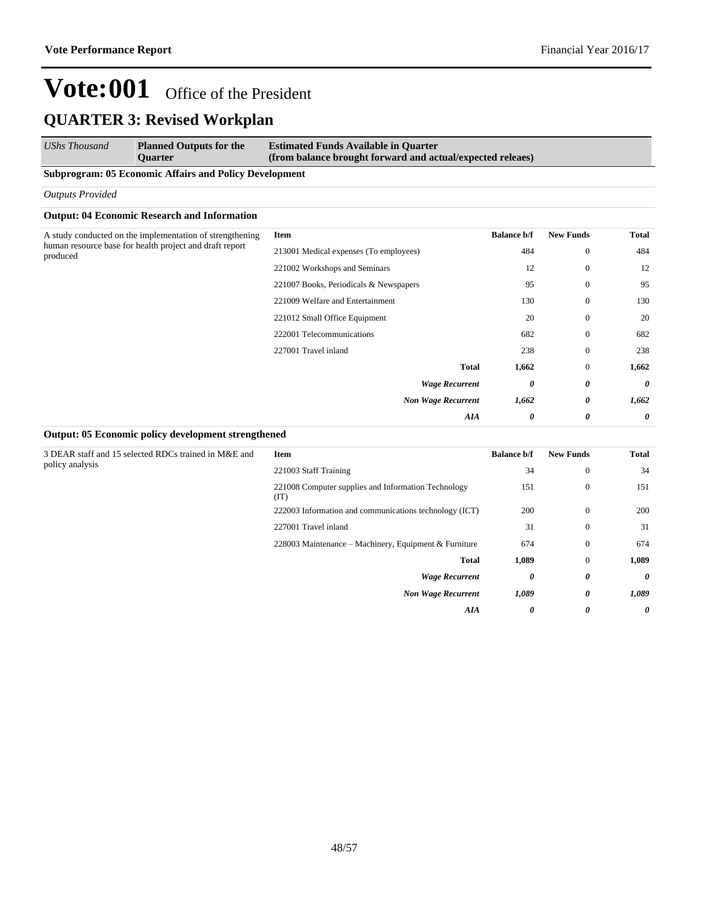# Vote:001 Office of the President

## QUARTER 3: Revised Workplan

| *UShs Thousand* | **Planned Outputs for the Quarter** | **Estimated Funds Available in Quarter (from balance brought forward and actual/expected releaes)** |
|---|---|---|

**Subprogram: 05 Economic Affairs and Policy Development**

*Outputs Provided*

**Output: 04 Economic Research and Information**

| Planned Outputs | Item | Balance b/f | New Funds | Total |
|---|---|---|---|---|
| A study conducted on the implementation of strengthening human resource base for health project and draft report produced | 213001 Medical expenses (To employees) | 484 | 0 | 484 |
| | 221002 Workshops and Seminars | 12 | 0 | 12 |
| | 221007 Books, Periodicals & Newspapers | 95 | 0 | 95 |
| | 221009 Welfare and Entertainment | 130 | 0 | 130 |
| | 221012 Small Office Equipment | 20 | 0 | 20 |
| | 222001 Telecommunications | 682 | 0 | 682 |
| | 227001 Travel inland | 238 | 0 | 238 |
| | **Total** | **1,662** | 0 | **1,662** |
| | ***Wage Recurrent*** | ***0*** | ***0*** | ***0*** |
| | ***Non Wage Recurrent*** | ***1,662*** | ***0*** | ***1,662*** |
| | ***AIA*** | ***0*** | ***0*** | ***0*** |

**Output: 05 Economic policy development strengthened**

| Planned Outputs | Item | Balance b/f | New Funds | Total |
|---|---|---|---|---|
| 3 DEAR staff and 15 selected RDCs trained in M&E and policy analysis | 221003 Staff Training | 34 | 0 | 34 |
| | 221008 Computer supplies and Information Technology (IT) | 151 | 0 | 151 |
| | 222003 Information and communications technology (ICT) | 200 | 0 | 200 |
| | 227001 Travel inland | 31 | 0 | 31 |
| | 228003 Maintenance – Machinery, Equipment & Furniture | 674 | 0 | 674 |
| | **Total** | **1,089** | 0 | **1,089** |
| | ***Wage Recurrent*** | ***0*** | ***0*** | ***0*** |
| | ***Non Wage Recurrent*** | ***1,089*** | ***0*** | ***1,089*** |
| | ***AIA*** | ***0*** | ***0*** | ***0*** |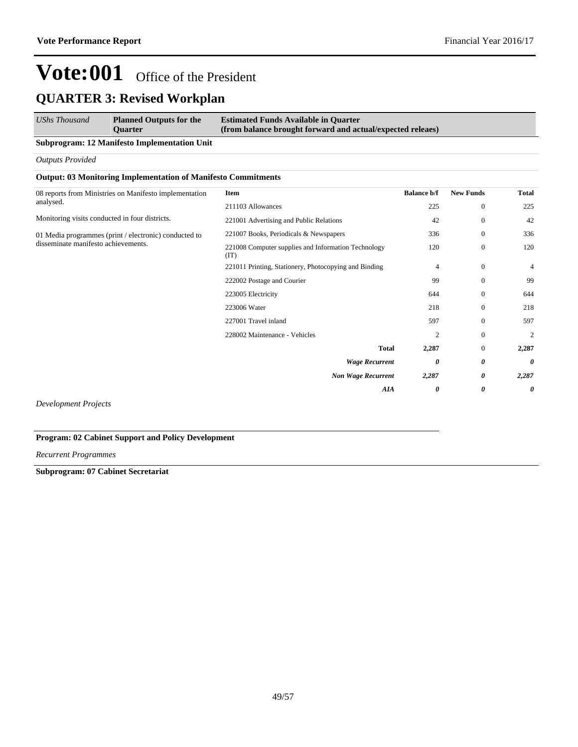# Vote:001 Office of the President

## QUARTER 3: Revised Workplan

| *UShs Thousand* | **Planned Outputs for the Quarter** | **Estimated Funds Available in Quarter (from balance brought forward and actual/expected releaes)** |
|---|---|---|

**Subprogram: 12 Manifesto Implementation Unit**

*Outputs Provided*

**Output: 03 Monitoring Implementation of Manifesto Commitments**

| Planned Outputs | Item | Balance b/f | New Funds | Total |
|---|---|---|---|---|
| 08 reports from Ministries on Manifesto implementation analysed. | 211103 Allowances | 225 | 0 | 225 |
| Monitoring visits conducted in four districts. | 221001 Advertising and Public Relations | 42 | 0 | 42 |
| 01 Media programmes (print / electronic) conducted to disseminate manifesto achievements. | 221007 Books, Periodicals & Newspapers | 336 | 0 | 336 |
| | 221008 Computer supplies and Information Technology (IT) | 120 | 0 | 120 |
| | 221011 Printing, Stationery, Photocopying and Binding | 4 | 0 | 4 |
| | 222002 Postage and Courier | 99 | 0 | 99 |
| | 223005 Electricity | 644 | 0 | 644 |
| | 223006 Water | 218 | 0 | 218 |
| | 227001 Travel inland | 597 | 0 | 597 |
| | 228002 Maintenance - Vehicles | 2 | 0 | 2 |
| | **Total** | **2,287** | 0 | **2,287** |
| | ***Wage Recurrent*** | ***0*** | ***0*** | ***0*** |
| | ***Non Wage Recurrent*** | ***2,287*** | ***0*** | ***2,287*** |
| | ***AIA*** | ***0*** | ***0*** | ***0*** |

*Development Projects*

**Program: 02 Cabinet Support and Policy Development**

*Recurrent Programmes*

**Subprogram: 07 Cabinet Secretariat**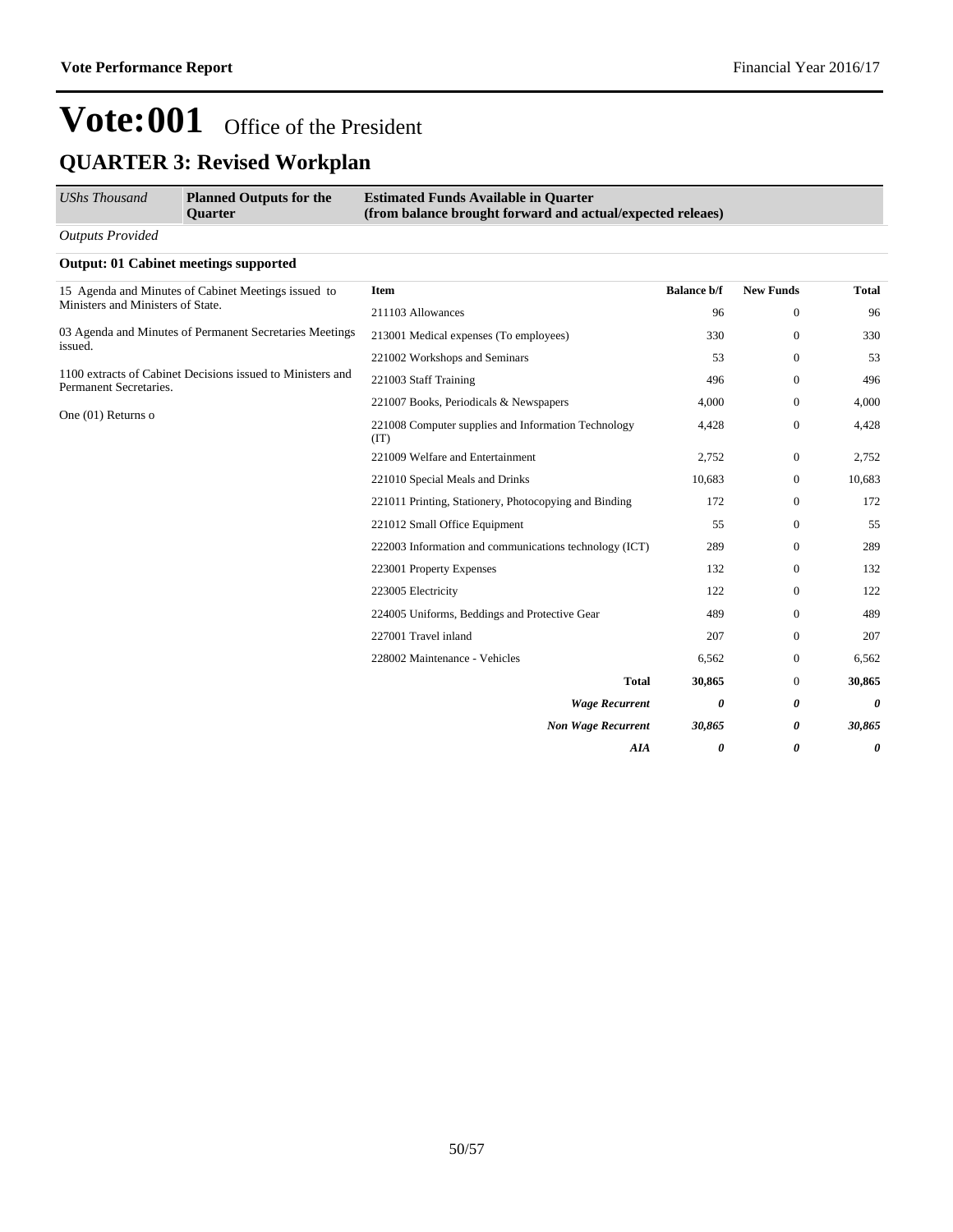# Vote:001 Office of the President

## QUARTER 3: Revised Workplan

| *UShs Thousand* | **Planned Outputs for the Quarter** | **Estimated Funds Available in Quarter (from balance brought forward and actual/expected releaes)** |
|---|---|---|

*Outputs Provided*

**Output: 01 Cabinet meetings supported**

15 Agenda and Minutes of Cabinet Meetings issued to Ministers and Ministers of State.

03 Agenda and Minutes of Permanent Secretaries Meetings issued.

1100 extracts of Cabinet Decisions issued to Ministers and Permanent Secretaries.

One (01) Returns o

| Item | Balance b/f | New Funds | Total |
|---|---|---|---|
| 211103 Allowances | 96 | 0 | 96 |
| 213001 Medical expenses (To employees) | 330 | 0 | 330 |
| 221002 Workshops and Seminars | 53 | 0 | 53 |
| 221003 Staff Training | 496 | 0 | 496 |
| 221007 Books, Periodicals & Newspapers | 4,000 | 0 | 4,000 |
| 221008 Computer supplies and Information Technology (IT) | 4,428 | 0 | 4,428 |
| 221009 Welfare and Entertainment | 2,752 | 0 | 2,752 |
| 221010 Special Meals and Drinks | 10,683 | 0 | 10,683 |
| 221011 Printing, Stationery, Photocopying and Binding | 172 | 0 | 172 |
| 221012 Small Office Equipment | 55 | 0 | 55 |
| 222003 Information and communications technology (ICT) | 289 | 0 | 289 |
| 223001 Property Expenses | 132 | 0 | 132 |
| 223005 Electricity | 122 | 0 | 122 |
| 224005 Uniforms, Beddings and Protective Gear | 489 | 0 | 489 |
| 227001 Travel inland | 207 | 0 | 207 |
| 228002 Maintenance - Vehicles | 6,562 | 0 | 6,562 |
| **Total** | **30,865** | 0 | **30,865** |
| ***Wage Recurrent*** | ***0*** | ***0*** | ***0*** |
| ***Non Wage Recurrent*** | ***30,865*** | ***0*** | ***30,865*** |
| ***AIA*** | ***0*** | ***0*** | ***0*** |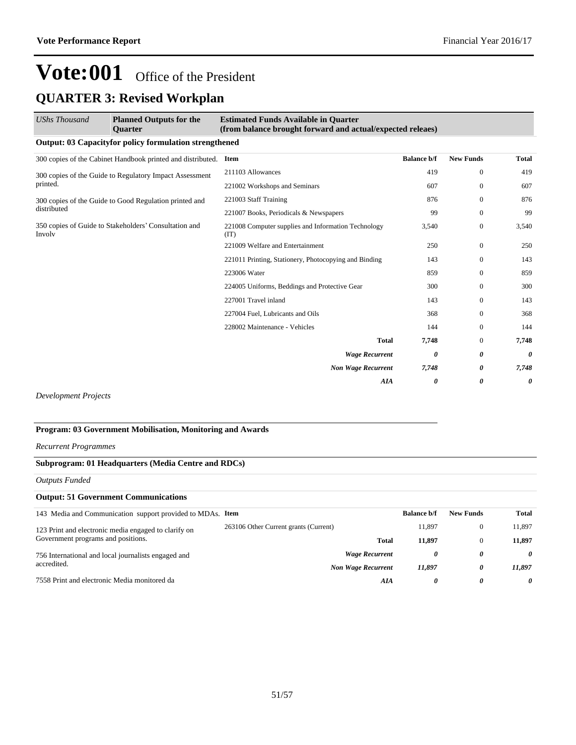# Vote:001 Office of the President

## QUARTER 3: Revised Workplan

| *UShs Thousand* | **Planned Outputs for the Quarter** | **Estimated Funds Available in Quarter (from balance brought forward and actual/expected releaes)** |
|---|---|---|

**Output: 03 Capacityfor policy formulation strengthened**

300 copies of the Cabinet Handbook printed and distributed.

300 copies of the Guide to Regulatory Impact Assessment printed.

300 copies of the Guide to Good Regulation printed and distributed

350 copies of Guide to Stakeholders' Consultation and Involv

| Item | Balance b/f | New Funds | Total |
|---|---|---|---|
| 211103 Allowances | 419 | 0 | 419 |
| 221002 Workshops and Seminars | 607 | 0 | 607 |
| 221003 Staff Training | 876 | 0 | 876 |
| 221007 Books, Periodicals & Newspapers | 99 | 0 | 99 |
| 221008 Computer supplies and Information Technology (IT) | 3,540 | 0 | 3,540 |
| 221009 Welfare and Entertainment | 250 | 0 | 250 |
| 221011 Printing, Stationery, Photocopying and Binding | 143 | 0 | 143 |
| 223006 Water | 859 | 0 | 859 |
| 224005 Uniforms, Beddings and Protective Gear | 300 | 0 | 300 |
| 227001 Travel inland | 143 | 0 | 143 |
| 227004 Fuel, Lubricants and Oils | 368 | 0 | 368 |
| 228002 Maintenance - Vehicles | 144 | 0 | 144 |
| **Total** | **7,748** | 0 | **7,748** |
| ***Wage Recurrent*** | ***0*** | ***0*** | ***0*** |
| ***Non Wage Recurrent*** | ***7,748*** | ***0*** | ***7,748*** |
| ***AIA*** | ***0*** | ***0*** | ***0*** |

*Development Projects*

**Program: 03 Government Mobilisation, Monitoring and Awards**

*Recurrent Programmes*

**Subprogram: 01 Headquarters (Media Centre and RDCs)**

*Outputs Funded*

**Output: 51 Government Communications**

143 Media and Communication support provided to MDAs.

123 Print and electronic media engaged to clarify on Government programs and positions.

756 International and local journalists engaged and accredited.

7558 Print and electronic Media monitored da

| Item | Balance b/f | New Funds | Total |
|---|---|---|---|
| 263106 Other Current grants (Current) | 11,897 | 0 | 11,897 |
| **Total** | **11,897** | 0 | **11,897** |
| ***Wage Recurrent*** | ***0*** | ***0*** | ***0*** |
| ***Non Wage Recurrent*** | ***11,897*** | ***0*** | ***11,897*** |
| ***AIA*** | ***0*** | ***0*** | ***0*** |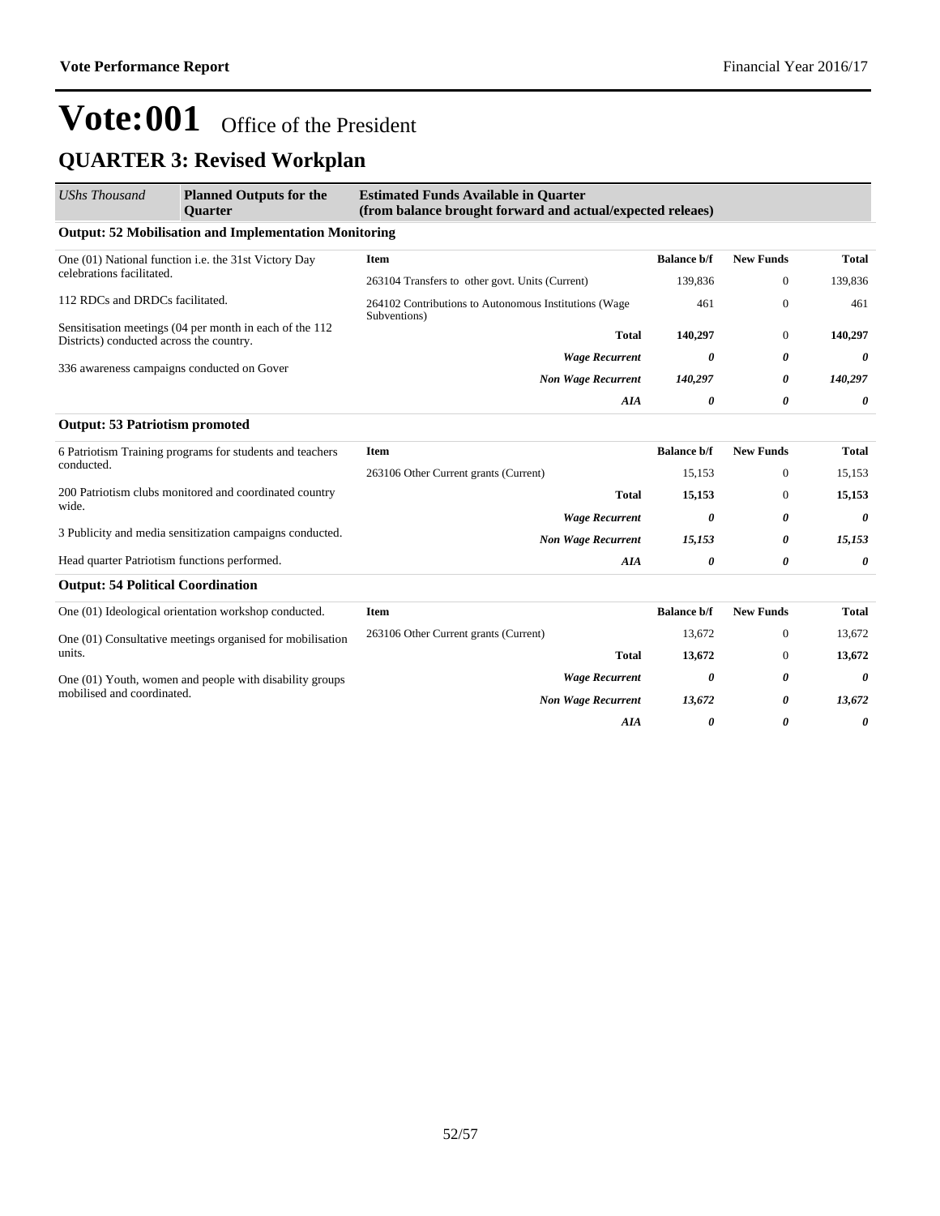# Vote:001 Office of the President

## QUARTER 3: Revised Workplan

| *UShs Thousand* | **Planned Outputs for the Quarter** | **Estimated Funds Available in Quarter (from balance brought forward and actual/expected releaes)** | | | |
|---|---|---|---|---|---|

### Output: 52 Mobilisation and Implementation Monitoring

One (01) National function i.e. the 31st Victory Day celebrations facilitated.

112 RDCs and DRDCs facilitated.

Sensitisation meetings (04 per month in each of the 112 Districts) conducted across the country.

336 awareness campaigns conducted on Gover

| Item | Balance b/f | New Funds | Total |
|---|---|---|---|
| 263104 Transfers to other govt. Units (Current) | 139,836 | 0 | 139,836 |
| 264102 Contributions to Autonomous Institutions (Wage Subventions) | 461 | 0 | 461 |
| **Total** | **140,297** | 0 | **140,297** |
| ***Wage Recurrent*** | ***0*** | ***0*** | ***0*** |
| ***Non Wage Recurrent*** | ***140,297*** | ***0*** | ***140,297*** |
| ***AIA*** | ***0*** | ***0*** | ***0*** |

### Output: 53 Patriotism promoted

6 Patriotism Training programs for students and teachers conducted.

200 Patriotism clubs monitored and coordinated country wide.

3 Publicity and media sensitization campaigns conducted.

Head quarter Patriotism functions performed.

| Item | Balance b/f | New Funds | Total |
|---|---|---|---|
| 263106 Other Current grants (Current) | 15,153 | 0 | 15,153 |
| **Total** | **15,153** | 0 | **15,153** |
| ***Wage Recurrent*** | ***0*** | ***0*** | ***0*** |
| ***Non Wage Recurrent*** | ***15,153*** | ***0*** | ***15,153*** |
| ***AIA*** | ***0*** | ***0*** | ***0*** |

### Output: 54 Political Coordination

One (01) Ideological orientation workshop conducted.

One (01) Consultative meetings organised for mobilisation units.

One (01) Youth, women and people with disability groups mobilised and coordinated.

| Item | Balance b/f | New Funds | Total |
|---|---|---|---|
| 263106 Other Current grants (Current) | 13,672 | 0 | 13,672 |
| **Total** | **13,672** | 0 | **13,672** |
| ***Wage Recurrent*** | ***0*** | ***0*** | ***0*** |
| ***Non Wage Recurrent*** | ***13,672*** | ***0*** | ***13,672*** |
| ***AIA*** | ***0*** | ***0*** | ***0*** |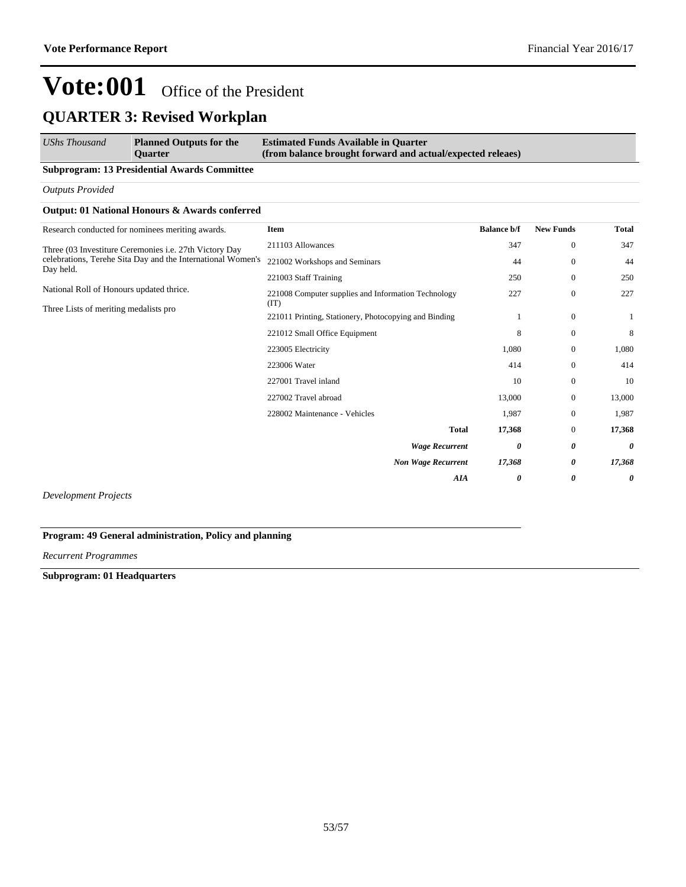# Vote:001 Office of the President

## QUARTER 3: Revised Workplan

| *UShs Thousand* | **Planned Outputs for the Quarter** | **Estimated Funds Available in Quarter (from balance brought forward and actual/expected releaes)** |
|---|---|---|

**Subprogram: 13 Presidential Awards Committee**

*Outputs Provided*

**Output: 01 National Honours & Awards conferred**

Research conducted for nominees meriting awards.

Three (03 Investiture Ceremonies i.e. 27th Victory Day celebrations, Terehe Sita Day and the International Women's Day held.

National Roll of Honours updated thrice.

Three Lists of meriting medalists pro

| Item | Balance b/f | New Funds | Total |
|---|---|---|---|
| 211103 Allowances | 347 | 0 | 347 |
| 221002 Workshops and Seminars | 44 | 0 | 44 |
| 221003 Staff Training | 250 | 0 | 250 |
| 221008 Computer supplies and Information Technology (IT) | 227 | 0 | 227 |
| 221011 Printing, Stationery, Photocopying and Binding | 1 | 0 | 1 |
| 221012 Small Office Equipment | 8 | 0 | 8 |
| 223005 Electricity | 1,080 | 0 | 1,080 |
| 223006 Water | 414 | 0 | 414 |
| 227001 Travel inland | 10 | 0 | 10 |
| 227002 Travel abroad | 13,000 | 0 | 13,000 |
| 228002 Maintenance - Vehicles | 1,987 | 0 | 1,987 |
| **Total** | **17,368** | 0 | **17,368** |
| ***Wage Recurrent*** | ***0*** | ***0*** | ***0*** |
| ***Non Wage Recurrent*** | ***17,368*** | ***0*** | ***17,368*** |
| ***AIA*** | ***0*** | ***0*** | ***0*** |

*Development Projects*

**Program: 49 General administration, Policy and planning**

*Recurrent Programmes*

**Subprogram: 01 Headquarters**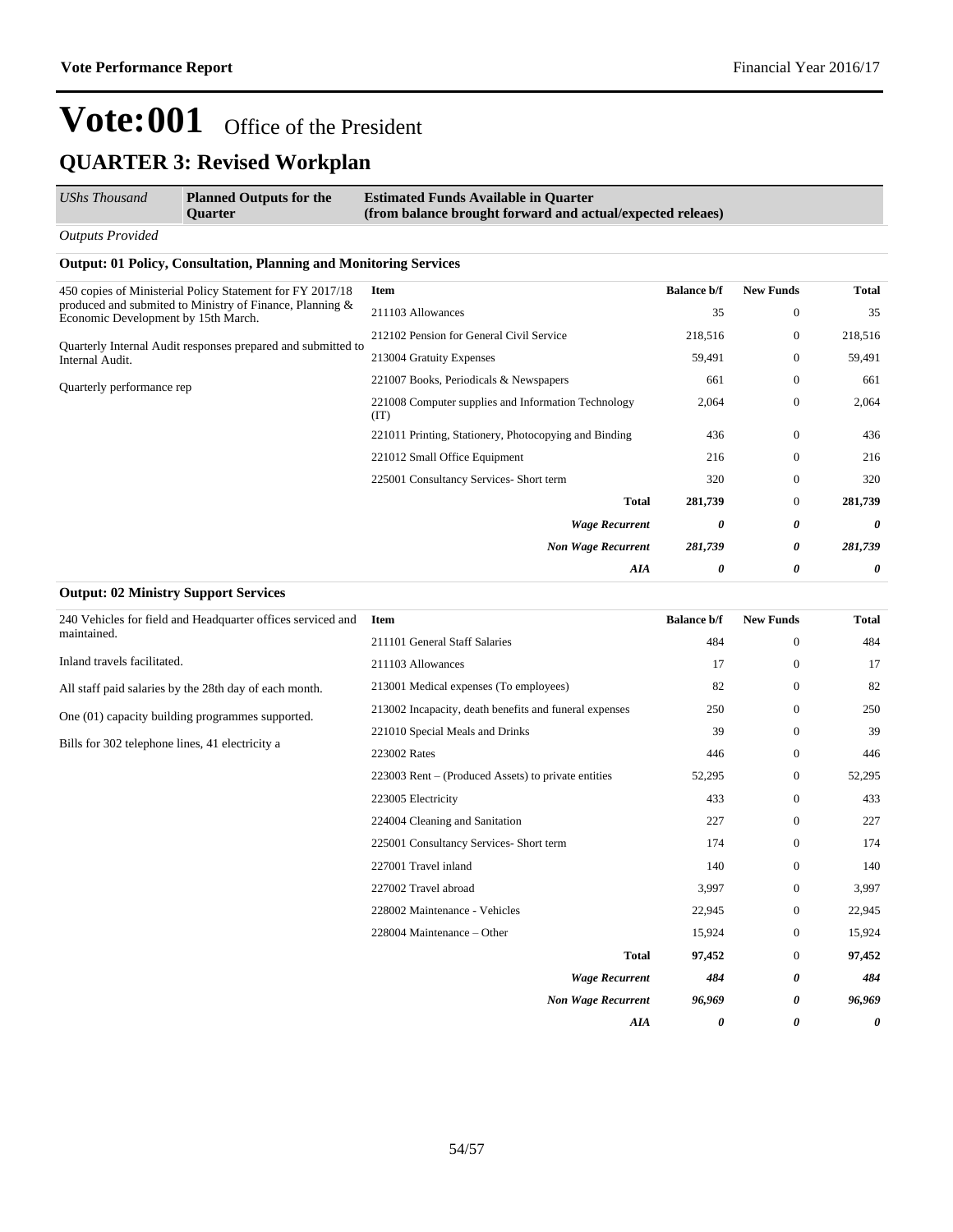# Vote:001 Office of the President

## QUARTER 3: Revised Workplan

| *UShs Thousand* | **Planned Outputs for the Quarter** | **Estimated Funds Available in Quarter (from balance brought forward and actual/expected releaes)** |
|---|---|---|

*Outputs Provided*

### Output: 01 Policy, Consultation, Planning and Monitoring Services

450 copies of Ministerial Policy Statement for FY 2017/18 produced and submited to Ministry of Finance, Planning & Economic Development by 15th March.

Quarterly Internal Audit responses prepared and submitted to Internal Audit.

Quarterly performance rep

| Item | Balance b/f | New Funds | Total |
|---|---|---|---|
| 211103 Allowances | 35 | 0 | 35 |
| 212102 Pension for General Civil Service | 218,516 | 0 | 218,516 |
| 213004 Gratuity Expenses | 59,491 | 0 | 59,491 |
| 221007 Books, Periodicals & Newspapers | 661 | 0 | 661 |
| 221008 Computer supplies and Information Technology (IT) | 2,064 | 0 | 2,064 |
| 221011 Printing, Stationery, Photocopying and Binding | 436 | 0 | 436 |
| 221012 Small Office Equipment | 216 | 0 | 216 |
| 225001 Consultancy Services- Short term | 320 | 0 | 320 |
| **Total** | **281,739** | 0 | **281,739** |
| ***Wage Recurrent*** | ***0*** | ***0*** | ***0*** |
| ***Non Wage Recurrent*** | ***281,739*** | ***0*** | ***281,739*** |
| ***AIA*** | ***0*** | ***0*** | ***0*** |

### Output: 02 Ministry Support Services

240 Vehicles for field and Headquarter offices serviced and maintained.

Inland travels facilitated.

All staff paid salaries by the 28th day of each month.

One (01) capacity building programmes supported.

Bills for 302 telephone lines, 41 electricity a

| Item | Balance b/f | New Funds | Total |
|---|---|---|---|
| 211101 General Staff Salaries | 484 | 0 | 484 |
| 211103 Allowances | 17 | 0 | 17 |
| 213001 Medical expenses (To employees) | 82 | 0 | 82 |
| 213002 Incapacity, death benefits and funeral expenses | 250 | 0 | 250 |
| 221010 Special Meals and Drinks | 39 | 0 | 39 |
| 223002 Rates | 446 | 0 | 446 |
| 223003 Rent – (Produced Assets) to private entities | 52,295 | 0 | 52,295 |
| 223005 Electricity | 433 | 0 | 433 |
| 224004 Cleaning and Sanitation | 227 | 0 | 227 |
| 225001 Consultancy Services- Short term | 174 | 0 | 174 |
| 227001 Travel inland | 140 | 0 | 140 |
| 227002 Travel abroad | 3,997 | 0 | 3,997 |
| 228002 Maintenance - Vehicles | 22,945 | 0 | 22,945 |
| 228004 Maintenance – Other | 15,924 | 0 | 15,924 |
| **Total** | **97,452** | 0 | **97,452** |
| ***Wage Recurrent*** | ***484*** | ***0*** | ***484*** |
| ***Non Wage Recurrent*** | ***96,969*** | ***0*** | ***96,969*** |
| ***AIA*** | ***0*** | ***0*** | ***0*** |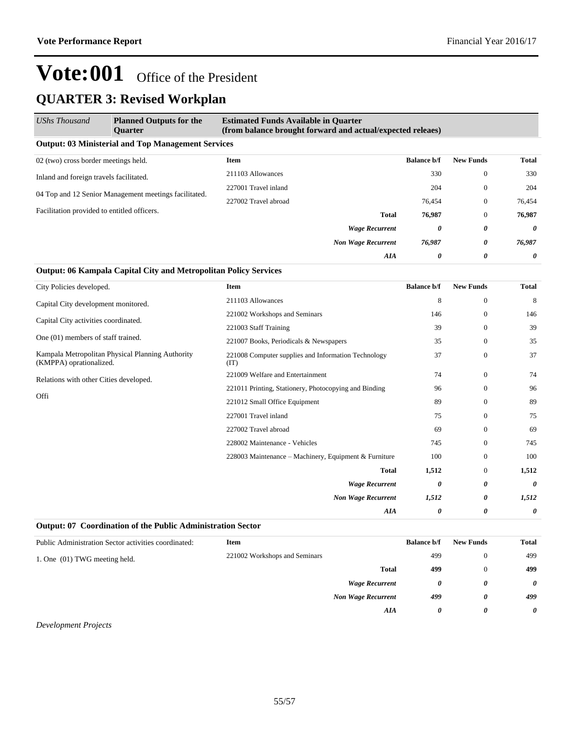# Vote:001 Office of the President

## QUARTER 3: Revised Workplan

| *UShs Thousand* | **Planned Outputs for the Quarter** | **Estimated Funds Available in Quarter (from balance brought forward and actual/expected releaes)** | | | |
|---|---|---|---|---|---|

### Output: 03 Ministerial and Top Management Services

| Planned Outputs | Item | Balance b/f | New Funds | Total |
|---|---|---|---|---|
| 02 (two) cross border meetings held.<br>Inland and foreign travels facilitated.<br>04 Top and 12 Senior Management meetings facilitated.<br>Facilitation provided to entitled officers. | 211103 Allowances | 330 | 0 | 330 |
| | 227001 Travel inland | 204 | 0 | 204 |
| | 227002 Travel abroad | 76,454 | 0 | 76,454 |
| | **Total** | **76,987** | 0 | **76,987** |
| | ***Wage Recurrent*** | ***0*** | ***0*** | ***0*** |
| | ***Non Wage Recurrent*** | ***76,987*** | ***0*** | ***76,987*** |
| | ***AIA*** | ***0*** | ***0*** | ***0*** |

### Output: 06 Kampala Capital City and Metropolitan Policy Services

| Planned Outputs | Item | Balance b/f | New Funds | Total |
|---|---|---|---|---|
| City Policies developed.<br>Capital City development monitored.<br>Capital City activities coordinated.<br>One (01) members of staff trained.<br>Kampala Metropolitan Physical Planning Authority (KMPPA) oprationalized.<br>Relations with other Cities developed.<br>Offi | 211103 Allowances | 8 | 0 | 8 |
| | 221002 Workshops and Seminars | 146 | 0 | 146 |
| | 221003 Staff Training | 39 | 0 | 39 |
| | 221007 Books, Periodicals & Newspapers | 35 | 0 | 35 |
| | 221008 Computer supplies and Information Technology (IT) | 37 | 0 | 37 |
| | 221009 Welfare and Entertainment | 74 | 0 | 74 |
| | 221011 Printing, Stationery, Photocopying and Binding | 96 | 0 | 96 |
| | 221012 Small Office Equipment | 89 | 0 | 89 |
| | 227001 Travel inland | 75 | 0 | 75 |
| | 227002 Travel abroad | 69 | 0 | 69 |
| | 228002 Maintenance - Vehicles | 745 | 0 | 745 |
| | 228003 Maintenance – Machinery, Equipment & Furniture | 100 | 0 | 100 |
| | **Total** | **1,512** | 0 | **1,512** |
| | ***Wage Recurrent*** | ***0*** | ***0*** | ***0*** |
| | ***Non Wage Recurrent*** | ***1,512*** | ***0*** | ***1,512*** |
| | ***AIA*** | ***0*** | ***0*** | ***0*** |

### Output: 07 Coordination of the Public Administration Sector

| Planned Outputs | Item | Balance b/f | New Funds | Total |
|---|---|---|---|---|
| Public Administration Sector activities coordinated:<br>1. One (01) TWG meeting held. | 221002 Workshops and Seminars | 499 | 0 | 499 |
| | **Total** | **499** | 0 | **499** |
| | ***Wage Recurrent*** | ***0*** | ***0*** | ***0*** |
| | ***Non Wage Recurrent*** | ***499*** | ***0*** | ***499*** |
| | ***AIA*** | ***0*** | ***0*** | ***0*** |

*Development Projects*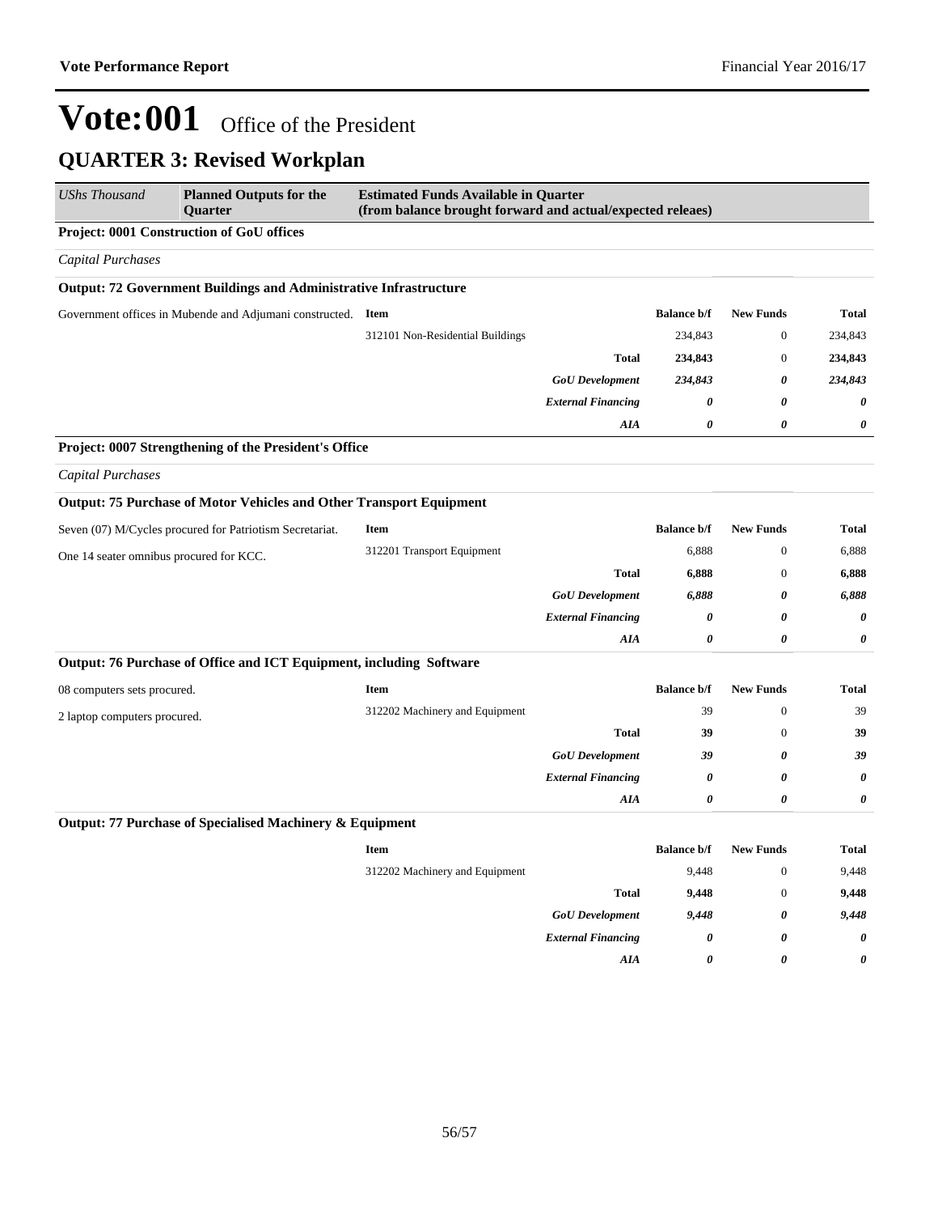# Vote:001 Office of the President

## QUARTER 3: Revised Workplan

| *UShs Thousand* | **Planned Outputs for the Quarter** | **Estimated Funds Available in Quarter (from balance brought forward and actual/expected releaes)** | | | |
|---|---|---|---|---|---|

**Project: 0001 Construction of GoU offices**

*Capital Purchases*

**Output: 72 Government Buildings and Administrative Infrastructure**

| Planned Outputs | Item | Balance b/f | New Funds | Total |
|---|---|---|---|---|
| Government offices in Mubende and Adjumani constructed. | 312101 Non-Residential Buildings | 234,843 | 0 | 234,843 |
| | **Total** | **234,843** | 0 | **234,843** |
| | ***GoU Development*** | ***234,843*** | ***0*** | ***234,843*** |
| | ***External Financing*** | ***0*** | ***0*** | ***0*** |
| | ***AIA*** | ***0*** | ***0*** | ***0*** |

**Project: 0007 Strengthening of the President's Office**

*Capital Purchases*

**Output: 75 Purchase of Motor Vehicles and Other Transport Equipment**

| Planned Outputs | Item | Balance b/f | New Funds | Total |
|---|---|---|---|---|
| Seven (07) M/Cycles procured for Patriotism Secretariat.<br>One 14 seater omnibus procured for KCC. | 312201 Transport Equipment | 6,888 | 0 | 6,888 |
| | **Total** | **6,888** | 0 | **6,888** |
| | ***GoU Development*** | ***6,888*** | ***0*** | ***6,888*** |
| | ***External Financing*** | ***0*** | ***0*** | ***0*** |
| | ***AIA*** | ***0*** | ***0*** | ***0*** |

**Output: 76 Purchase of Office and ICT Equipment, including Software**

| Planned Outputs | Item | Balance b/f | New Funds | Total |
|---|---|---|---|---|
| 08 computers sets procured.<br>2 laptop computers procured. | 312202 Machinery and Equipment | 39 | 0 | 39 |
| | **Total** | **39** | 0 | **39** |
| | ***GoU Development*** | ***39*** | ***0*** | ***39*** |
| | ***External Financing*** | ***0*** | ***0*** | ***0*** |
| | ***AIA*** | ***0*** | ***0*** | ***0*** |

**Output: 77 Purchase of Specialised Machinery & Equipment**

| Planned Outputs | Item | Balance b/f | New Funds | Total |
|---|---|---|---|---|
| | 312202 Machinery and Equipment | 9,448 | 0 | 9,448 |
| | **Total** | **9,448** | 0 | **9,448** |
| | ***GoU Development*** | ***9,448*** | ***0*** | ***9,448*** |
| | ***External Financing*** | ***0*** | ***0*** | ***0*** |
| | ***AIA*** | ***0*** | ***0*** | ***0*** |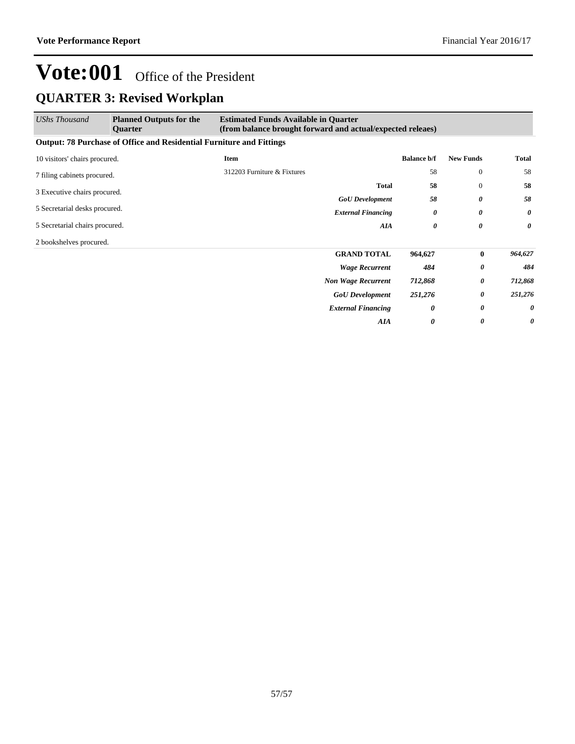# Vote:001 Office of the President

## QUARTER 3: Revised Workplan

| *UShs Thousand* | **Planned Outputs for the Quarter** | **Estimated Funds Available in Quarter (from balance brought forward and actual/expected releaes)** | | | |
|---|---|---|---|---|---|
| **Output: 78 Purchase of Office and Residential Furniture and Fittings** | | | | | |
| 10 visitors' chairs procured. | | **Item** | **Balance b/f** | **New Funds** | **Total** |
| 7 filing cabinets procured. | | 312203 Furniture & Fixtures | 58 | 0 | 58 |
| 3 Executive chairs procured. | | **Total** | **58** | 0 | **58** |
| 5 Secretarial desks procured. | | ***GoU Development*** | ***58*** | ***0*** | ***58*** |
| 5 Secretarial chairs procured. | | ***External Financing*** | ***0*** | ***0*** | ***0*** |
| 2 bookshelves procured. | | ***AIA*** | ***0*** | ***0*** | ***0*** |
| | | **GRAND TOTAL** | **964,627** | **0** | ***964,627*** |
| | | ***Wage Recurrent*** | ***484*** | ***0*** | ***484*** |
| | | ***Non Wage Recurrent*** | ***712,868*** | ***0*** | ***712,868*** |
| | | ***GoU Development*** | ***251,276*** | ***0*** | ***251,276*** |
| | | ***External Financing*** | ***0*** | ***0*** | ***0*** |
| | | ***AIA*** | ***0*** | ***0*** | ***0*** |